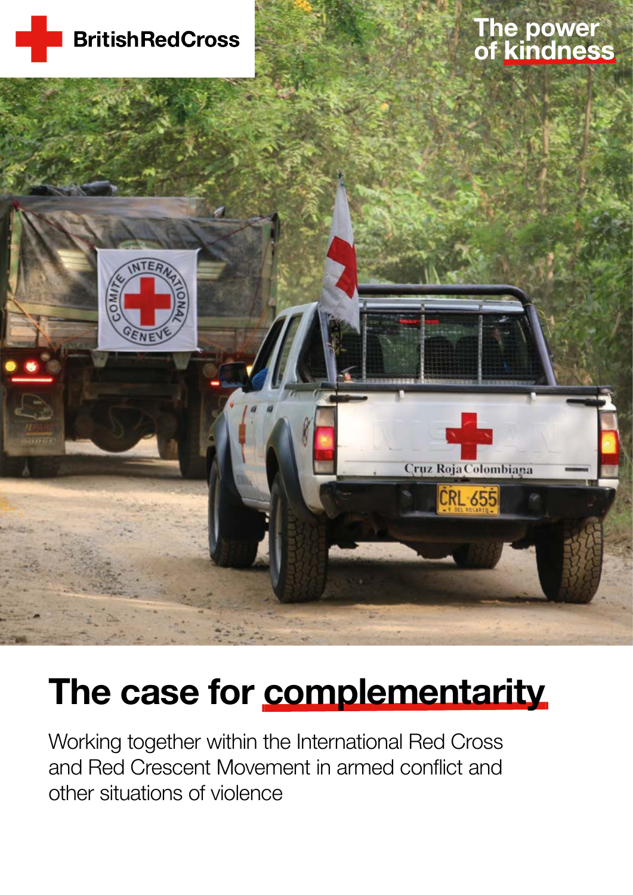British Red Cross

The power of kindness

# The case for complementarity

Working together within the International Red Cross and Red Crescent Movement in armed conflict and other situations of violence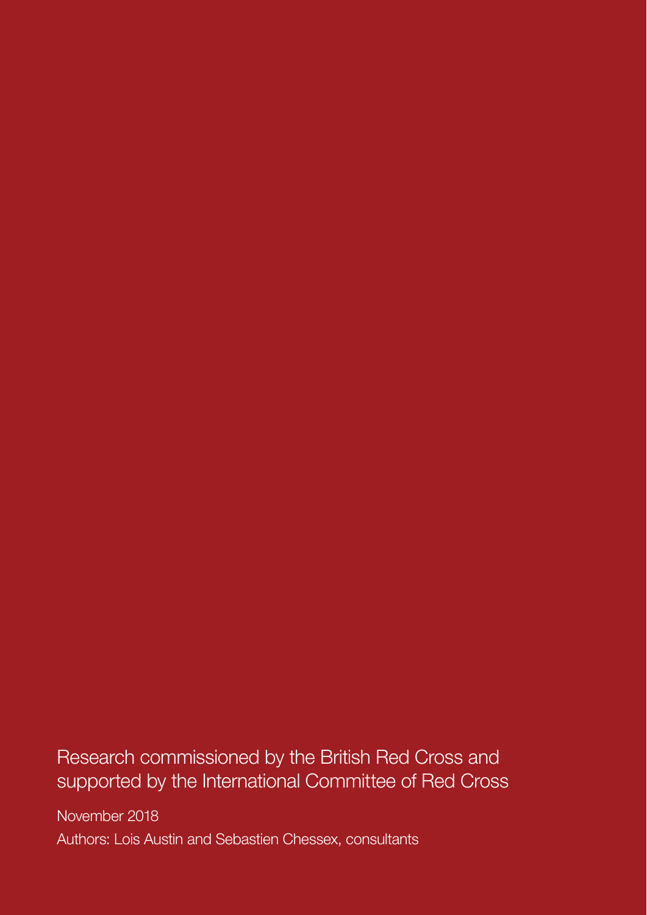Research commissioned by the British Red Cross and supported by the International Committee of Red Cross

November 2018

Authors: Lois Austin and Sebastien Chessex, consultants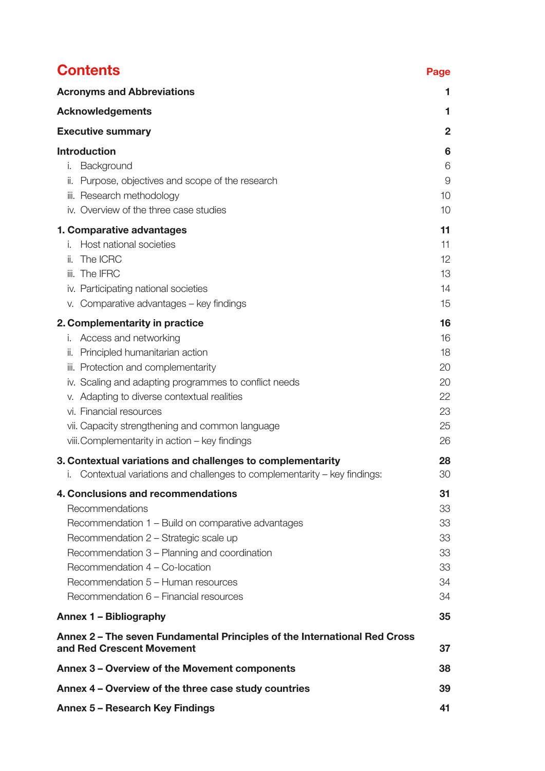# Contents

| | Page |
|---|---|
| **Acronyms and Abbreviations** | **1** |
| **Acknowledgements** | **1** |
| **Executive summary** | **2** |
| **Introduction** | **6** |
| i. Background | 6 |
| ii. Purpose, objectives and scope of the research | 9 |
| iii. Research methodology | 10 |
| iv. Overview of the three case studies | 10 |
| **1. Comparative advantages** | **11** |
| i. Host national societies | 11 |
| ii. The ICRC | 12 |
| iii. The IFRC | 13 |
| iv. Participating national societies | 14 |
| v. Comparative advantages – key findings | 15 |
| **2. Complementarity in practice** | **16** |
| i. Access and networking | 16 |
| ii. Principled humanitarian action | 18 |
| iii. Protection and complementarity | 20 |
| iv. Scaling and adapting programmes to conflict needs | 20 |
| v. Adapting to diverse contextual realities | 22 |
| vi. Financial resources | 23 |
| vii. Capacity strengthening and common language | 25 |
| viii. Complementarity in action – key findings | 26 |
| **3. Contextual variations and challenges to complementarity** | **28** |
| i. Contextual variations and challenges to complementarity – key findings: | 30 |
| **4. Conclusions and recommendations** | **31** |
| Recommendations | 33 |
| Recommendation 1 – Build on comparative advantages | 33 |
| Recommendation 2 – Strategic scale up | 33 |
| Recommendation 3 – Planning and coordination | 33 |
| Recommendation 4 – Co-location | 33 |
| Recommendation 5 – Human resources | 34 |
| Recommendation 6 – Financial resources | 34 |
| **Annex 1 – Bibliography** | **35** |
| **Annex 2 – The seven Fundamental Principles of the International Red Cross and Red Crescent Movement** | **37** |
| **Annex 3 – Overview of the Movement components** | **38** |
| **Annex 4 – Overview of the three case study countries** | **39** |
| **Annex 5 – Research Key Findings** | **41** |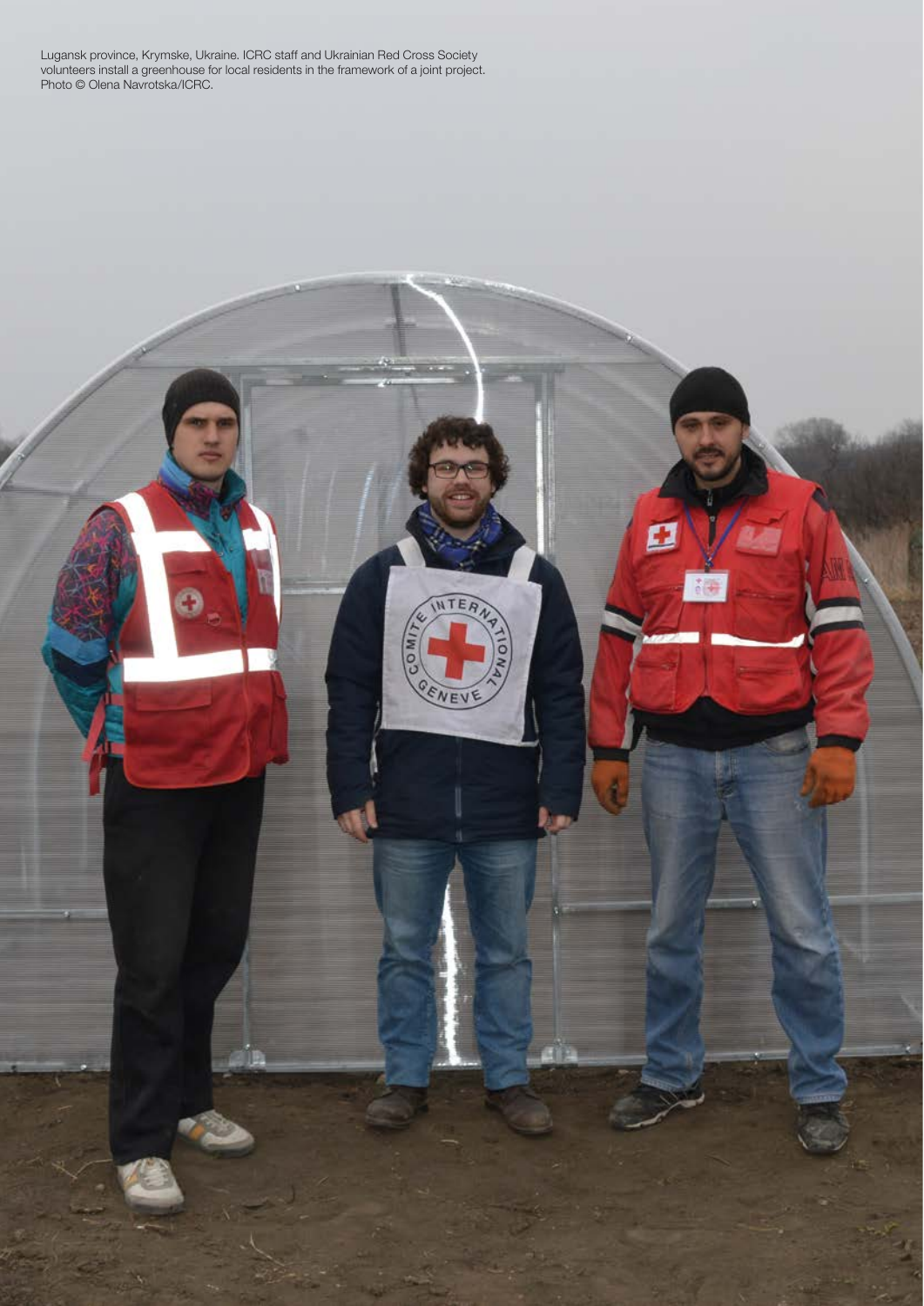Lugansk province, Krymske, Ukraine. ICRC staff and Ukrainian Red Cross Society volunteers install a greenhouse for local residents in the framework of a joint project. Photo © Olena Navrotska/ICRC.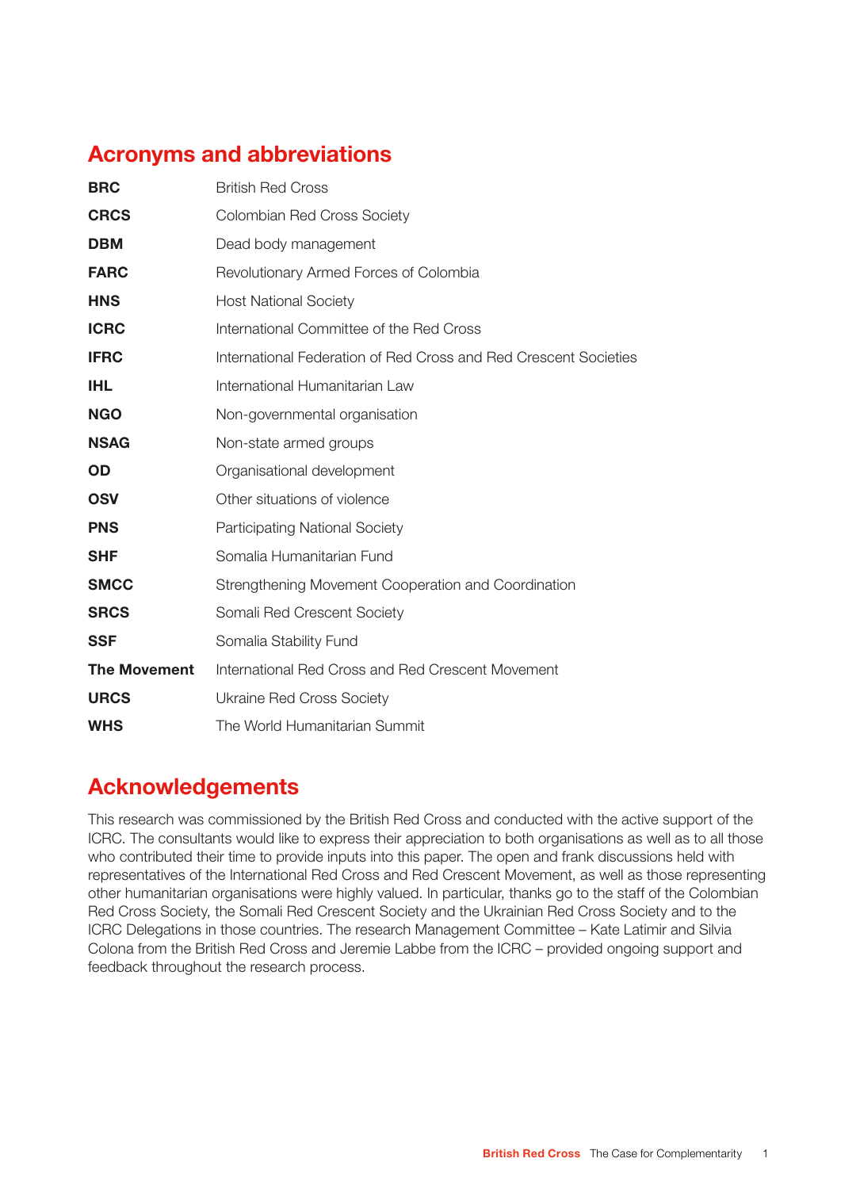## Acronyms and abbreviations

| | |
|---|---|
| **BRC** | British Red Cross |
| **CRCS** | Colombian Red Cross Society |
| **DBM** | Dead body management |
| **FARC** | Revolutionary Armed Forces of Colombia |
| **HNS** | Host National Society |
| **ICRC** | International Committee of the Red Cross |
| **IFRC** | International Federation of Red Cross and Red Crescent Societies |
| **IHL** | International Humanitarian Law |
| **NGO** | Non-governmental organisation |
| **NSAG** | Non-state armed groups |
| **OD** | Organisational development |
| **OSV** | Other situations of violence |
| **PNS** | Participating National Society |
| **SHF** | Somalia Humanitarian Fund |
| **SMCC** | Strengthening Movement Cooperation and Coordination |
| **SRCS** | Somali Red Crescent Society |
| **SSF** | Somalia Stability Fund |
| **The Movement** | International Red Cross and Red Crescent Movement |
| **URCS** | Ukraine Red Cross Society |
| **WHS** | The World Humanitarian Summit |

## Acknowledgements

This research was commissioned by the British Red Cross and conducted with the active support of the ICRC. The consultants would like to express their appreciation to both organisations as well as to all those who contributed their time to provide inputs into this paper. The open and frank discussions held with representatives of the International Red Cross and Red Crescent Movement, as well as those representing other humanitarian organisations were highly valued. In particular, thanks go to the staff of the Colombian Red Cross Society, the Somali Red Crescent Society and the Ukrainian Red Cross Society and to the ICRC Delegations in those countries. The research Management Committee – Kate Latimir and Silvia Colona from the British Red Cross and Jeremie Labbe from the ICRC – provided ongoing support and feedback throughout the research process.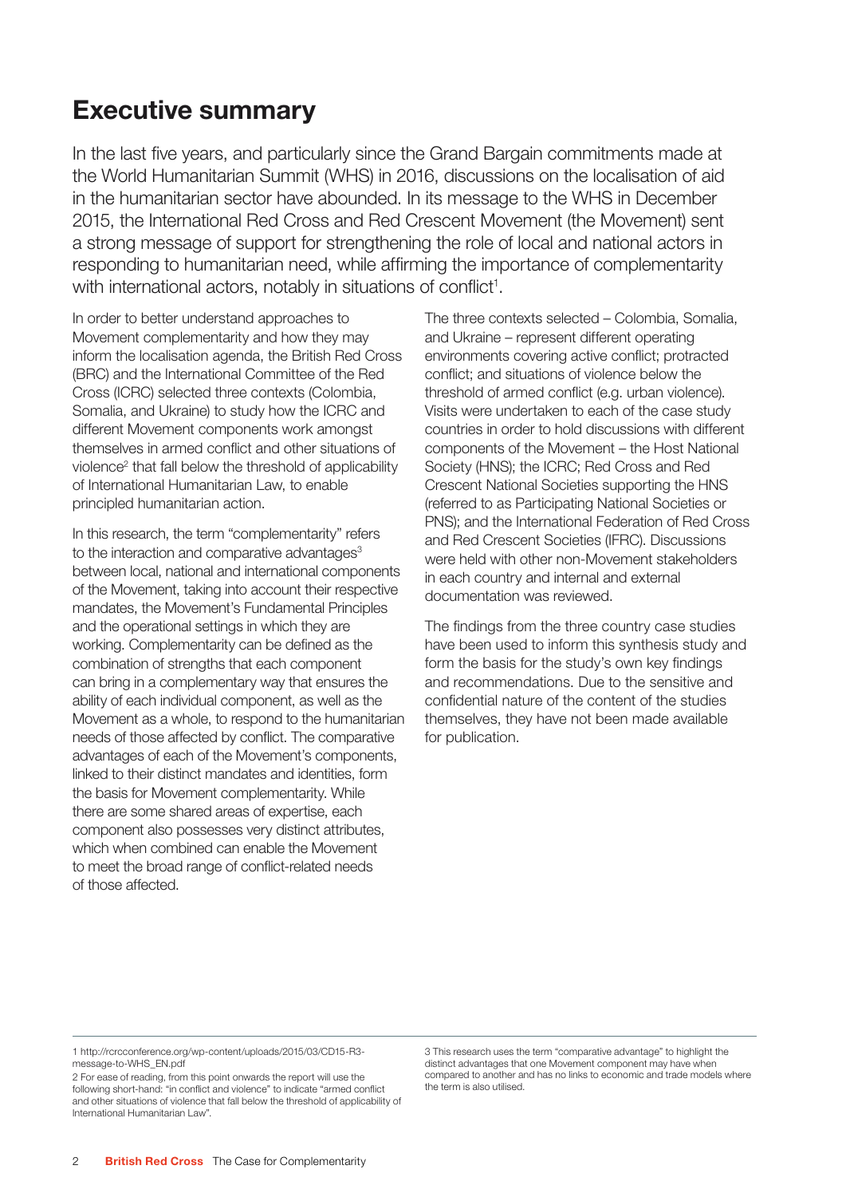## Executive summary

In the last five years, and particularly since the Grand Bargain commitments made at the World Humanitarian Summit (WHS) in 2016, discussions on the localisation of aid in the humanitarian sector have abounded. In its message to the WHS in December 2015, the International Red Cross and Red Crescent Movement (the Movement) sent a strong message of support for strengthening the role of local and national actors in responding to humanitarian need, while affirming the importance of complementarity with international actors, notably in situations of conflict[1].

In order to better understand approaches to Movement complementarity and how they may inform the localisation agenda, the British Red Cross (BRC) and the International Committee of the Red Cross (ICRC) selected three contexts (Colombia, Somalia, and Ukraine) to study how the ICRC and different Movement components work amongst themselves in armed conflict and other situations of violence[2] that fall below the threshold of applicability of International Humanitarian Law, to enable principled humanitarian action.

In this research, the term "complementarity" refers to the interaction and comparative advantages[3] between local, national and international components of the Movement, taking into account their respective mandates, the Movement's Fundamental Principles and the operational settings in which they are working. Complementarity can be defined as the combination of strengths that each component can bring in a complementary way that ensures the ability of each individual component, as well as the Movement as a whole, to respond to the humanitarian needs of those affected by conflict. The comparative advantages of each of the Movement's components, linked to their distinct mandates and identities, form the basis for Movement complementarity. While there are some shared areas of expertise, each component also possesses very distinct attributes, which when combined can enable the Movement to meet the broad range of conflict-related needs of those affected.

The three contexts selected – Colombia, Somalia, and Ukraine – represent different operating environments covering active conflict; protracted conflict; and situations of violence below the threshold of armed conflict (e.g. urban violence). Visits were undertaken to each of the case study countries in order to hold discussions with different components of the Movement – the Host National Society (HNS); the ICRC; Red Cross and Red Crescent National Societies supporting the HNS (referred to as Participating National Societies or PNS); and the International Federation of Red Cross and Red Crescent Societies (IFRC). Discussions were held with other non-Movement stakeholders in each country and internal and external documentation was reviewed.

The findings from the three country case studies have been used to inform this synthesis study and form the basis for the study's own key findings and recommendations. Due to the sensitive and confidential nature of the content of the studies themselves, they have not been made available for publication.

---

1 http://rcrcconference.org/wp-content/uploads/2015/03/CD15-R3-message-to-WHS_EN.pdf

2 For ease of reading, from this point onwards the report will use the following short-hand: "in conflict and violence" to indicate "armed conflict and other situations of violence that fall below the threshold of applicability of International Humanitarian Law".

3 This research uses the term "comparative advantage" to highlight the distinct advantages that one Movement component may have when compared to another and has no links to economic and trade models where the term is also utilised.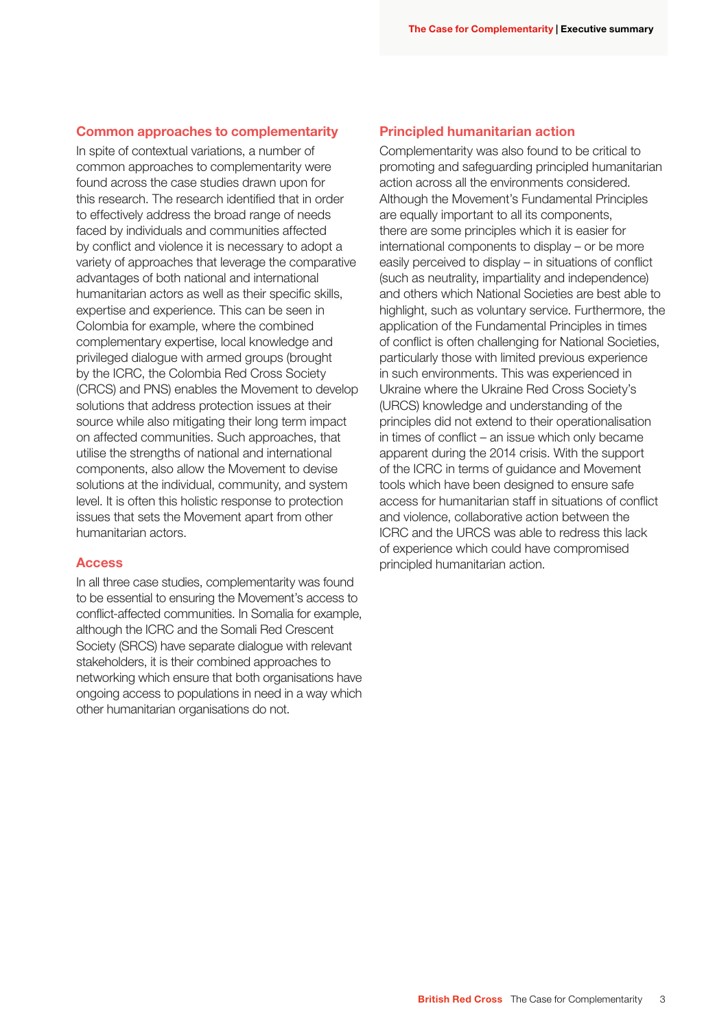### Common approaches to complementarity

In spite of contextual variations, a number of common approaches to complementarity were found across the case studies drawn upon for this research. The research identified that in order to effectively address the broad range of needs faced by individuals and communities affected by conflict and violence it is necessary to adopt a variety of approaches that leverage the comparative advantages of both national and international humanitarian actors as well as their specific skills, expertise and experience. This can be seen in Colombia for example, where the combined complementary expertise, local knowledge and privileged dialogue with armed groups (brought by the ICRC, the Colombia Red Cross Society (CRCS) and PNS) enables the Movement to develop solutions that address protection issues at their source while also mitigating their long term impact on affected communities. Such approaches, that utilise the strengths of national and international components, also allow the Movement to devise solutions at the individual, community, and system level. It is often this holistic response to protection issues that sets the Movement apart from other humanitarian actors.

### Access

In all three case studies, complementarity was found to be essential to ensuring the Movement's access to conflict-affected communities. In Somalia for example, although the ICRC and the Somali Red Crescent Society (SRCS) have separate dialogue with relevant stakeholders, it is their combined approaches to networking which ensure that both organisations have ongoing access to populations in need in a way which other humanitarian organisations do not.

### Principled humanitarian action

Complementarity was also found to be critical to promoting and safeguarding principled humanitarian action across all the environments considered. Although the Movement's Fundamental Principles are equally important to all its components, there are some principles which it is easier for international components to display – or be more easily perceived to display – in situations of conflict (such as neutrality, impartiality and independence) and others which National Societies are best able to highlight, such as voluntary service. Furthermore, the application of the Fundamental Principles in times of conflict is often challenging for National Societies, particularly those with limited previous experience in such environments. This was experienced in Ukraine where the Ukraine Red Cross Society's (URCS) knowledge and understanding of the principles did not extend to their operationalisation in times of conflict – an issue which only became apparent during the 2014 crisis. With the support of the ICRC in terms of guidance and Movement tools which have been designed to ensure safe access for humanitarian staff in situations of conflict and violence, collaborative action between the ICRC and the URCS was able to redress this lack of experience which could have compromised principled humanitarian action.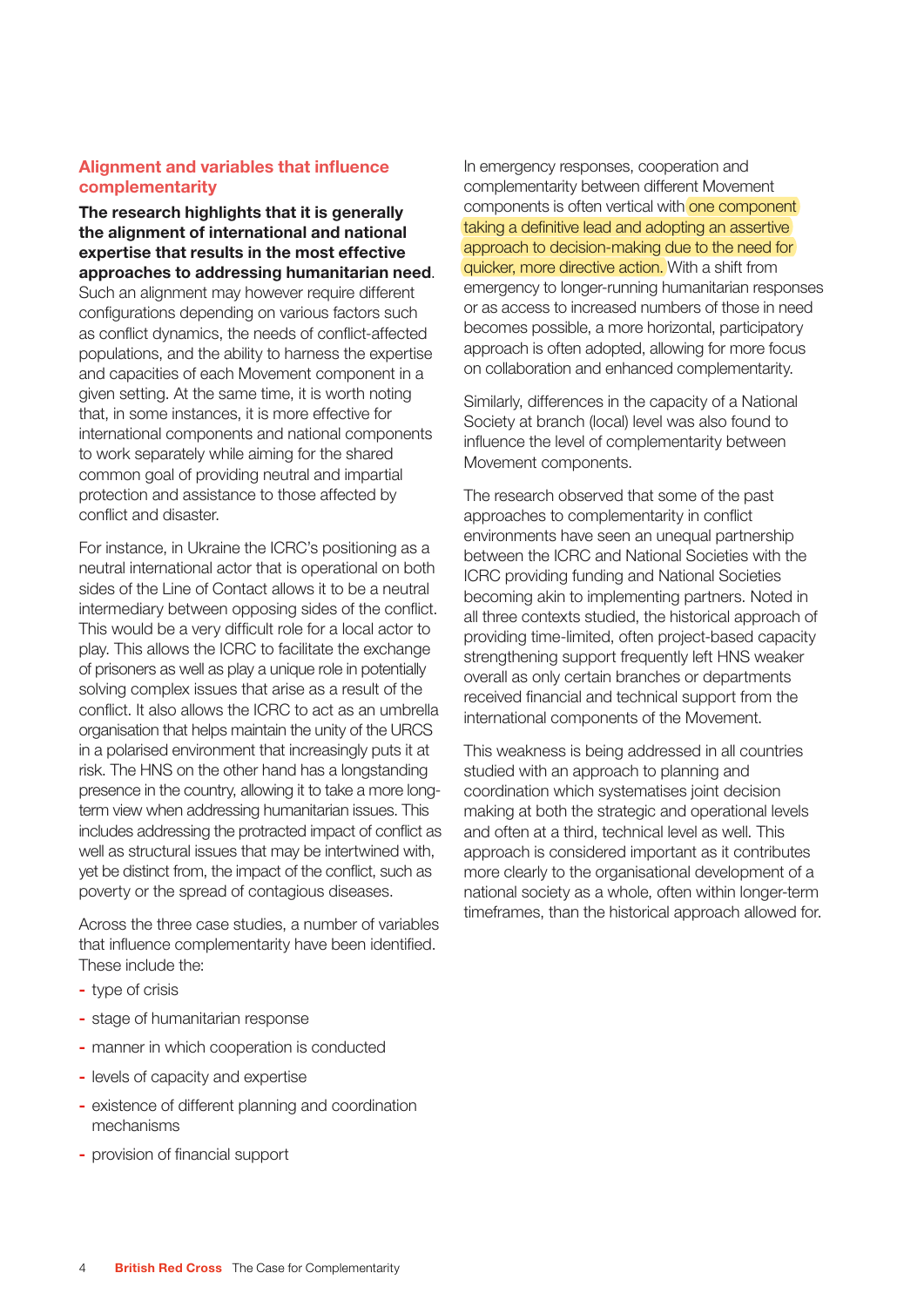## Alignment and variables that influence complementarity

**The research highlights that it is generally the alignment of international and national expertise that results in the most effective approaches to addressing humanitarian need**. Such an alignment may however require different configurations depending on various factors such as conflict dynamics, the needs of conflict-affected populations, and the ability to harness the expertise and capacities of each Movement component in a given setting. At the same time, it is worth noting that, in some instances, it is more effective for international components and national components to work separately while aiming for the shared common goal of providing neutral and impartial protection and assistance to those affected by conflict and disaster.

For instance, in Ukraine the ICRC's positioning as a neutral international actor that is operational on both sides of the Line of Contact allows it to be a neutral intermediary between opposing sides of the conflict. This would be a very difficult role for a local actor to play. This allows the ICRC to facilitate the exchange of prisoners as well as play a unique role in potentially solving complex issues that arise as a result of the conflict. It also allows the ICRC to act as an umbrella organisation that helps maintain the unity of the URCS in a polarised environment that increasingly puts it at risk. The HNS on the other hand has a longstanding presence in the country, allowing it to take a more long-term view when addressing humanitarian issues. This includes addressing the protracted impact of conflict as well as structural issues that may be intertwined with, yet be distinct from, the impact of the conflict, such as poverty or the spread of contagious diseases.

Across the three case studies, a number of variables that influence complementarity have been identified. These include the:

- type of crisis
- stage of humanitarian response
- manner in which cooperation is conducted
- levels of capacity and expertise
- existence of different planning and coordination mechanisms
- provision of financial support

In emergency responses, cooperation and complementarity between different Movement components is often vertical with one component taking a definitive lead and adopting an assertive approach to decision-making due to the need for quicker, more directive action. With a shift from emergency to longer-running humanitarian responses or as access to increased numbers of those in need becomes possible, a more horizontal, participatory approach is often adopted, allowing for more focus on collaboration and enhanced complementarity.

Similarly, differences in the capacity of a National Society at branch (local) level was also found to influence the level of complementarity between Movement components.

The research observed that some of the past approaches to complementarity in conflict environments have seen an unequal partnership between the ICRC and National Societies with the ICRC providing funding and National Societies becoming akin to implementing partners. Noted in all three contexts studied, the historical approach of providing time-limited, often project-based capacity strengthening support frequently left HNS weaker overall as only certain branches or departments received financial and technical support from the international components of the Movement.

This weakness is being addressed in all countries studied with an approach to planning and coordination which systematises joint decision making at both the strategic and operational levels and often at a third, technical level as well. This approach is considered important as it contributes more clearly to the organisational development of a national society as a whole, often within longer-term timeframes, than the historical approach allowed for.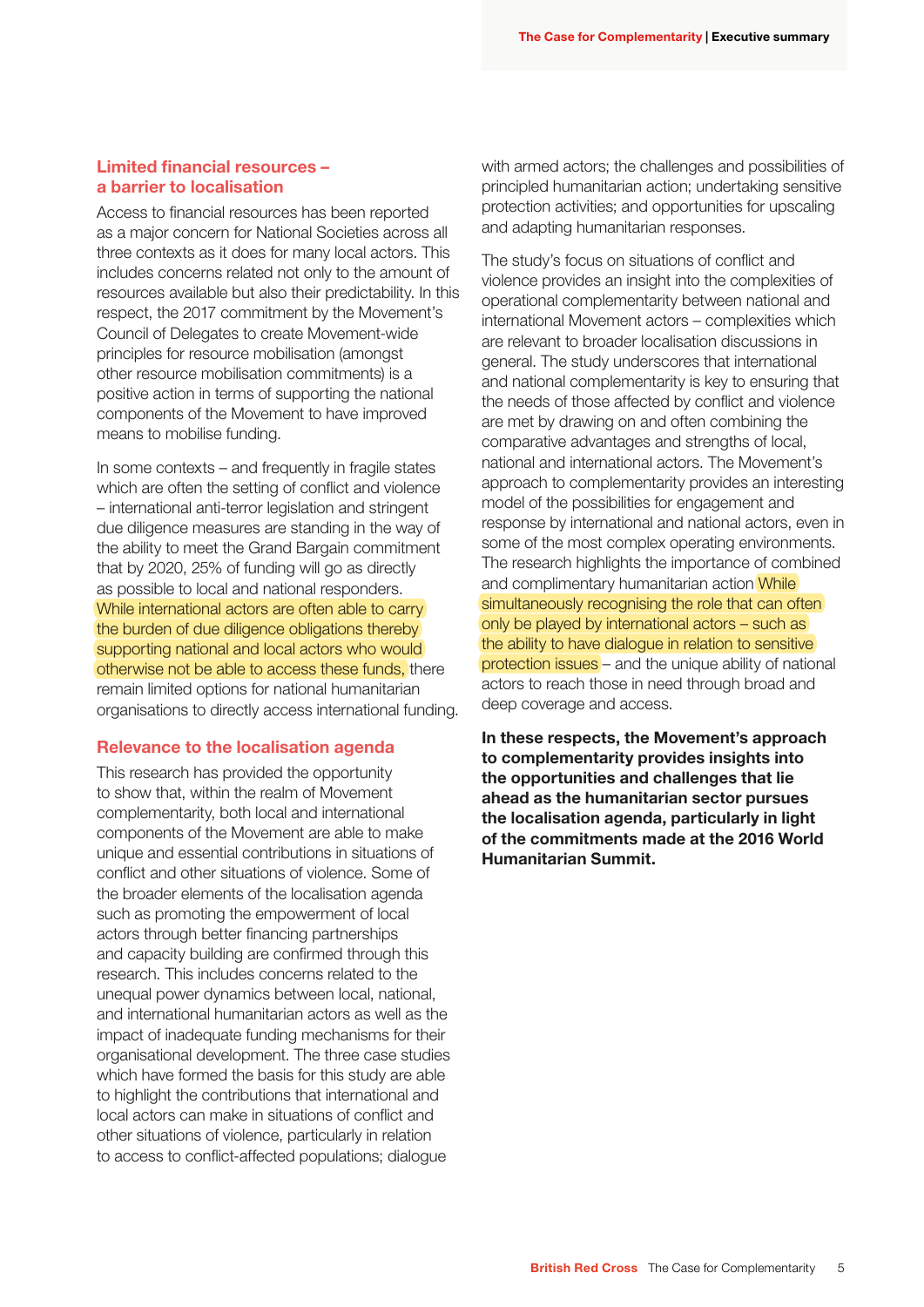## Limited financial resources – a barrier to localisation

Access to financial resources has been reported as a major concern for National Societies across all three contexts as it does for many local actors. This includes concerns related not only to the amount of resources available but also their predictability. In this respect, the 2017 commitment by the Movement's Council of Delegates to create Movement-wide principles for resource mobilisation (amongst other resource mobilisation commitments) is a positive action in terms of supporting the national components of the Movement to have improved means to mobilise funding.

In some contexts – and frequently in fragile states which are often the setting of conflict and violence – international anti-terror legislation and stringent due diligence measures are standing in the way of the ability to meet the Grand Bargain commitment that by 2020, 25% of funding will go as directly as possible to local and national responders. While international actors are often able to carry the burden of due diligence obligations thereby supporting national and local actors who would otherwise not be able to access these funds, there remain limited options for national humanitarian organisations to directly access international funding.

## Relevance to the localisation agenda

This research has provided the opportunity to show that, within the realm of Movement complementarity, both local and international components of the Movement are able to make unique and essential contributions in situations of conflict and other situations of violence. Some of the broader elements of the localisation agenda such as promoting the empowerment of local actors through better financing partnerships and capacity building are confirmed through this research. This includes concerns related to the unequal power dynamics between local, national, and international humanitarian actors as well as the impact of inadequate funding mechanisms for their organisational development. The three case studies which have formed the basis for this study are able to highlight the contributions that international and local actors can make in situations of conflict and other situations of violence, particularly in relation to access to conflict-affected populations; dialogue with armed actors; the challenges and possibilities of principled humanitarian action; undertaking sensitive protection activities; and opportunities for upscaling and adapting humanitarian responses.

The study's focus on situations of conflict and violence provides an insight into the complexities of operational complementarity between national and international Movement actors – complexities which are relevant to broader localisation discussions in general. The study underscores that international and national complementarity is key to ensuring that the needs of those affected by conflict and violence are met by drawing on and often combining the comparative advantages and strengths of local, national and international actors. The Movement's approach to complementarity provides an interesting model of the possibilities for engagement and response by international and national actors, even in some of the most complex operating environments. The research highlights the importance of combined and complimentary humanitarian action While simultaneously recognising the role that can often only be played by international actors – such as the ability to have dialogue in relation to sensitive protection issues – and the unique ability of national actors to reach those in need through broad and deep coverage and access.

**In these respects, the Movement's approach to complementarity provides insights into the opportunities and challenges that lie ahead as the humanitarian sector pursues the localisation agenda, particularly in light of the commitments made at the 2016 World Humanitarian Summit.**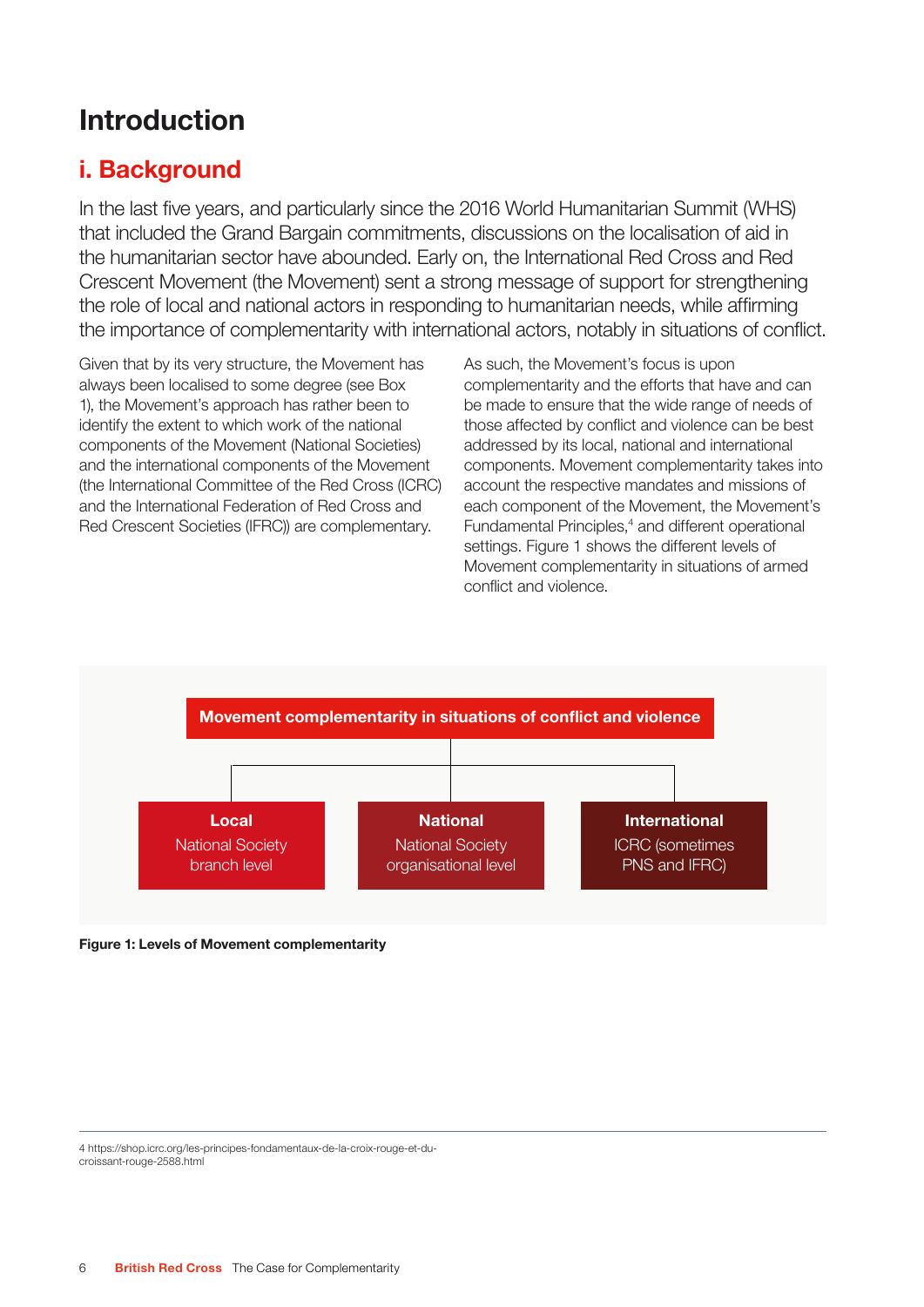# Introduction

## i. Background

In the last five years, and particularly since the 2016 World Humanitarian Summit (WHS) that included the Grand Bargain commitments, discussions on the localisation of aid in the humanitarian sector have abounded. Early on, the International Red Cross and Red Crescent Movement (the Movement) sent a strong message of support for strengthening the role of local and national actors in responding to humanitarian needs, while affirming the importance of complementarity with international actors, notably in situations of conflict.

Given that by its very structure, the Movement has always been localised to some degree (see Box 1), the Movement's approach has rather been to identify the extent to which work of the national components of the Movement (National Societies) and the international components of the Movement (the International Committee of the Red Cross (ICRC) and the International Federation of Red Cross and Red Crescent Societies (IFRC)) are complementary.

As such, the Movement's focus is upon complementarity and the efforts that have and can be made to ensure that the wide range of needs of those affected by conflict and violence can be best addressed by its local, national and international components. Movement complementarity takes into account the respective mandates and missions of each component of the Movement, the Movement's Fundamental Principles,[4] and different operational settings. Figure 1 shows the different levels of Movement complementarity in situations of armed conflict and violence.

**Movement complementarity in situations of conflict and violence**

| Local | National | International |
|---|---|---|
| National Society branch level | National Society organisational level | ICRC (sometimes PNS and IFRC) |

**Figure 1: Levels of Movement complementarity**

4 https://shop.icrc.org/les-principes-fondamentaux-de-la-croix-rouge-et-du-croissant-rouge-2588.html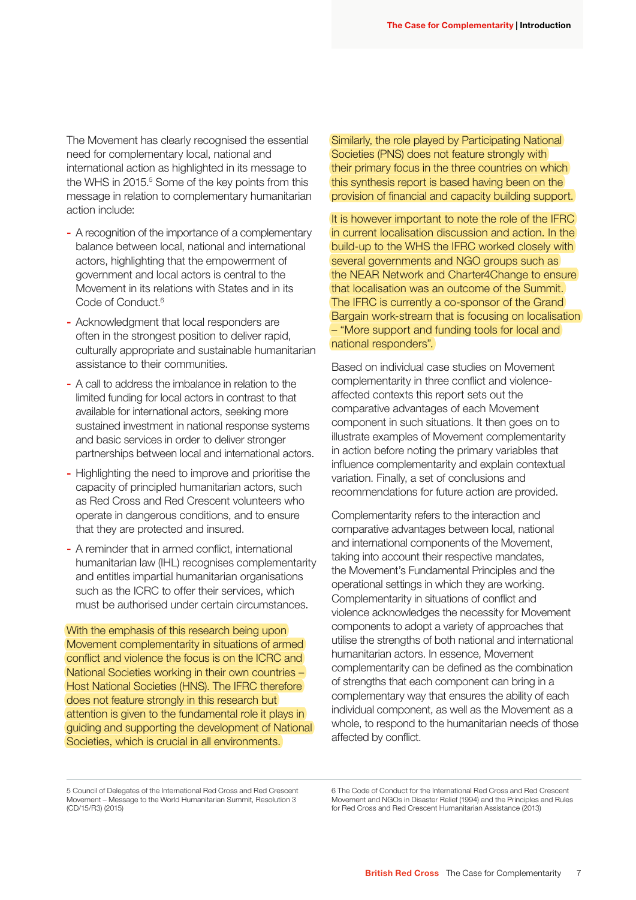The Movement has clearly recognised the essential need for complementary local, national and international action as highlighted in its message to the WHS in 2015.[5] Some of the key points from this message in relation to complementary humanitarian action include:

- A recognition of the importance of a complementary balance between local, national and international actors, highlighting that the empowerment of government and local actors is central to the Movement in its relations with States and in its Code of Conduct.[6]
- Acknowledgment that local responders are often in the strongest position to deliver rapid, culturally appropriate and sustainable humanitarian assistance to their communities.
- A call to address the imbalance in relation to the limited funding for local actors in contrast to that available for international actors, seeking more sustained investment in national response systems and basic services in order to deliver stronger partnerships between local and international actors.
- Highlighting the need to improve and prioritise the capacity of principled humanitarian actors, such as Red Cross and Red Crescent volunteers who operate in dangerous conditions, and to ensure that they are protected and insured.
- A reminder that in armed conflict, international humanitarian law (IHL) recognises complementarity and entitles impartial humanitarian organisations such as the ICRC to offer their services, which must be authorised under certain circumstances.

With the emphasis of this research being upon Movement complementarity in situations of armed conflict and violence the focus is on the ICRC and National Societies working in their own countries – Host National Societies (HNS). The IFRC therefore does not feature strongly in this research but attention is given to the fundamental role it plays in guiding and supporting the development of National Societies, which is crucial in all environments.

Similarly, the role played by Participating National Societies (PNS) does not feature strongly with their primary focus in the three countries on which this synthesis report is based having been on the provision of financial and capacity building support.

It is however important to note the role of the IFRC in current localisation discussion and action. In the build-up to the WHS the IFRC worked closely with several governments and NGO groups such as the NEAR Network and Charter4Change to ensure that localisation was an outcome of the Summit. The IFRC is currently a co-sponsor of the Grand Bargain work-stream that is focusing on localisation – "More support and funding tools for local and national responders".

Based on individual case studies on Movement complementarity in three conflict and violence-affected contexts this report sets out the comparative advantages of each Movement component in such situations. It then goes on to illustrate examples of Movement complementarity in action before noting the primary variables that influence complementarity and explain contextual variation. Finally, a set of conclusions and recommendations for future action are provided.

Complementarity refers to the interaction and comparative advantages between local, national and international components of the Movement, taking into account their respective mandates, the Movement's Fundamental Principles and the operational settings in which they are working. Complementarity in situations of conflict and violence acknowledges the necessity for Movement components to adopt a variety of approaches that utilise the strengths of both national and international humanitarian actors. In essence, Movement complementarity can be defined as the combination of strengths that each component can bring in a complementary way that ensures the ability of each individual component, as well as the Movement as a whole, to respond to the humanitarian needs of those affected by conflict.

5 Council of Delegates of the International Red Cross and Red Crescent Movement – Message to the World Humanitarian Summit, Resolution 3 (CD/15/R3) (2015)

6 The Code of Conduct for the International Red Cross and Red Crescent Movement and NGOs in Disaster Relief (1994) and the Principles and Rules for Red Cross and Red Crescent Humanitarian Assistance (2013)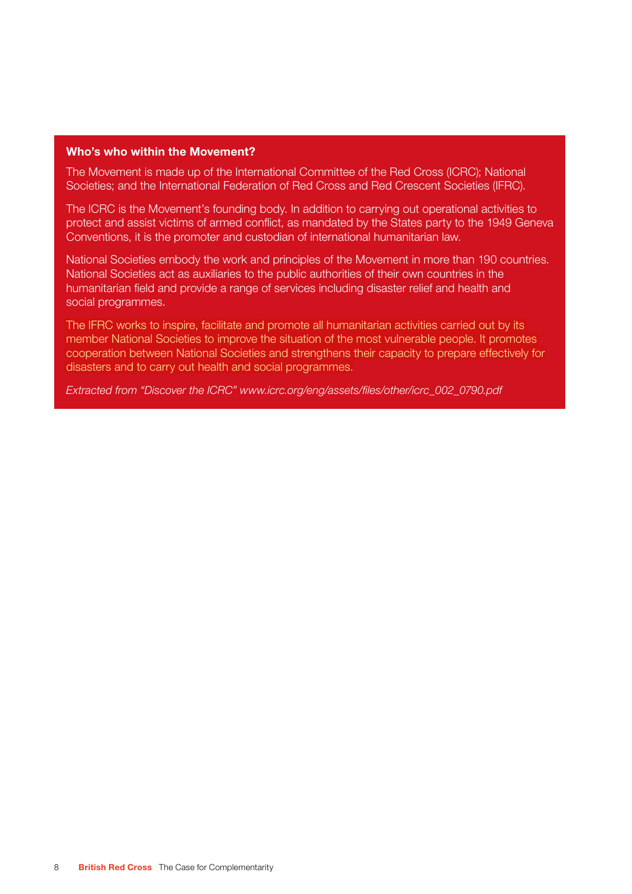**Who's who within the Movement?**

The Movement is made up of the International Committee of the Red Cross (ICRC); National Societies; and the International Federation of Red Cross and Red Crescent Societies (IFRC).

The ICRC is the Movement's founding body. In addition to carrying out operational activities to protect and assist victims of armed conflict, as mandated by the States party to the 1949 Geneva Conventions, it is the promoter and custodian of international humanitarian law.

National Societies embody the work and principles of the Movement in more than 190 countries. National Societies act as auxiliaries to the public authorities of their own countries in the humanitarian field and provide a range of services including disaster relief and health and social programmes.

The IFRC works to inspire, facilitate and promote all humanitarian activities carried out by its member National Societies to improve the situation of the most vulnerable people. It promotes cooperation between National Societies and strengthens their capacity to prepare effectively for disasters and to carry out health and social programmes.

*Extracted from "Discover the ICRC" www.icrc.org/eng/assets/files/other/icrc_002_0790.pdf*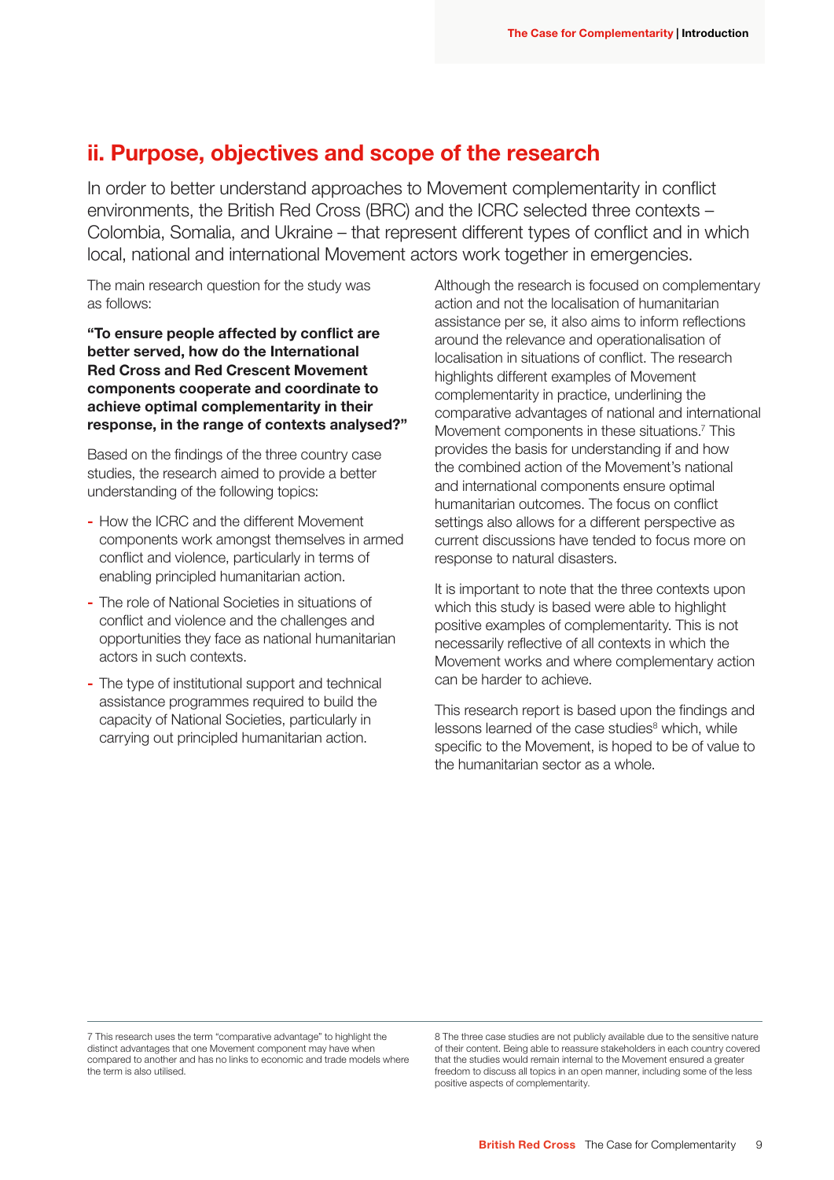## ii. Purpose, objectives and scope of the research

In order to better understand approaches to Movement complementarity in conflict environments, the British Red Cross (BRC) and the ICRC selected three contexts – Colombia, Somalia, and Ukraine – that represent different types of conflict and in which local, national and international Movement actors work together in emergencies.

The main research question for the study was as follows:

**"To ensure people affected by conflict are better served, how do the International Red Cross and Red Crescent Movement components cooperate and coordinate to achieve optimal complementarity in their response, in the range of contexts analysed?"**

Based on the findings of the three country case studies, the research aimed to provide a better understanding of the following topics:

- How the ICRC and the different Movement components work amongst themselves in armed conflict and violence, particularly in terms of enabling principled humanitarian action.
- The role of National Societies in situations of conflict and violence and the challenges and opportunities they face as national humanitarian actors in such contexts.
- The type of institutional support and technical assistance programmes required to build the capacity of National Societies, particularly in carrying out principled humanitarian action.

Although the research is focused on complementary action and not the localisation of humanitarian assistance per se, it also aims to inform reflections around the relevance and operationalisation of localisation in situations of conflict. The research highlights different examples of Movement complementarity in practice, underlining the comparative advantages of national and international Movement components in these situations.[7] This provides the basis for understanding if and how the combined action of the Movement's national and international components ensure optimal humanitarian outcomes. The focus on conflict settings also allows for a different perspective as current discussions have tended to focus more on response to natural disasters.

It is important to note that the three contexts upon which this study is based were able to highlight positive examples of complementarity. This is not necessarily reflective of all contexts in which the Movement works and where complementary action can be harder to achieve.

This research report is based upon the findings and lessons learned of the case studies[8] which, while specific to the Movement, is hoped to be of value to the humanitarian sector as a whole.

---

7 This research uses the term "comparative advantage" to highlight the distinct advantages that one Movement component may have when compared to another and has no links to economic and trade models where the term is also utilised.

8 The three case studies are not publicly available due to the sensitive nature of their content. Being able to reassure stakeholders in each country covered that the studies would remain internal to the Movement ensured a greater freedom to discuss all topics in an open manner, including some of the less positive aspects of complementarity.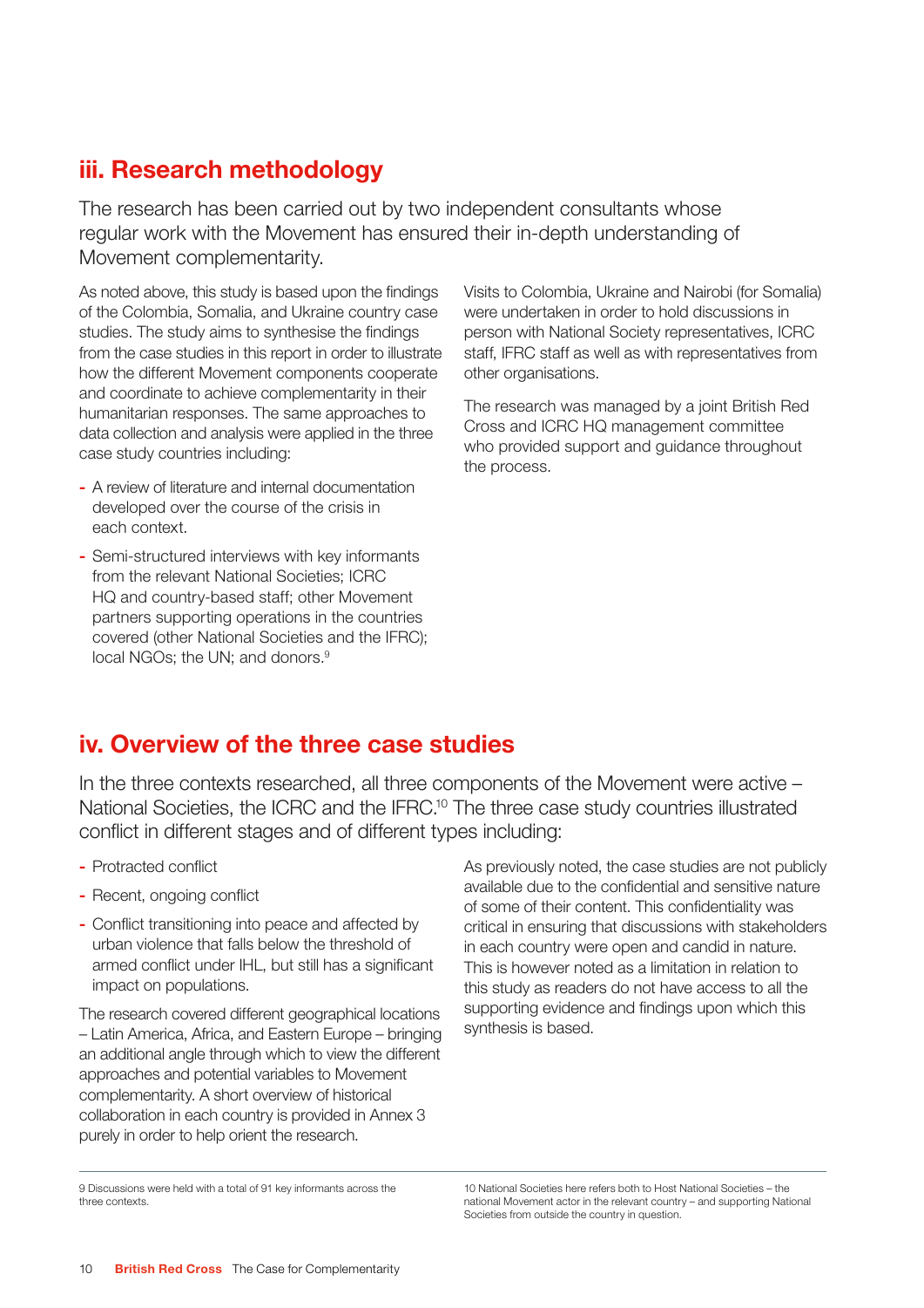## iii. Research methodology

The research has been carried out by two independent consultants whose regular work with the Movement has ensured their in-depth understanding of Movement complementarity.

As noted above, this study is based upon the findings of the Colombia, Somalia, and Ukraine country case studies. The study aims to synthesise the findings from the case studies in this report in order to illustrate how the different Movement components cooperate and coordinate to achieve complementarity in their humanitarian responses. The same approaches to data collection and analysis were applied in the three case study countries including:

- A review of literature and internal documentation developed over the course of the crisis in each context.
- Semi-structured interviews with key informants from the relevant National Societies; ICRC HQ and country-based staff; other Movement partners supporting operations in the countries covered (other National Societies and the IFRC); local NGOs; the UN; and donors.[9]

Visits to Colombia, Ukraine and Nairobi (for Somalia) were undertaken in order to hold discussions in person with National Society representatives, ICRC staff, IFRC staff as well as with representatives from other organisations.

The research was managed by a joint British Red Cross and ICRC HQ management committee who provided support and guidance throughout the process.

## iv. Overview of the three case studies

In the three contexts researched, all three components of the Movement were active – National Societies, the ICRC and the IFRC.[10] The three case study countries illustrated conflict in different stages and of different types including:

- Protracted conflict
- Recent, ongoing conflict
- Conflict transitioning into peace and affected by urban violence that falls below the threshold of armed conflict under IHL, but still has a significant impact on populations.

The research covered different geographical locations – Latin America, Africa, and Eastern Europe – bringing an additional angle through which to view the different approaches and potential variables to Movement complementarity. A short overview of historical collaboration in each country is provided in Annex 3 purely in order to help orient the research.

As previously noted, the case studies are not publicly available due to the confidential and sensitive nature of some of their content. This confidentiality was critical in ensuring that discussions with stakeholders in each country were open and candid in nature. This is however noted as a limitation in relation to this study as readers do not have access to all the supporting evidence and findings upon which this synthesis is based.

9 Discussions were held with a total of 91 key informants across the three contexts.

10 National Societies here refers both to Host National Societies – the national Movement actor in the relevant country – and supporting National Societies from outside the country in question.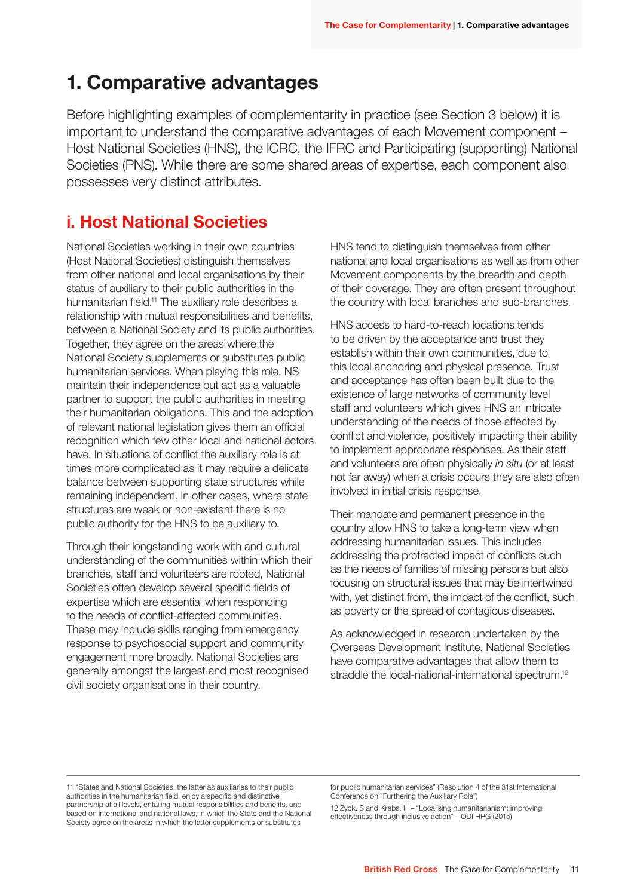# 1. Comparative advantages

Before highlighting examples of complementarity in practice (see Section 3 below) it is important to understand the comparative advantages of each Movement component – Host National Societies (HNS), the ICRC, the IFRC and Participating (supporting) National Societies (PNS). While there are some shared areas of expertise, each component also possesses very distinct attributes.

## i. Host National Societies

National Societies working in their own countries (Host National Societies) distinguish themselves from other national and local organisations by their status of auxiliary to their public authorities in the humanitarian field.[11] The auxiliary role describes a relationship with mutual responsibilities and benefits, between a National Society and its public authorities. Together, they agree on the areas where the National Society supplements or substitutes public humanitarian services. When playing this role, NS maintain their independence but act as a valuable partner to support the public authorities in meeting their humanitarian obligations. This and the adoption of relevant national legislation gives them an official recognition which few other local and national actors have. In situations of conflict the auxiliary role is at times more complicated as it may require a delicate balance between supporting state structures while remaining independent. In other cases, where state structures are weak or non-existent there is no public authority for the HNS to be auxiliary to.

Through their longstanding work with and cultural understanding of the communities within which their branches, staff and volunteers are rooted, National Societies often develop several specific fields of expertise which are essential when responding to the needs of conflict-affected communities. These may include skills ranging from emergency response to psychosocial support and community engagement more broadly. National Societies are generally amongst the largest and most recognised civil society organisations in their country.

HNS tend to distinguish themselves from other national and local organisations as well as from other Movement components by the breadth and depth of their coverage. They are often present throughout the country with local branches and sub-branches.

HNS access to hard-to-reach locations tends to be driven by the acceptance and trust they establish within their own communities, due to this local anchoring and physical presence. Trust and acceptance has often been built due to the existence of large networks of community level staff and volunteers which gives HNS an intricate understanding of the needs of those affected by conflict and violence, positively impacting their ability to implement appropriate responses. As their staff and volunteers are often physically *in situ* (or at least not far away) when a crisis occurs they are also often involved in initial crisis response.

Their mandate and permanent presence in the country allow HNS to take a long-term view when addressing humanitarian issues. This includes addressing the protracted impact of conflicts such as the needs of families of missing persons but also focusing on structural issues that may be intertwined with, yet distinct from, the impact of the conflict, such as poverty or the spread of contagious diseases.

As acknowledged in research undertaken by the Overseas Development Institute, National Societies have comparative advantages that allow them to straddle the local-national-international spectrum.[12]

---

11 "States and National Societies, the latter as auxiliaries to their public authorities in the humanitarian field, enjoy a specific and distinctive partnership at all levels, entailing mutual responsibilities and benefits, and based on international and national laws, in which the State and the National Society agree on the areas in which the latter supplements or substitutes for public humanitarian services" (Resolution 4 of the 31st International Conference on "Furthering the Auxiliary Role")

12 Zyck. S and Krebs. H – "Localising humanitarianism: improving effectiveness through inclusive action" – ODI HPG (2015)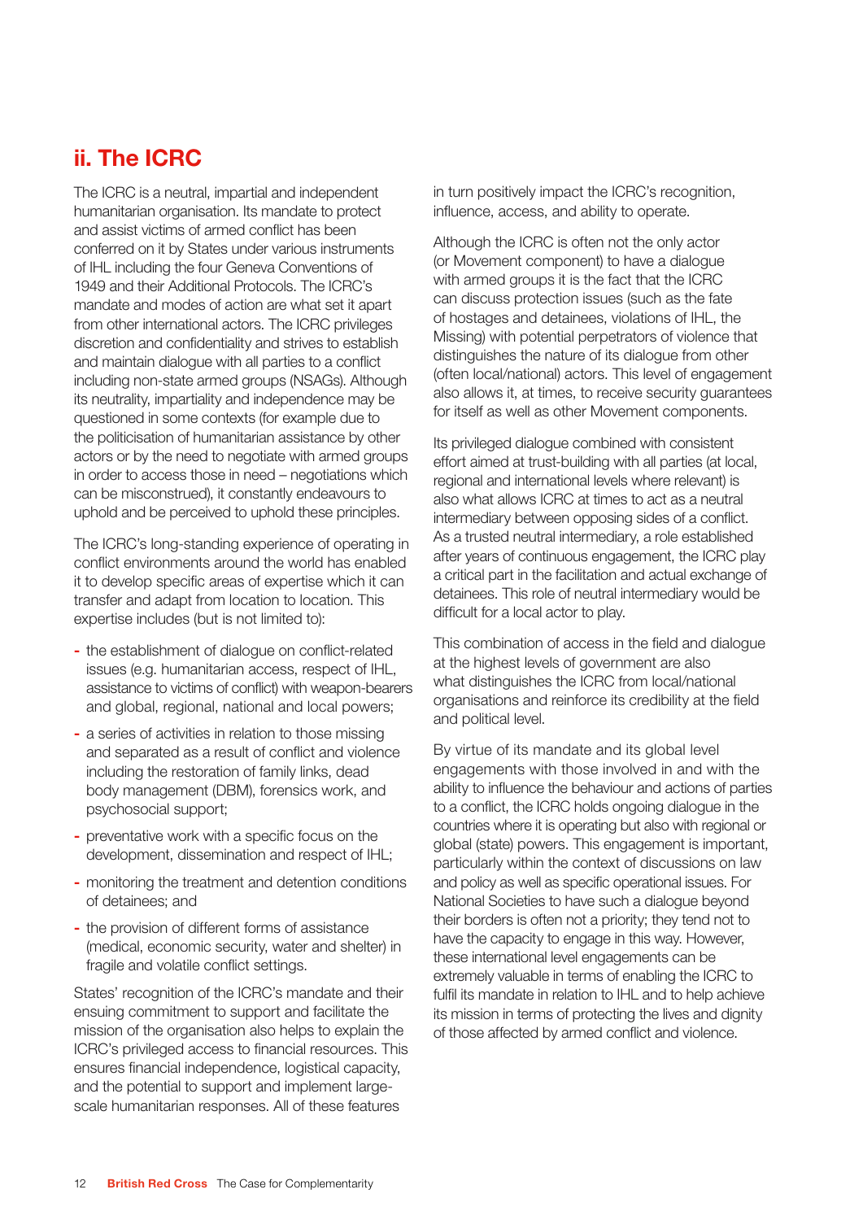## ii. The ICRC

The ICRC is a neutral, impartial and independent humanitarian organisation. Its mandate to protect and assist victims of armed conflict has been conferred on it by States under various instruments of IHL including the four Geneva Conventions of 1949 and their Additional Protocols. The ICRC's mandate and modes of action are what set it apart from other international actors. The ICRC privileges discretion and confidentiality and strives to establish and maintain dialogue with all parties to a conflict including non-state armed groups (NSAGs). Although its neutrality, impartiality and independence may be questioned in some contexts (for example due to the politicisation of humanitarian assistance by other actors or by the need to negotiate with armed groups in order to access those in need – negotiations which can be misconstrued), it constantly endeavours to uphold and be perceived to uphold these principles.

The ICRC's long-standing experience of operating in conflict environments around the world has enabled it to develop specific areas of expertise which it can transfer and adapt from location to location. This expertise includes (but is not limited to):

- the establishment of dialogue on conflict-related issues (e.g. humanitarian access, respect of IHL, assistance to victims of conflict) with weapon-bearers and global, regional, national and local powers;
- a series of activities in relation to those missing and separated as a result of conflict and violence including the restoration of family links, dead body management (DBM), forensics work, and psychosocial support;
- preventative work with a specific focus on the development, dissemination and respect of IHL;
- monitoring the treatment and detention conditions of detainees; and
- the provision of different forms of assistance (medical, economic security, water and shelter) in fragile and volatile conflict settings.

States' recognition of the ICRC's mandate and their ensuing commitment to support and facilitate the mission of the organisation also helps to explain the ICRC's privileged access to financial resources. This ensures financial independence, logistical capacity, and the potential to support and implement large-scale humanitarian responses. All of these features in turn positively impact the ICRC's recognition, influence, access, and ability to operate.

Although the ICRC is often not the only actor (or Movement component) to have a dialogue with armed groups it is the fact that the ICRC can discuss protection issues (such as the fate of hostages and detainees, violations of IHL, the Missing) with potential perpetrators of violence that distinguishes the nature of its dialogue from other (often local/national) actors. This level of engagement also allows it, at times, to receive security guarantees for itself as well as other Movement components.

Its privileged dialogue combined with consistent effort aimed at trust-building with all parties (at local, regional and international levels where relevant) is also what allows ICRC at times to act as a neutral intermediary between opposing sides of a conflict. As a trusted neutral intermediary, a role established after years of continuous engagement, the ICRC play a critical part in the facilitation and actual exchange of detainees. This role of neutral intermediary would be difficult for a local actor to play.

This combination of access in the field and dialogue at the highest levels of government are also what distinguishes the ICRC from local/national organisations and reinforce its credibility at the field and political level.

By virtue of its mandate and its global level engagements with those involved in and with the ability to influence the behaviour and actions of parties to a conflict, the ICRC holds ongoing dialogue in the countries where it is operating but also with regional or global (state) powers. This engagement is important, particularly within the context of discussions on law and policy as well as specific operational issues. For National Societies to have such a dialogue beyond their borders is often not a priority; they tend not to have the capacity to engage in this way. However, these international level engagements can be extremely valuable in terms of enabling the ICRC to fulfil its mandate in relation to IHL and to help achieve its mission in terms of protecting the lives and dignity of those affected by armed conflict and violence.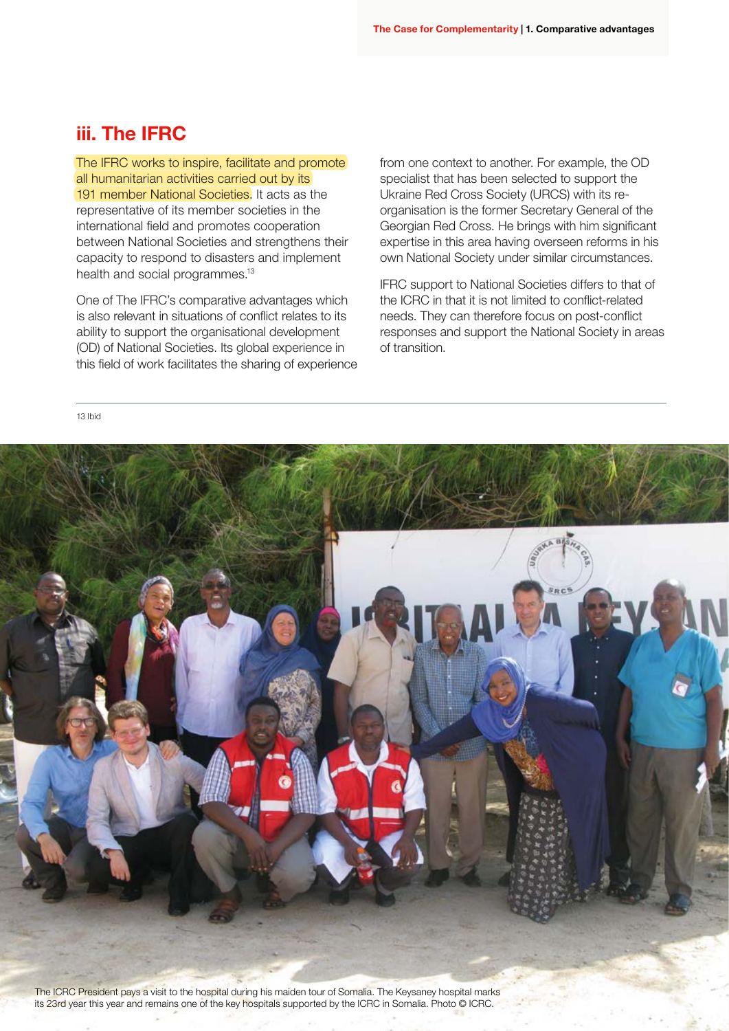## iii. The IFRC

The IFRC works to inspire, facilitate and promote all humanitarian activities carried out by its 191 member National Societies. It acts as the representative of its member societies in the international field and promotes cooperation between National Societies and strengthens their capacity to respond to disasters and implement health and social programmes.[13]

One of The IFRC's comparative advantages which is also relevant in situations of conflict relates to its ability to support the organisational development (OD) of National Societies. Its global experience in this field of work facilitates the sharing of experience from one context to another. For example, the OD specialist that has been selected to support the Ukraine Red Cross Society (URCS) with its re-organisation is the former Secretary General of the Georgian Red Cross. He brings with him significant expertise in this area having overseen reforms in his own National Society under similar circumstances.

IFRC support to National Societies differs to that of the ICRC in that it is not limited to conflict-related needs. They can therefore focus on post-conflict responses and support the National Society in areas of transition.

---

13 Ibid

The ICRC President pays a visit to the hospital during his maiden tour of Somalia. The Keysaney hospital marks its 23rd year this year and remains one of the key hospitals supported by the ICRC in Somalia. Photo © ICRC.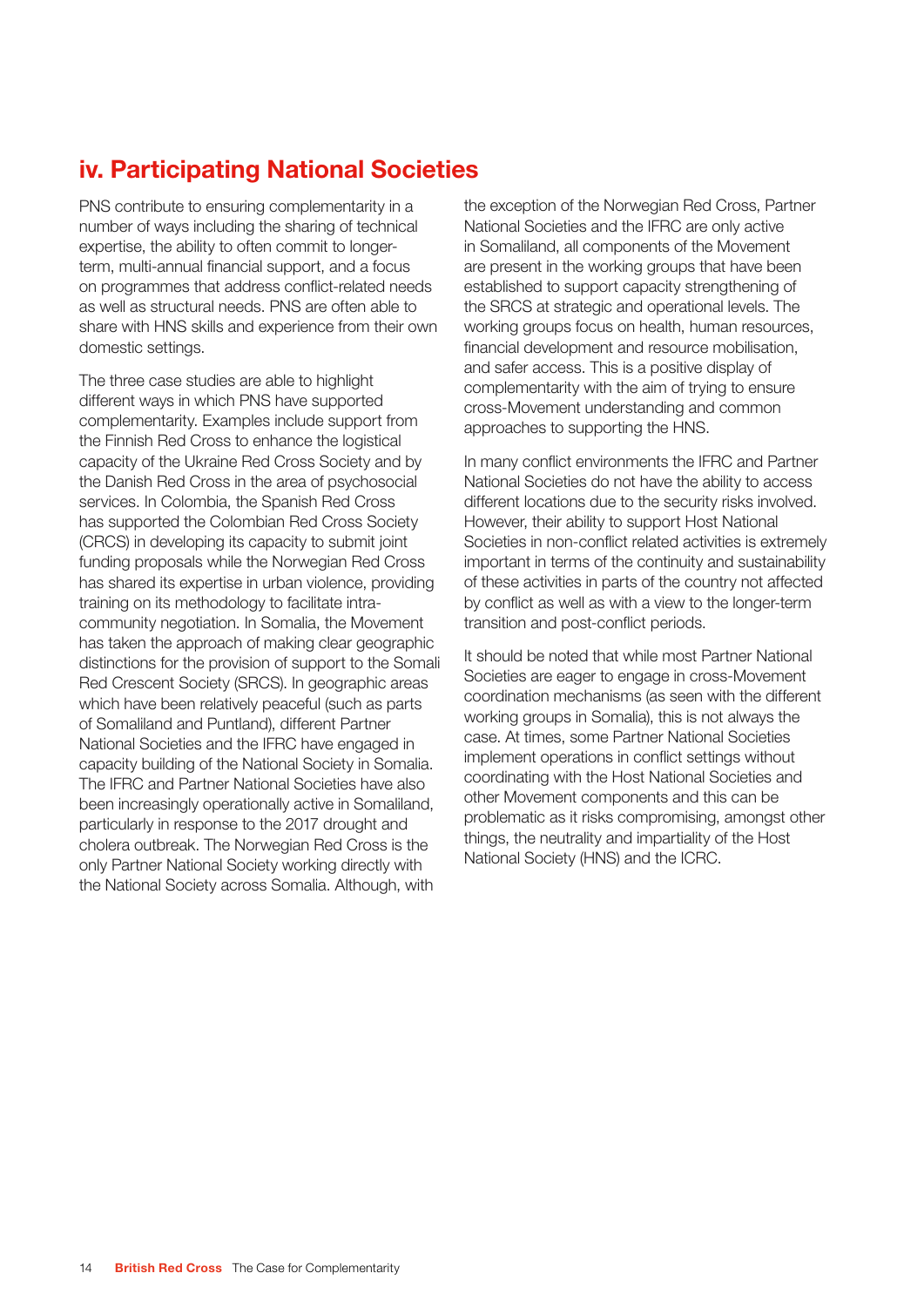## iv. Participating National Societies

PNS contribute to ensuring complementarity in a number of ways including the sharing of technical expertise, the ability to often commit to longer-term, multi-annual financial support, and a focus on programmes that address conflict-related needs as well as structural needs. PNS are often able to share with HNS skills and experience from their own domestic settings.

The three case studies are able to highlight different ways in which PNS have supported complementarity. Examples include support from the Finnish Red Cross to enhance the logistical capacity of the Ukraine Red Cross Society and by the Danish Red Cross in the area of psychosocial services. In Colombia, the Spanish Red Cross has supported the Colombian Red Cross Society (CRCS) in developing its capacity to submit joint funding proposals while the Norwegian Red Cross has shared its expertise in urban violence, providing training on its methodology to facilitate intra-community negotiation. In Somalia, the Movement has taken the approach of making clear geographic distinctions for the provision of support to the Somali Red Crescent Society (SRCS). In geographic areas which have been relatively peaceful (such as parts of Somaliland and Puntland), different Partner National Societies and the IFRC have engaged in capacity building of the National Society in Somalia. The IFRC and Partner National Societies have also been increasingly operationally active in Somaliland, particularly in response to the 2017 drought and cholera outbreak. The Norwegian Red Cross is the only Partner National Society working directly with the National Society across Somalia. Although, with the exception of the Norwegian Red Cross, Partner National Societies and the IFRC are only active in Somaliland, all components of the Movement are present in the working groups that have been established to support capacity strengthening of the SRCS at strategic and operational levels. The working groups focus on health, human resources, financial development and resource mobilisation, and safer access. This is a positive display of complementarity with the aim of trying to ensure cross-Movement understanding and common approaches to supporting the HNS.

In many conflict environments the IFRC and Partner National Societies do not have the ability to access different locations due to the security risks involved. However, their ability to support Host National Societies in non-conflict related activities is extremely important in terms of the continuity and sustainability of these activities in parts of the country not affected by conflict as well as with a view to the longer-term transition and post-conflict periods.

It should be noted that while most Partner National Societies are eager to engage in cross-Movement coordination mechanisms (as seen with the different working groups in Somalia), this is not always the case. At times, some Partner National Societies implement operations in conflict settings without coordinating with the Host National Societies and other Movement components and this can be problematic as it risks compromising, amongst other things, the neutrality and impartiality of the Host National Society (HNS) and the ICRC.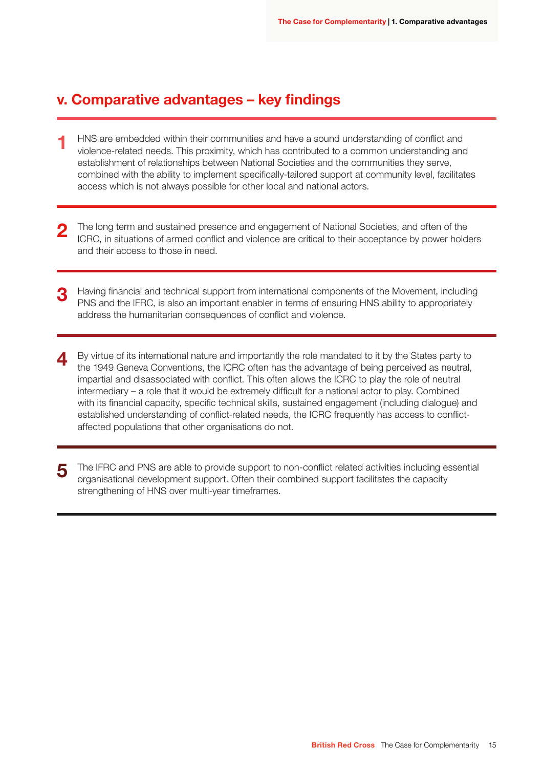## v. Comparative advantages – key findings

**1** HNS are embedded within their communities and have a sound understanding of conflict and violence-related needs. This proximity, which has contributed to a common understanding and establishment of relationships between National Societies and the communities they serve, combined with the ability to implement specifically-tailored support at community level, facilitates access which is not always possible for other local and national actors.

**2** The long term and sustained presence and engagement of National Societies, and often of the ICRC, in situations of armed conflict and violence are critical to their acceptance by power holders and their access to those in need.

**3** Having financial and technical support from international components of the Movement, including PNS and the IFRC, is also an important enabler in terms of ensuring HNS ability to appropriately address the humanitarian consequences of conflict and violence.

**4** By virtue of its international nature and importantly the role mandated to it by the States party to the 1949 Geneva Conventions, the ICRC often has the advantage of being perceived as neutral, impartial and disassociated with conflict. This often allows the ICRC to play the role of neutral intermediary – a role that it would be extremely difficult for a national actor to play. Combined with its financial capacity, specific technical skills, sustained engagement (including dialogue) and established understanding of conflict-related needs, the ICRC frequently has access to conflict-affected populations that other organisations do not.

**5** The IFRC and PNS are able to provide support to non-conflict related activities including essential organisational development support. Often their combined support facilitates the capacity strengthening of HNS over multi-year timeframes.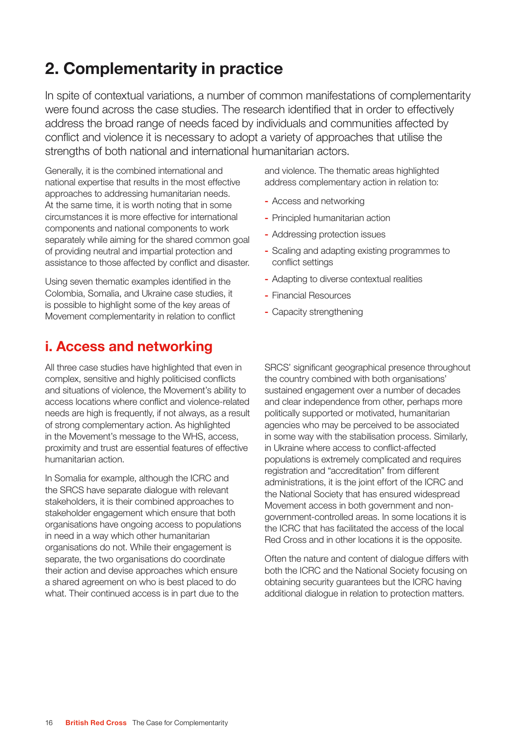## 2. Complementarity in practice

In spite of contextual variations, a number of common manifestations of complementarity were found across the case studies. The research identified that in order to effectively address the broad range of needs faced by individuals and communities affected by conflict and violence it is necessary to adopt a variety of approaches that utilise the strengths of both national and international humanitarian actors.

Generally, it is the combined international and national expertise that results in the most effective approaches to addressing humanitarian needs. At the same time, it is worth noting that in some circumstances it is more effective for international components and national components to work separately while aiming for the shared common goal of providing neutral and impartial protection and assistance to those affected by conflict and disaster.

Using seven thematic examples identified in the Colombia, Somalia, and Ukraine case studies, it is possible to highlight some of the key areas of Movement complementarity in relation to conflict and violence. The thematic areas highlighted address complementary action in relation to:

- Access and networking
- Principled humanitarian action
- Addressing protection issues
- Scaling and adapting existing programmes to conflict settings
- Adapting to diverse contextual realities
- Financial Resources
- Capacity strengthening

### i. Access and networking

All three case studies have highlighted that even in complex, sensitive and highly politicised conflicts and situations of violence, the Movement's ability to access locations where conflict and violence-related needs are high is frequently, if not always, as a result of strong complementary action. As highlighted in the Movement's message to the WHS, access, proximity and trust are essential features of effective humanitarian action.

In Somalia for example, although the ICRC and the SRCS have separate dialogue with relevant stakeholders, it is their combined approaches to stakeholder engagement which ensure that both organisations have ongoing access to populations in need in a way which other humanitarian organisations do not. While their engagement is separate, the two organisations do coordinate their action and devise approaches which ensure a shared agreement on who is best placed to do what. Their continued access is in part due to the SRCS' significant geographical presence throughout the country combined with both organisations' sustained engagement over a number of decades and clear independence from other, perhaps more politically supported or motivated, humanitarian agencies who may be perceived to be associated in some way with the stabilisation process. Similarly, in Ukraine where access to conflict-affected populations is extremely complicated and requires registration and "accreditation" from different administrations, it is the joint effort of the ICRC and the National Society that has ensured widespread Movement access in both government and non-government-controlled areas. In some locations it is the ICRC that has facilitated the access of the local Red Cross and in other locations it is the opposite.

Often the nature and content of dialogue differs with both the ICRC and the National Society focusing on obtaining security guarantees but the ICRC having additional dialogue in relation to protection matters.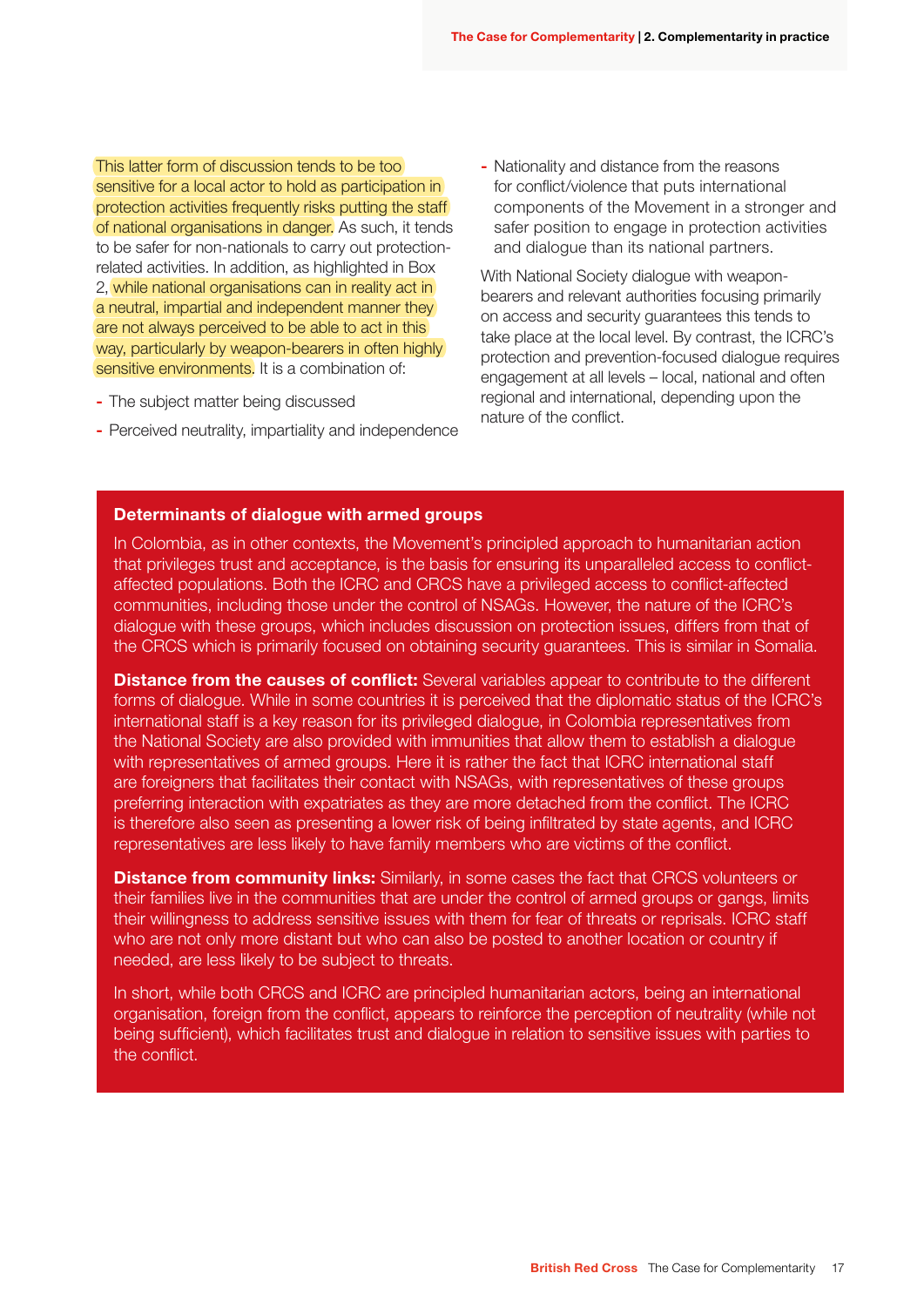This latter form of discussion tends to be too sensitive for a local actor to hold as participation in protection activities frequently risks putting the staff of national organisations in danger. As such, it tends to be safer for non-nationals to carry out protection-related activities. In addition, as highlighted in Box 2, while national organisations can in reality act in a neutral, impartial and independent manner they are not always perceived to be able to act in this way, particularly by weapon-bearers in often highly sensitive environments. It is a combination of:

- The subject matter being discussed
- Perceived neutrality, impartiality and independence
- Nationality and distance from the reasons for conflict/violence that puts international components of the Movement in a stronger and safer position to engage in protection activities and dialogue than its national partners.

With National Society dialogue with weapon-bearers and relevant authorities focusing primarily on access and security guarantees this tends to take place at the local level. By contrast, the ICRC's protection and prevention-focused dialogue requires engagement at all levels – local, national and often regional and international, depending upon the nature of the conflict.

### Determinants of dialogue with armed groups

In Colombia, as in other contexts, the Movement's principled approach to humanitarian action that privileges trust and acceptance, is the basis for ensuring its unparalleled access to conflict-affected populations. Both the ICRC and CRCS have a privileged access to conflict-affected communities, including those under the control of NSAGs. However, the nature of the ICRC's dialogue with these groups, which includes discussion on protection issues, differs from that of the CRCS which is primarily focused on obtaining security guarantees. This is similar in Somalia.

**Distance from the causes of conflict:** Several variables appear to contribute to the different forms of dialogue. While in some countries it is perceived that the diplomatic status of the ICRC's international staff is a key reason for its privileged dialogue, in Colombia representatives from the National Society are also provided with immunities that allow them to establish a dialogue with representatives of armed groups. Here it is rather the fact that ICRC international staff are foreigners that facilitates their contact with NSAGs, with representatives of these groups preferring interaction with expatriates as they are more detached from the conflict. The ICRC is therefore also seen as presenting a lower risk of being infiltrated by state agents, and ICRC representatives are less likely to have family members who are victims of the conflict.

**Distance from community links:** Similarly, in some cases the fact that CRCS volunteers or their families live in the communities that are under the control of armed groups or gangs, limits their willingness to address sensitive issues with them for fear of threats or reprisals. ICRC staff who are not only more distant but who can also be posted to another location or country if needed, are less likely to be subject to threats.

In short, while both CRCS and ICRC are principled humanitarian actors, being an international organisation, foreign from the conflict, appears to reinforce the perception of neutrality (while not being sufficient), which facilitates trust and dialogue in relation to sensitive issues with parties to the conflict.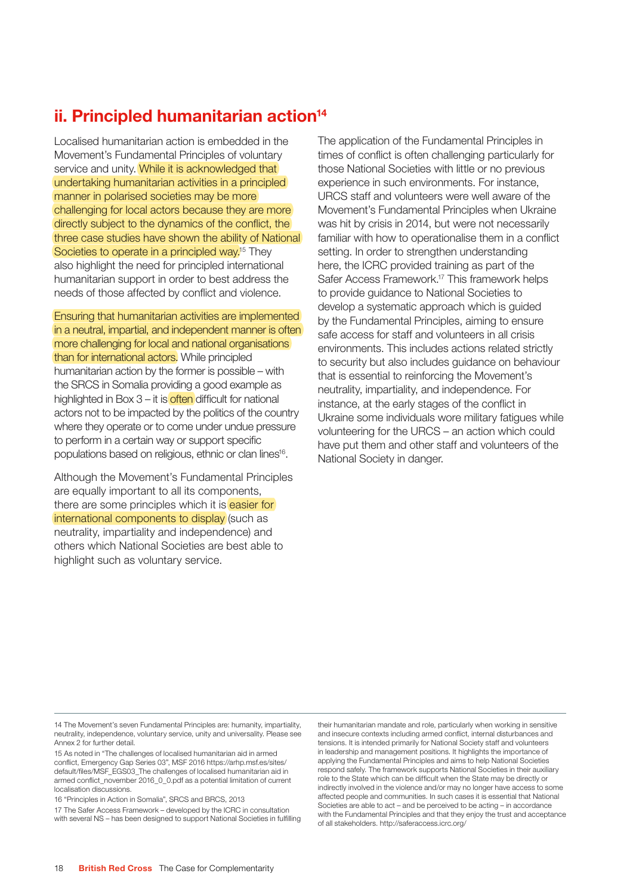## ii. Principled humanitarian action[14]

Localised humanitarian action is embedded in the Movement's Fundamental Principles of voluntary service and unity. While it is acknowledged that undertaking humanitarian activities in a principled manner in polarised societies may be more challenging for local actors because they are more directly subject to the dynamics of the conflict, the three case studies have shown the ability of National Societies to operate in a principled way.[15] They also highlight the need for principled international humanitarian support in order to best address the needs of those affected by conflict and violence.

Ensuring that humanitarian activities are implemented in a neutral, impartial, and independent manner is often more challenging for local and national organisations than for international actors. While principled humanitarian action by the former is possible – with the SRCS in Somalia providing a good example as highlighted in Box 3 – it is often difficult for national actors not to be impacted by the politics of the country where they operate or to come under undue pressure to perform in a certain way or support specific populations based on religious, ethnic or clan lines[16].

Although the Movement's Fundamental Principles are equally important to all its components, there are some principles which it is easier for international components to display (such as neutrality, impartiality and independence) and others which National Societies are best able to highlight such as voluntary service.

The application of the Fundamental Principles in times of conflict is often challenging particularly for those National Societies with little or no previous experience in such environments. For instance, URCS staff and volunteers were well aware of the Movement's Fundamental Principles when Ukraine was hit by crisis in 2014, but were not necessarily familiar with how to operationalise them in a conflict setting. In order to strengthen understanding here, the ICRC provided training as part of the Safer Access Framework.[17] This framework helps to provide guidance to National Societies to develop a systematic approach which is guided by the Fundamental Principles, aiming to ensure safe access for staff and volunteers in all crisis environments. This includes actions related strictly to security but also includes guidance on behaviour that is essential to reinforcing the Movement's neutrality, impartiality, and independence. For instance, at the early stages of the conflict in Ukraine some individuals wore military fatigues while volunteering for the URCS – an action which could have put them and other staff and volunteers of the National Society in danger.

---

14 The Movement's seven Fundamental Principles are: humanity, impartiality, neutrality, independence, voluntary service, unity and universality. Please see Annex 2 for further detail.

15 As noted in "The challenges of localised humanitarian aid in armed conflict, Emergency Gap Series 03", MSF 2016 https://arhp.msf.es/sites/default/files/MSF_EGS03_The challenges of localised humanitarian aid in armed conflict_november 2016_0_0.pdf as a potential limitation of current localisation discussions.

16 "Principles in Action in Somalia", SRCS and BRCS, 2013

17 The Safer Access Framework – developed by the ICRC in consultation with several NS – has been designed to support National Societies in fulfilling their humanitarian mandate and role, particularly when working in sensitive and insecure contexts including armed conflict, internal disturbances and tensions. It is intended primarily for National Society staff and volunteers in leadership and management positions. It highlights the importance of applying the Fundamental Principles and aims to help National Societies respond safely. The framework supports National Societies in their auxiliary role to the State which can be difficult when the State may be directly or indirectly involved in the violence and/or may no longer have access to some affected people and communities. In such cases it is essential that National Societies are able to act – and be perceived to be acting – in accordance with the Fundamental Principles and that they enjoy the trust and acceptance of all stakeholders. http://saferaccess.icrc.org/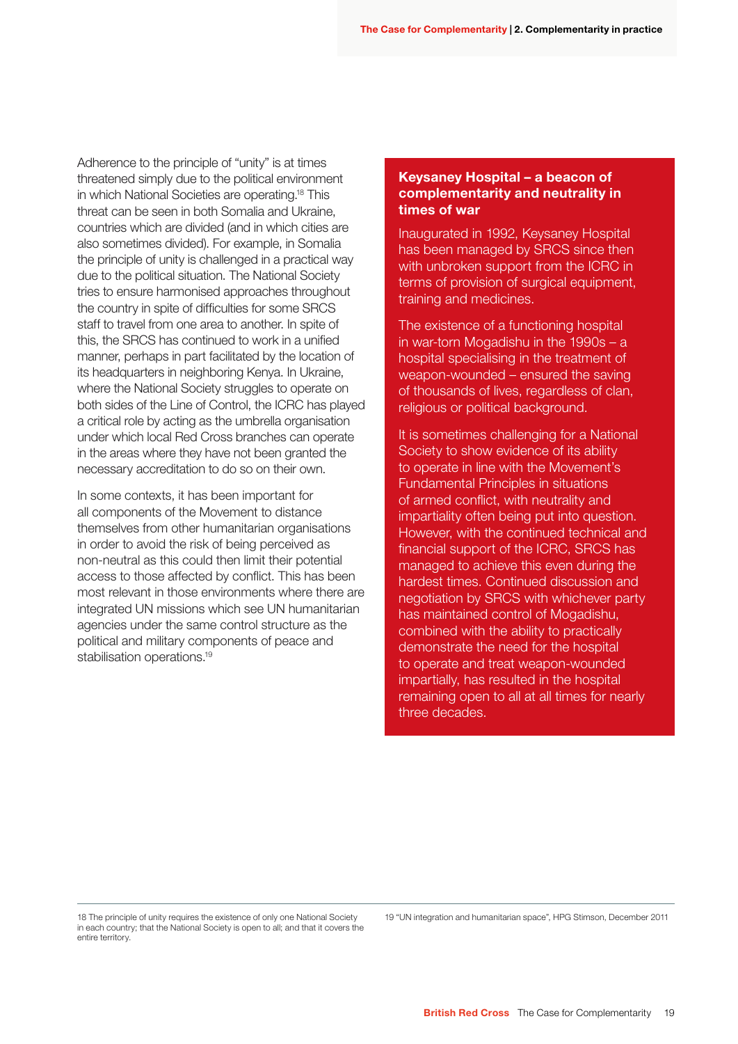Adherence to the principle of "unity" is at times threatened simply due to the political environment in which National Societies are operating.[18] This threat can be seen in both Somalia and Ukraine, countries which are divided (and in which cities are also sometimes divided). For example, in Somalia the principle of unity is challenged in a practical way due to the political situation. The National Society tries to ensure harmonised approaches throughout the country in spite of difficulties for some SRCS staff to travel from one area to another. In spite of this, the SRCS has continued to work in a unified manner, perhaps in part facilitated by the location of its headquarters in neighboring Kenya. In Ukraine, where the National Society struggles to operate on both sides of the Line of Control, the ICRC has played a critical role by acting as the umbrella organisation under which local Red Cross branches can operate in the areas where they have not been granted the necessary accreditation to do so on their own.

In some contexts, it has been important for all components of the Movement to distance themselves from other humanitarian organisations in order to avoid the risk of being perceived as non-neutral as this could then limit their potential access to those affected by conflict. This has been most relevant in those environments where there are integrated UN missions which see UN humanitarian agencies under the same control structure as the political and military components of peace and stabilisation operations.[19]

### Keysaney Hospital – a beacon of complementarity and neutrality in times of war

Inaugurated in 1992, Keysaney Hospital has been managed by SRCS since then with unbroken support from the ICRC in terms of provision of surgical equipment, training and medicines.

The existence of a functioning hospital in war-torn Mogadishu in the 1990s – a hospital specialising in the treatment of weapon-wounded – ensured the saving of thousands of lives, regardless of clan, religious or political background.

It is sometimes challenging for a National Society to show evidence of its ability to operate in line with the Movement's Fundamental Principles in situations of armed conflict, with neutrality and impartiality often being put into question. However, with the continued technical and financial support of the ICRC, SRCS has managed to achieve this even during the hardest times. Continued discussion and negotiation by SRCS with whichever party has maintained control of Mogadishu, combined with the ability to practically demonstrate the need for the hospital to operate and treat weapon-wounded impartially, has resulted in the hospital remaining open to all at all times for nearly three decades.

---

18 The principle of unity requires the existence of only one National Society in each country; that the National Society is open to all; and that it covers the entire territory.

19 "UN integration and humanitarian space", HPG Stimson, December 2011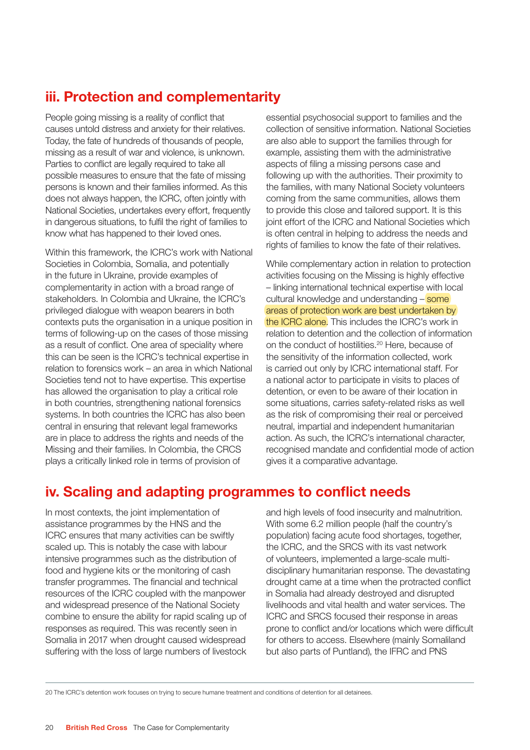## iii. Protection and complementarity

People going missing is a reality of conflict that causes untold distress and anxiety for their relatives. Today, the fate of hundreds of thousands of people, missing as a result of war and violence, is unknown. Parties to conflict are legally required to take all possible measures to ensure that the fate of missing persons is known and their families informed. As this does not always happen, the ICRC, often jointly with National Societies, undertakes every effort, frequently in dangerous situations, to fulfil the right of families to know what has happened to their loved ones.

Within this framework, the ICRC's work with National Societies in Colombia, Somalia, and potentially in the future in Ukraine, provide examples of complementarity in action with a broad range of stakeholders. In Colombia and Ukraine, the ICRC's privileged dialogue with weapon bearers in both contexts puts the organisation in a unique position in terms of following-up on the cases of those missing as a result of conflict. One area of speciality where this can be seen is the ICRC's technical expertise in relation to forensics work – an area in which National Societies tend not to have expertise. This expertise has allowed the organisation to play a critical role in both countries, strengthening national forensics systems. In both countries the ICRC has also been central in ensuring that relevant legal frameworks are in place to address the rights and needs of the Missing and their families. In Colombia, the CRCS plays a critically linked role in terms of provision of essential psychosocial support to families and the collection of sensitive information. National Societies are also able to support the families through for example, assisting them with the administrative aspects of filing a missing persons case and following up with the authorities. Their proximity to the families, with many National Society volunteers coming from the same communities, allows them to provide this close and tailored support. It is this joint effort of the ICRC and National Societies which is often central in helping to address the needs and rights of families to know the fate of their relatives.

While complementary action in relation to protection activities focusing on the Missing is highly effective – linking international technical expertise with local cultural knowledge and understanding – some areas of protection work are best undertaken by the ICRC alone. This includes the ICRC's work in relation to detention and the collection of information on the conduct of hostilities.[20] Here, because of the sensitivity of the information collected, work is carried out only by ICRC international staff. For a national actor to participate in visits to places of detention, or even to be aware of their location in some situations, carries safety-related risks as well as the risk of compromising their real or perceived neutral, impartial and independent humanitarian action. As such, the ICRC's international character, recognised mandate and confidential mode of action gives it a comparative advantage.

## iv. Scaling and adapting programmes to conflict needs

In most contexts, the joint implementation of assistance programmes by the HNS and the ICRC ensures that many activities can be swiftly scaled up. This is notably the case with labour intensive programmes such as the distribution of food and hygiene kits or the monitoring of cash transfer programmes. The financial and technical resources of the ICRC coupled with the manpower and widespread presence of the National Society combine to ensure the ability for rapid scaling up of responses as required. This was recently seen in Somalia in 2017 when drought caused widespread suffering with the loss of large numbers of livestock and high levels of food insecurity and malnutrition. With some 6.2 million people (half the country's population) facing acute food shortages, together, the ICRC, and the SRCS with its vast network of volunteers, implemented a large-scale multi-disciplinary humanitarian response. The devastating drought came at a time when the protracted conflict in Somalia had already destroyed and disrupted livelihoods and vital health and water services. The ICRC and SRCS focused their response in areas prone to conflict and/or locations which were difficult for others to access. Elsewhere (mainly Somaliland but also parts of Puntland), the IFRC and PNS

[20] The ICRC's detention work focuses on trying to secure humane treatment and conditions of detention for all detainees.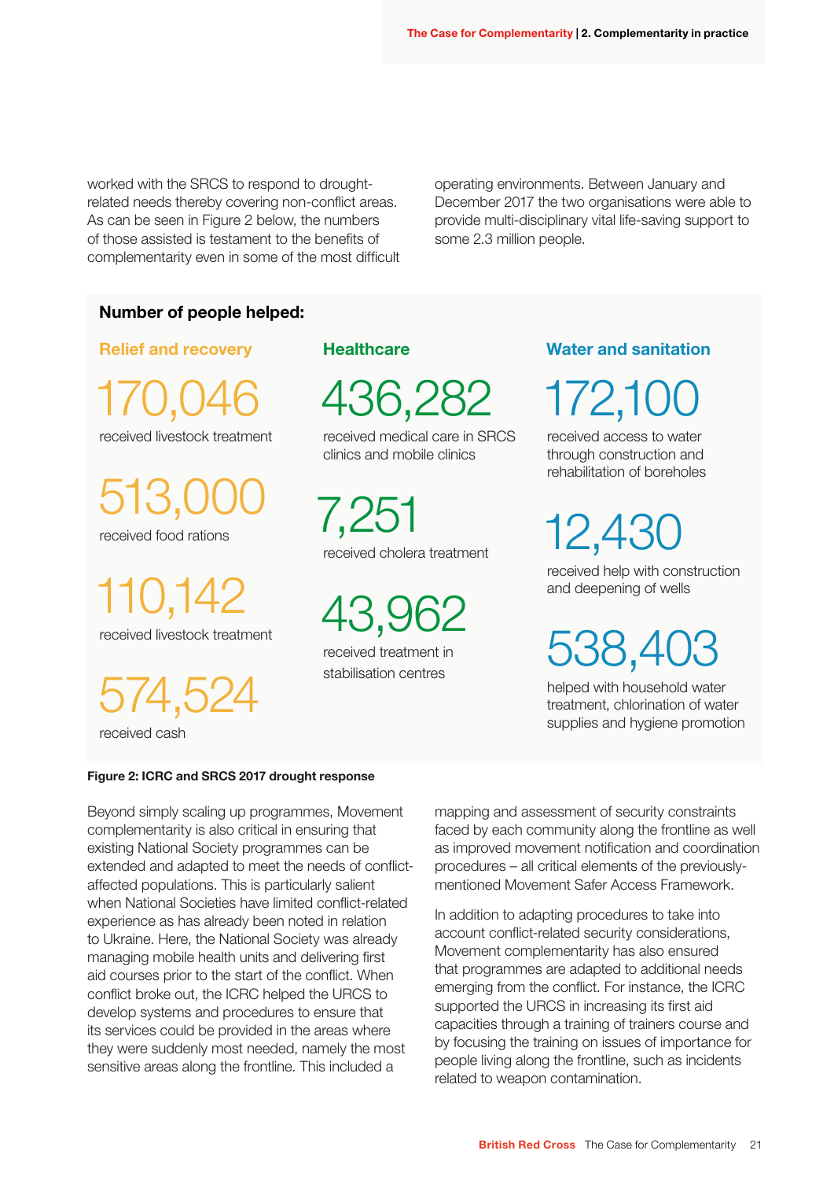worked with the SRCS to respond to drought-related needs thereby covering non-conflict areas. As can be seen in Figure 2 below, the numbers of those assisted is testament to the benefits of complementarity even in some of the most difficult operating environments. Between January and December 2017 the two organisations were able to provide multi-disciplinary vital life-saving support to some 2.3 million people.

**Number of people helped:**

**Relief and recovery**

170,046
received livestock treatment

513,000
received food rations

110,142
received livestock treatment

574,524
received cash

**Healthcare**

436,282
received medical care in SRCS clinics and mobile clinics

7,251
received cholera treatment

43,962
received treatment in stabilisation centres

**Water and sanitation**

172,100
received access to water through construction and rehabilitation of boreholes

12,430
received help with construction and deepening of wells

538,403
helped with household water treatment, chlorination of water supplies and hygiene promotion

**Figure 2: ICRC and SRCS 2017 drought response**

Beyond simply scaling up programmes, Movement complementarity is also critical in ensuring that existing National Society programmes can be extended and adapted to meet the needs of conflict-affected populations. This is particularly salient when National Societies have limited conflict-related experience as has already been noted in relation to Ukraine. Here, the National Society was already managing mobile health units and delivering first aid courses prior to the start of the conflict. When conflict broke out, the ICRC helped the URCS to develop systems and procedures to ensure that its services could be provided in the areas where they were suddenly most needed, namely the most sensitive areas along the frontline. This included a mapping and assessment of security constraints faced by each community along the frontline as well as improved movement notification and coordination procedures – all critical elements of the previously-mentioned Movement Safer Access Framework.

In addition to adapting procedures to take into account conflict-related security considerations, Movement complementarity has also ensured that programmes are adapted to additional needs emerging from the conflict. For instance, the ICRC supported the URCS in increasing its first aid capacities through a training of trainers course and by focusing the training on issues of importance for people living along the frontline, such as incidents related to weapon contamination.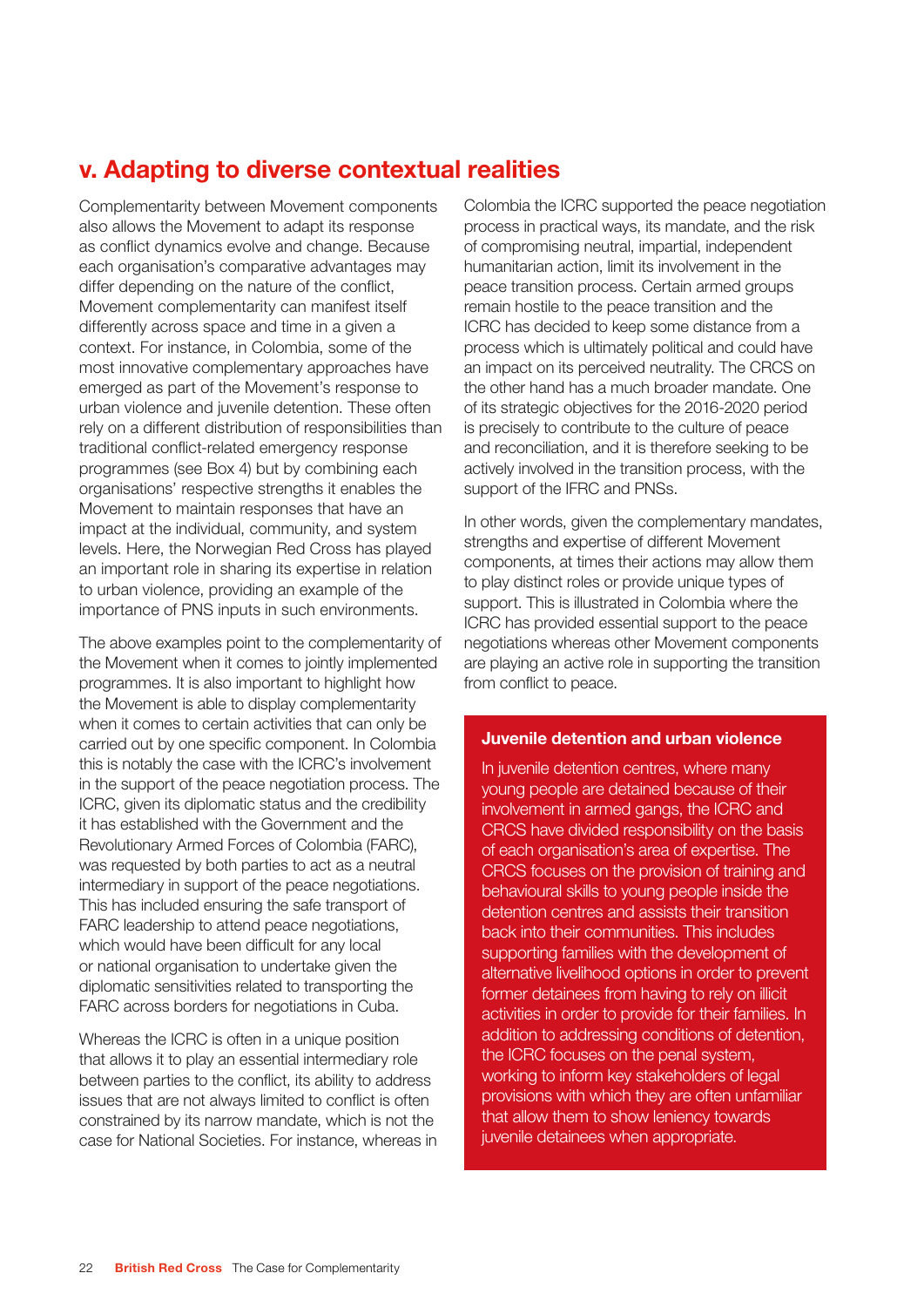## v. Adapting to diverse contextual realities

Complementarity between Movement components also allows the Movement to adapt its response as conflict dynamics evolve and change. Because each organisation's comparative advantages may differ depending on the nature of the conflict, Movement complementarity can manifest itself differently across space and time in a given a context. For instance, in Colombia, some of the most innovative complementary approaches have emerged as part of the Movement's response to urban violence and juvenile detention. These often rely on a different distribution of responsibilities than traditional conflict-related emergency response programmes (see Box 4) but by combining each organisations' respective strengths it enables the Movement to maintain responses that have an impact at the individual, community, and system levels. Here, the Norwegian Red Cross has played an important role in sharing its expertise in relation to urban violence, providing an example of the importance of PNS inputs in such environments.

The above examples point to the complementarity of the Movement when it comes to jointly implemented programmes. It is also important to highlight how the Movement is able to display complementarity when it comes to certain activities that can only be carried out by one specific component. In Colombia this is notably the case with the ICRC's involvement in the support of the peace negotiation process. The ICRC, given its diplomatic status and the credibility it has established with the Government and the Revolutionary Armed Forces of Colombia (FARC), was requested by both parties to act as a neutral intermediary in support of the peace negotiations. This has included ensuring the safe transport of FARC leadership to attend peace negotiations, which would have been difficult for any local or national organisation to undertake given the diplomatic sensitivities related to transporting the FARC across borders for negotiations in Cuba.

Whereas the ICRC is often in a unique position that allows it to play an essential intermediary role between parties to the conflict, its ability to address issues that are not always limited to conflict is often constrained by its narrow mandate, which is not the case for National Societies. For instance, whereas in Colombia the ICRC supported the peace negotiation process in practical ways, its mandate, and the risk of compromising neutral, impartial, independent humanitarian action, limit its involvement in the peace transition process. Certain armed groups remain hostile to the peace transition and the ICRC has decided to keep some distance from a process which is ultimately political and could have an impact on its perceived neutrality. The CRCS on the other hand has a much broader mandate. One of its strategic objectives for the 2016-2020 period is precisely to contribute to the culture of peace and reconciliation, and it is therefore seeking to be actively involved in the transition process, with the support of the IFRC and PNSs.

In other words, given the complementary mandates, strengths and expertise of different Movement components, at times their actions may allow them to play distinct roles or provide unique types of support. This is illustrated in Colombia where the ICRC has provided essential support to the peace negotiations whereas other Movement components are playing an active role in supporting the transition from conflict to peace.

**Juvenile detention and urban violence**

In juvenile detention centres, where many young people are detained because of their involvement in armed gangs, the ICRC and CRCS have divided responsibility on the basis of each organisation's area of expertise. The CRCS focuses on the provision of training and behavioural skills to young people inside the detention centres and assists their transition back into their communities. This includes supporting families with the development of alternative livelihood options in order to prevent former detainees from having to rely on illicit activities in order to provide for their families. In addition to addressing conditions of detention, the ICRC focuses on the penal system, working to inform key stakeholders of legal provisions with which they are often unfamiliar that allow them to show leniency towards juvenile detainees when appropriate.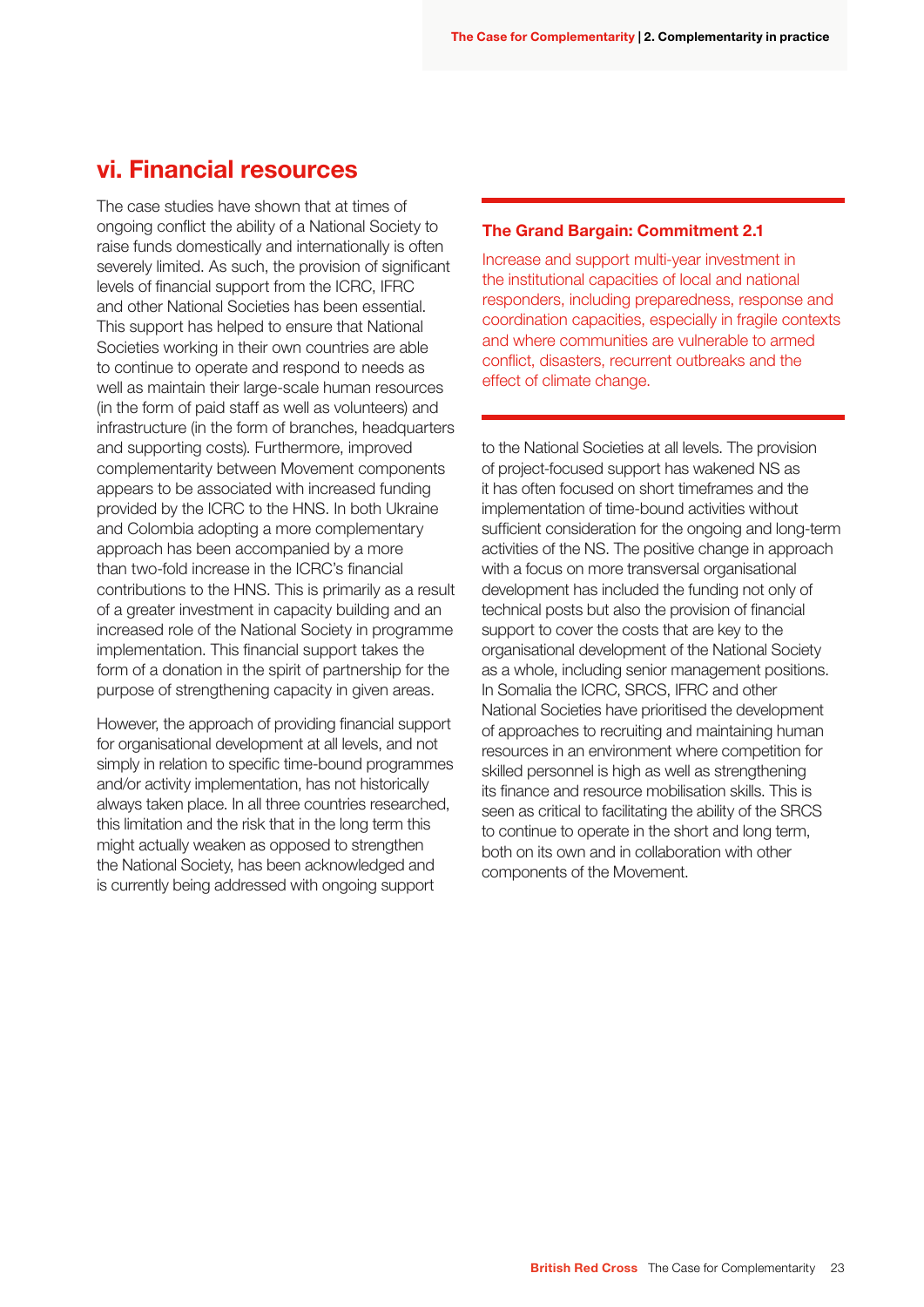## vi. Financial resources

The case studies have shown that at times of ongoing conflict the ability of a National Society to raise funds domestically and internationally is often severely limited. As such, the provision of significant levels of financial support from the ICRC, IFRC and other National Societies has been essential. This support has helped to ensure that National Societies working in their own countries are able to continue to operate and respond to needs as well as maintain their large-scale human resources (in the form of paid staff as well as volunteers) and infrastructure (in the form of branches, headquarters and supporting costs). Furthermore, improved complementarity between Movement components appears to be associated with increased funding provided by the ICRC to the HNS. In both Ukraine and Colombia adopting a more complementary approach has been accompanied by a more than two-fold increase in the ICRC's financial contributions to the HNS. This is primarily as a result of a greater investment in capacity building and an increased role of the National Society in programme implementation. This financial support takes the form of a donation in the spirit of partnership for the purpose of strengthening capacity in given areas.

However, the approach of providing financial support for organisational development at all levels, and not simply in relation to specific time-bound programmes and/or activity implementation, has not historically always taken place. In all three countries researched, this limitation and the risk that in the long term this might actually weaken as opposed to strengthen the National Society, has been acknowledged and is currently being addressed with ongoing support to the National Societies at all levels. The provision of project-focused support has wakened NS as it has often focused on short timeframes and the implementation of time-bound activities without sufficient consideration for the ongoing and long-term activities of the NS. The positive change in approach with a focus on more transversal organisational development has included the funding not only of technical posts but also the provision of financial support to cover the costs that are key to the organisational development of the National Society as a whole, including senior management positions. In Somalia the ICRC, SRCS, IFRC and other National Societies have prioritised the development of approaches to recruiting and maintaining human resources in an environment where competition for skilled personnel is high as well as strengthening its finance and resource mobilisation skills. This is seen as critical to facilitating the ability of the SRCS to continue to operate in the short and long term, both on its own and in collaboration with other components of the Movement.

**The Grand Bargain: Commitment 2.1**

Increase and support multi-year investment in the institutional capacities of local and national responders, including preparedness, response and coordination capacities, especially in fragile contexts and where communities are vulnerable to armed conflict, disasters, recurrent outbreaks and the effect of climate change.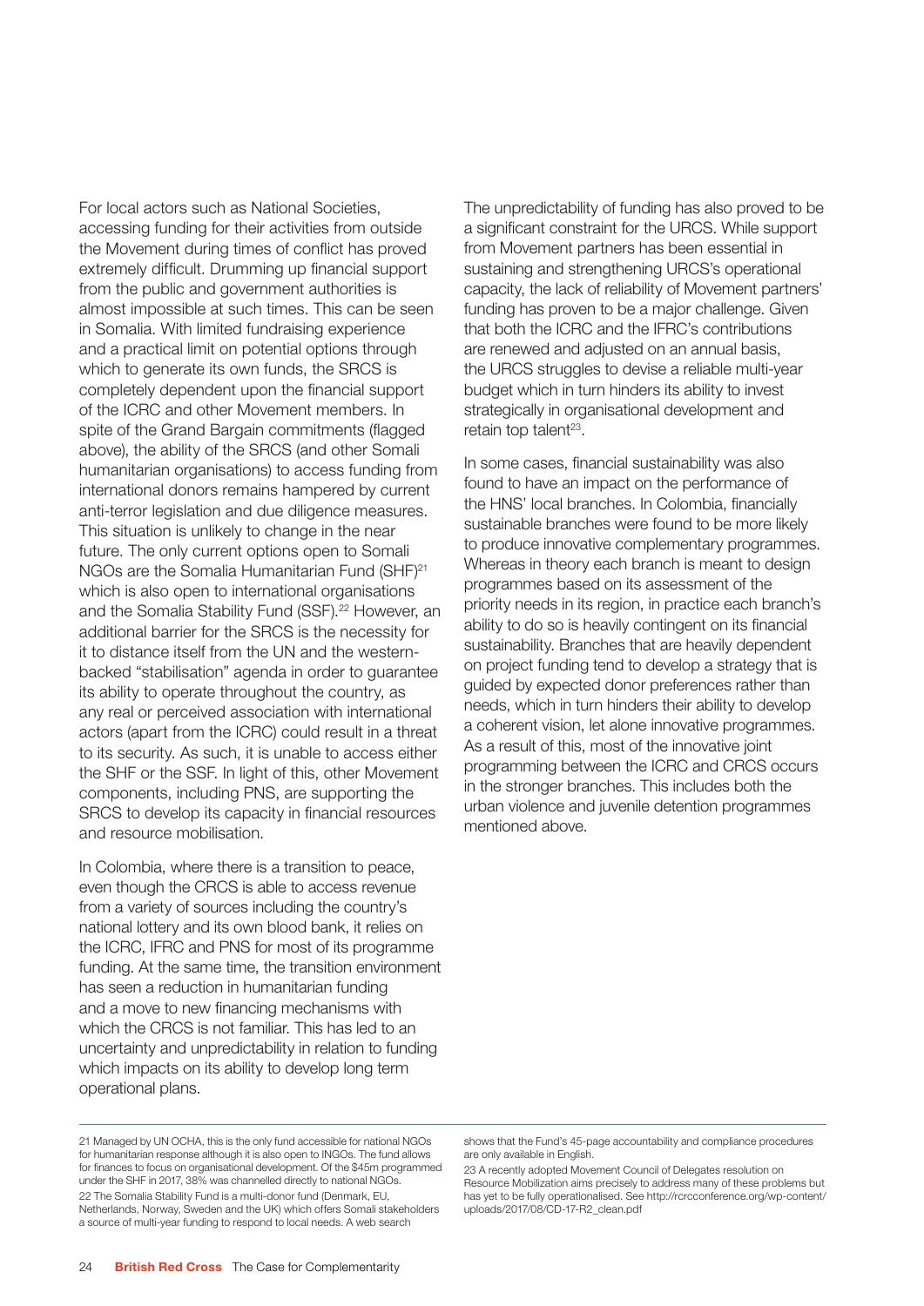For local actors such as National Societies, accessing funding for their activities from outside the Movement during times of conflict has proved extremely difficult. Drumming up financial support from the public and government authorities is almost impossible at such times. This can be seen in Somalia. With limited fundraising experience and a practical limit on potential options through which to generate its own funds, the SRCS is completely dependent upon the financial support of the ICRC and other Movement members. In spite of the Grand Bargain commitments (flagged above), the ability of the SRCS (and other Somali humanitarian organisations) to access funding from international donors remains hampered by current anti-terror legislation and due diligence measures. This situation is unlikely to change in the near future. The only current options open to Somali NGOs are the Somalia Humanitarian Fund (SHF)[21] which is also open to international organisations and the Somalia Stability Fund (SSF).[22] However, an additional barrier for the SRCS is the necessity for it to distance itself from the UN and the western-backed "stabilisation" agenda in order to guarantee its ability to operate throughout the country, as any real or perceived association with international actors (apart from the ICRC) could result in a threat to its security. As such, it is unable to access either the SHF or the SSF. In light of this, other Movement components, including PNS, are supporting the SRCS to develop its capacity in financial resources and resource mobilisation.

In Colombia, where there is a transition to peace, even though the CRCS is able to access revenue from a variety of sources including the country's national lottery and its own blood bank, it relies on the ICRC, IFRC and PNS for most of its programme funding. At the same time, the transition environment has seen a reduction in humanitarian funding and a move to new financing mechanisms with which the CRCS is not familiar. This has led to an uncertainty and unpredictability in relation to funding which impacts on its ability to develop long term operational plans.

The unpredictability of funding has also proved to be a significant constraint for the URCS. While support from Movement partners has been essential in sustaining and strengthening URCS's operational capacity, the lack of reliability of Movement partners' funding has proven to be a major challenge. Given that both the ICRC and the IFRC's contributions are renewed and adjusted on an annual basis, the URCS struggles to devise a reliable multi-year budget which in turn hinders its ability to invest strategically in organisational development and retain top talent[23].

In some cases, financial sustainability was also found to have an impact on the performance of the HNS' local branches. In Colombia, financially sustainable branches were found to be more likely to produce innovative complementary programmes. Whereas in theory each branch is meant to design programmes based on its assessment of the priority needs in its region, in practice each branch's ability to do so is heavily contingent on its financial sustainability. Branches that are heavily dependent on project funding tend to develop a strategy that is guided by expected donor preferences rather than needs, which in turn hinders their ability to develop a coherent vision, let alone innovative programmes. As a result of this, most of the innovative joint programming between the ICRC and CRCS occurs in the stronger branches. This includes both the urban violence and juvenile detention programmes mentioned above.

---

21 Managed by UN OCHA, this is the only fund accessible for national NGOs for humanitarian response although it is also open to INGOs. The fund allows for finances to focus on organisational development. Of the $45m programmed under the SHF in 2017, 38% was channelled directly to national NGOs.

22 The Somalia Stability Fund is a multi-donor fund (Denmark, EU, Netherlands, Norway, Sweden and the UK) which offers Somali stakeholders a source of multi-year funding to respond to local needs. A web search shows that the Fund's 45-page accountability and compliance procedures are only available in English.

23 A recently adopted Movement Council of Delegates resolution on Resource Mobilization aims precisely to address many of these problems but has yet to be fully operationalised. See http://rcrcconference.org/wp-content/uploads/2017/08/CD-17-R2_clean.pdf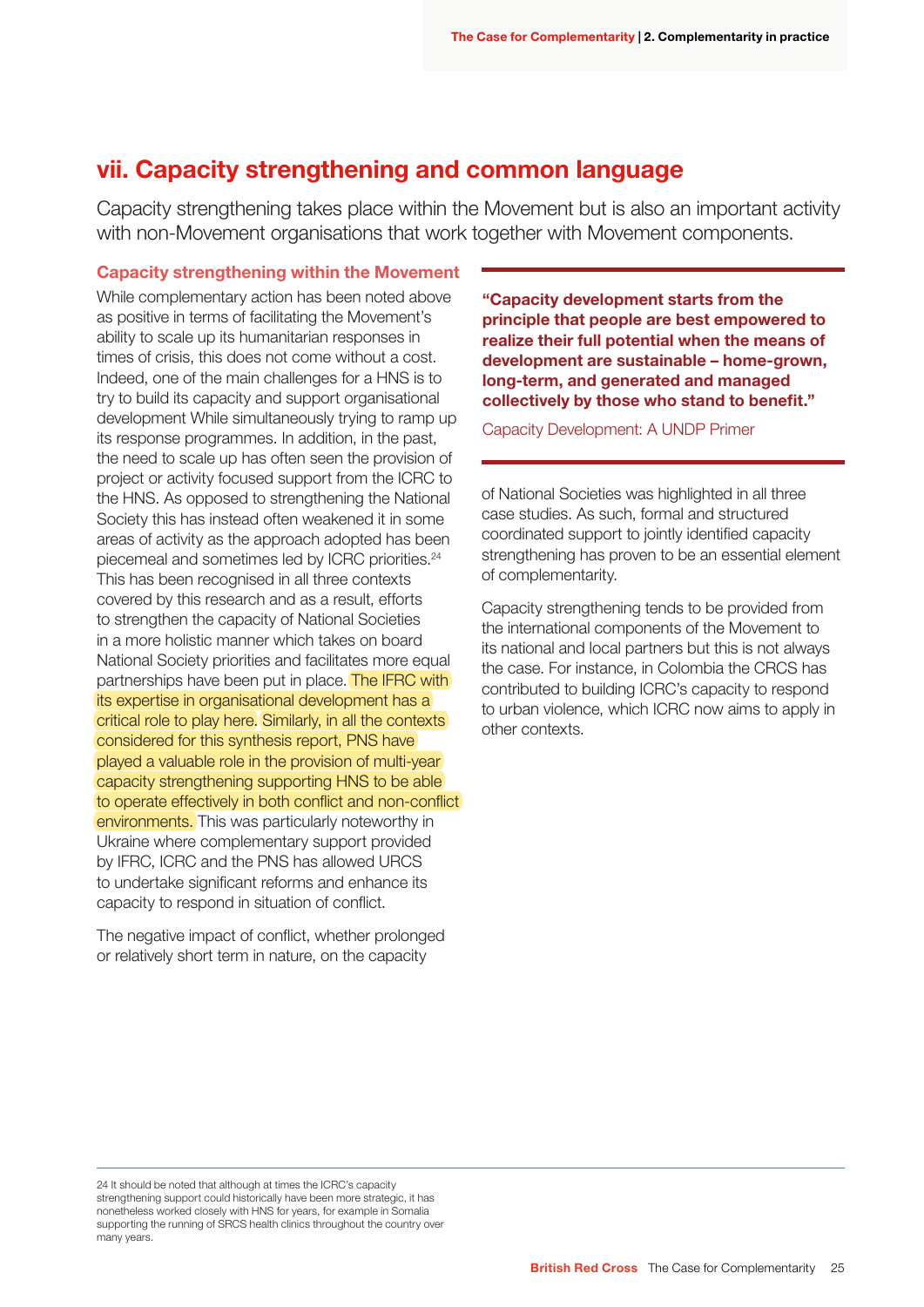## vii. Capacity strengthening and common language

Capacity strengthening takes place within the Movement but is also an important activity with non-Movement organisations that work together with Movement components.

### Capacity strengthening within the Movement

While complementary action has been noted above as positive in terms of facilitating the Movement's ability to scale up its humanitarian responses in times of crisis, this does not come without a cost. Indeed, one of the main challenges for a HNS is to try to build its capacity and support organisational development While simultaneously trying to ramp up its response programmes. In addition, in the past, the need to scale up has often seen the provision of project or activity focused support from the ICRC to the HNS. As opposed to strengthening the National Society this has instead often weakened it in some areas of activity as the approach adopted has been piecemeal and sometimes led by ICRC priorities.[24] This has been recognised in all three contexts covered by this research and as a result, efforts to strengthen the capacity of National Societies in a more holistic manner which takes on board National Society priorities and facilitates more equal partnerships have been put in place. The IFRC with its expertise in organisational development has a critical role to play here. Similarly, in all the contexts considered for this synthesis report, PNS have played a valuable role in the provision of multi-year capacity strengthening supporting HNS to be able to operate effectively in both conflict and non-conflict environments. This was particularly noteworthy in Ukraine where complementary support provided by IFRC, ICRC and the PNS has allowed URCS to undertake significant reforms and enhance its capacity to respond in situation of conflict.

The negative impact of conflict, whether prolonged or relatively short term in nature, on the capacity of National Societies was highlighted in all three case studies. As such, formal and structured coordinated support to jointly identified capacity strengthening has proven to be an essential element of complementarity.

> **"Capacity development starts from the principle that people are best empowered to realize their full potential when the means of development are sustainable – home-grown, long-term, and generated and managed collectively by those who stand to benefit."**
>
> Capacity Development: A UNDP Primer

Capacity strengthening tends to be provided from the international components of the Movement to its national and local partners but this is not always the case. For instance, in Colombia the CRCS has contributed to building ICRC's capacity to respond to urban violence, which ICRC now aims to apply in other contexts.

24 It should be noted that although at times the ICRC's capacity strengthening support could historically have been more strategic, it has nonetheless worked closely with HNS for years, for example in Somalia supporting the running of SRCS health clinics throughout the country over many years.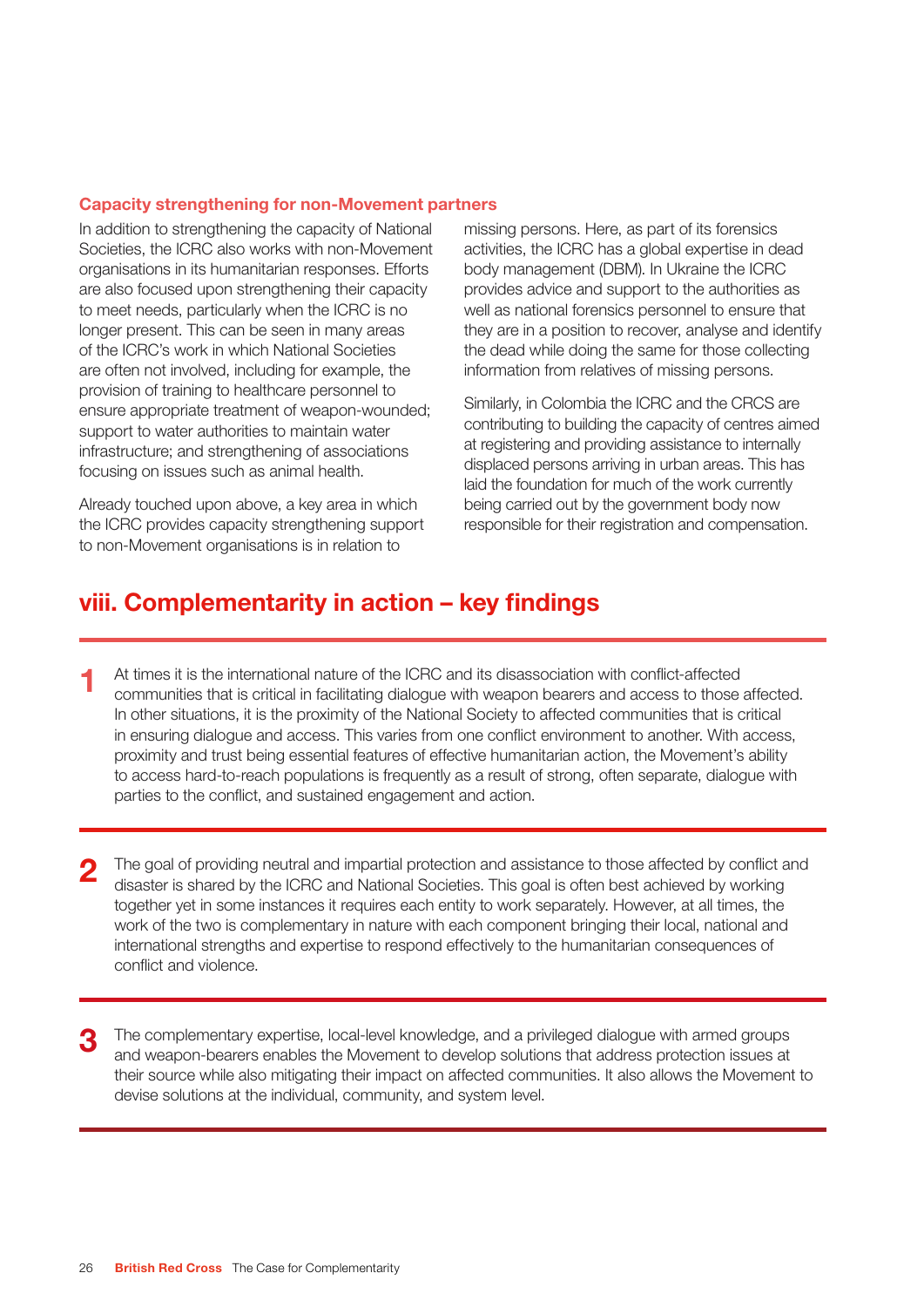### Capacity strengthening for non-Movement partners

In addition to strengthening the capacity of National Societies, the ICRC also works with non-Movement organisations in its humanitarian responses. Efforts are also focused upon strengthening their capacity to meet needs, particularly when the ICRC is no longer present. This can be seen in many areas of the ICRC's work in which National Societies are often not involved, including for example, the provision of training to healthcare personnel to ensure appropriate treatment of weapon-wounded; support to water authorities to maintain water infrastructure; and strengthening of associations focusing on issues such as animal health.

Already touched upon above, a key area in which the ICRC provides capacity strengthening support to non-Movement organisations is in relation to missing persons. Here, as part of its forensics activities, the ICRC has a global expertise in dead body management (DBM). In Ukraine the ICRC provides advice and support to the authorities as well as national forensics personnel to ensure that they are in a position to recover, analyse and identify the dead while doing the same for those collecting information from relatives of missing persons.

Similarly, in Colombia the ICRC and the CRCS are contributing to building the capacity of centres aimed at registering and providing assistance to internally displaced persons arriving in urban areas. This has laid the foundation for much of the work currently being carried out by the government body now responsible for their registration and compensation.

## viii. Complementarity in action – key findings

**1** At times it is the international nature of the ICRC and its disassociation with conflict-affected communities that is critical in facilitating dialogue with weapon bearers and access to those affected. In other situations, it is the proximity of the National Society to affected communities that is critical in ensuring dialogue and access. This varies from one conflict environment to another. With access, proximity and trust being essential features of effective humanitarian action, the Movement's ability to access hard-to-reach populations is frequently as a result of strong, often separate, dialogue with parties to the conflict, and sustained engagement and action.

**2** The goal of providing neutral and impartial protection and assistance to those affected by conflict and disaster is shared by the ICRC and National Societies. This goal is often best achieved by working together yet in some instances it requires each entity to work separately. However, at all times, the work of the two is complementary in nature with each component bringing their local, national and international strengths and expertise to respond effectively to the humanitarian consequences of conflict and violence.

**3** The complementary expertise, local-level knowledge, and a privileged dialogue with armed groups and weapon-bearers enables the Movement to develop solutions that address protection issues at their source while also mitigating their impact on affected communities. It also allows the Movement to devise solutions at the individual, community, and system level.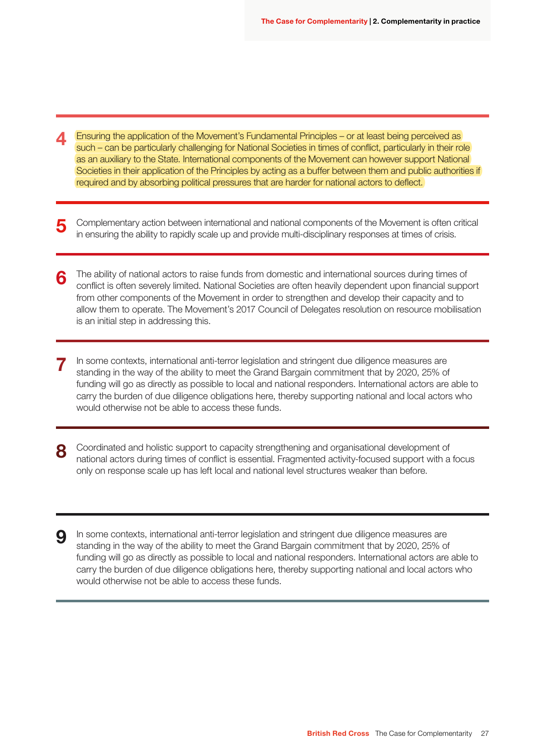4 Ensuring the application of the Movement's Fundamental Principles – or at least being perceived as such – can be particularly challenging for National Societies in times of conflict, particularly in their role as an auxiliary to the State. International components of the Movement can however support National Societies in their application of the Principles by acting as a buffer between them and public authorities if required and by absorbing political pressures that are harder for national actors to deflect.

---

5 Complementary action between international and national components of the Movement is often critical in ensuring the ability to rapidly scale up and provide multi-disciplinary responses at times of crisis.

---

6 The ability of national actors to raise funds from domestic and international sources during times of conflict is often severely limited. National Societies are often heavily dependent upon financial support from other components of the Movement in order to strengthen and develop their capacity and to allow them to operate. The Movement's 2017 Council of Delegates resolution on resource mobilisation is an initial step in addressing this.

---

7 In some contexts, international anti-terror legislation and stringent due diligence measures are standing in the way of the ability to meet the Grand Bargain commitment that by 2020, 25% of funding will go as directly as possible to local and national responders. International actors are able to carry the burden of due diligence obligations here, thereby supporting national and local actors who would otherwise not be able to access these funds.

---

8 Coordinated and holistic support to capacity strengthening and organisational development of national actors during times of conflict is essential. Fragmented activity-focused support with a focus only on response scale up has left local and national level structures weaker than before.

---

9 In some contexts, international anti-terror legislation and stringent due diligence measures are standing in the way of the ability to meet the Grand Bargain commitment that by 2020, 25% of funding will go as directly as possible to local and national responders. International actors are able to carry the burden of due diligence obligations here, thereby supporting national and local actors who would otherwise not be able to access these funds.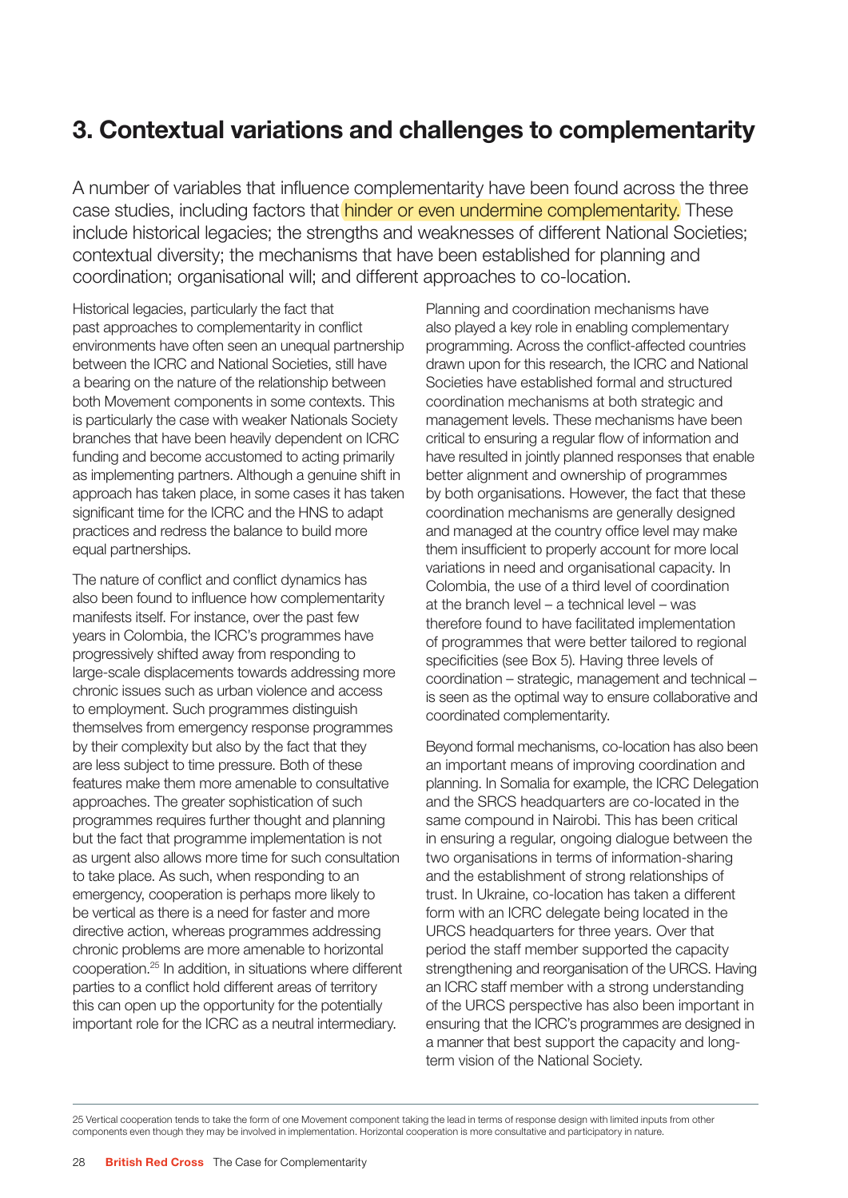## 3. Contextual variations and challenges to complementarity

A number of variables that influence complementarity have been found across the three case studies, including factors that hinder or even undermine complementarity. These include historical legacies; the strengths and weaknesses of different National Societies; contextual diversity; the mechanisms that have been established for planning and coordination; organisational will; and different approaches to co-location.

Historical legacies, particularly the fact that past approaches to complementarity in conflict environments have often seen an unequal partnership between the ICRC and National Societies, still have a bearing on the nature of the relationship between both Movement components in some contexts. This is particularly the case with weaker Nationals Society branches that have been heavily dependent on ICRC funding and become accustomed to acting primarily as implementing partners. Although a genuine shift in approach has taken place, in some cases it has taken significant time for the ICRC and the HNS to adapt practices and redress the balance to build more equal partnerships.

The nature of conflict and conflict dynamics has also been found to influence how complementarity manifests itself. For instance, over the past few years in Colombia, the ICRC's programmes have progressively shifted away from responding to large-scale displacements towards addressing more chronic issues such as urban violence and access to employment. Such programmes distinguish themselves from emergency response programmes by their complexity but also by the fact that they are less subject to time pressure. Both of these features make them more amenable to consultative approaches. The greater sophistication of such programmes requires further thought and planning but the fact that programme implementation is not as urgent also allows more time for such consultation to take place. As such, when responding to an emergency, cooperation is perhaps more likely to be vertical as there is a need for faster and more directive action, whereas programmes addressing chronic problems are more amenable to horizontal cooperation.[25] In addition, in situations where different parties to a conflict hold different areas of territory this can open up the opportunity for the potentially important role for the ICRC as a neutral intermediary.

Planning and coordination mechanisms have also played a key role in enabling complementary programming. Across the conflict-affected countries drawn upon for this research, the ICRC and National Societies have established formal and structured coordination mechanisms at both strategic and management levels. These mechanisms have been critical to ensuring a regular flow of information and have resulted in jointly planned responses that enable better alignment and ownership of programmes by both organisations. However, the fact that these coordination mechanisms are generally designed and managed at the country office level may make them insufficient to properly account for more local variations in need and organisational capacity. In Colombia, the use of a third level of coordination at the branch level – a technical level – was therefore found to have facilitated implementation of programmes that were better tailored to regional specificities (see Box 5). Having three levels of coordination – strategic, management and technical – is seen as the optimal way to ensure collaborative and coordinated complementarity.

Beyond formal mechanisms, co-location has also been an important means of improving coordination and planning. In Somalia for example, the ICRC Delegation and the SRCS headquarters are co-located in the same compound in Nairobi. This has been critical in ensuring a regular, ongoing dialogue between the two organisations in terms of information-sharing and the establishment of strong relationships of trust. In Ukraine, co-location has taken a different form with an ICRC delegate being located in the URCS headquarters for three years. Over that period the staff member supported the capacity strengthening and reorganisation of the URCS. Having an ICRC staff member with a strong understanding of the URCS perspective has also been important in ensuring that the ICRC's programmes are designed in a manner that best support the capacity and long-term vision of the National Society.

---

25 Vertical cooperation tends to take the form of one Movement component taking the lead in terms of response design with limited inputs from other components even though they may be involved in implementation. Horizontal cooperation is more consultative and participatory in nature.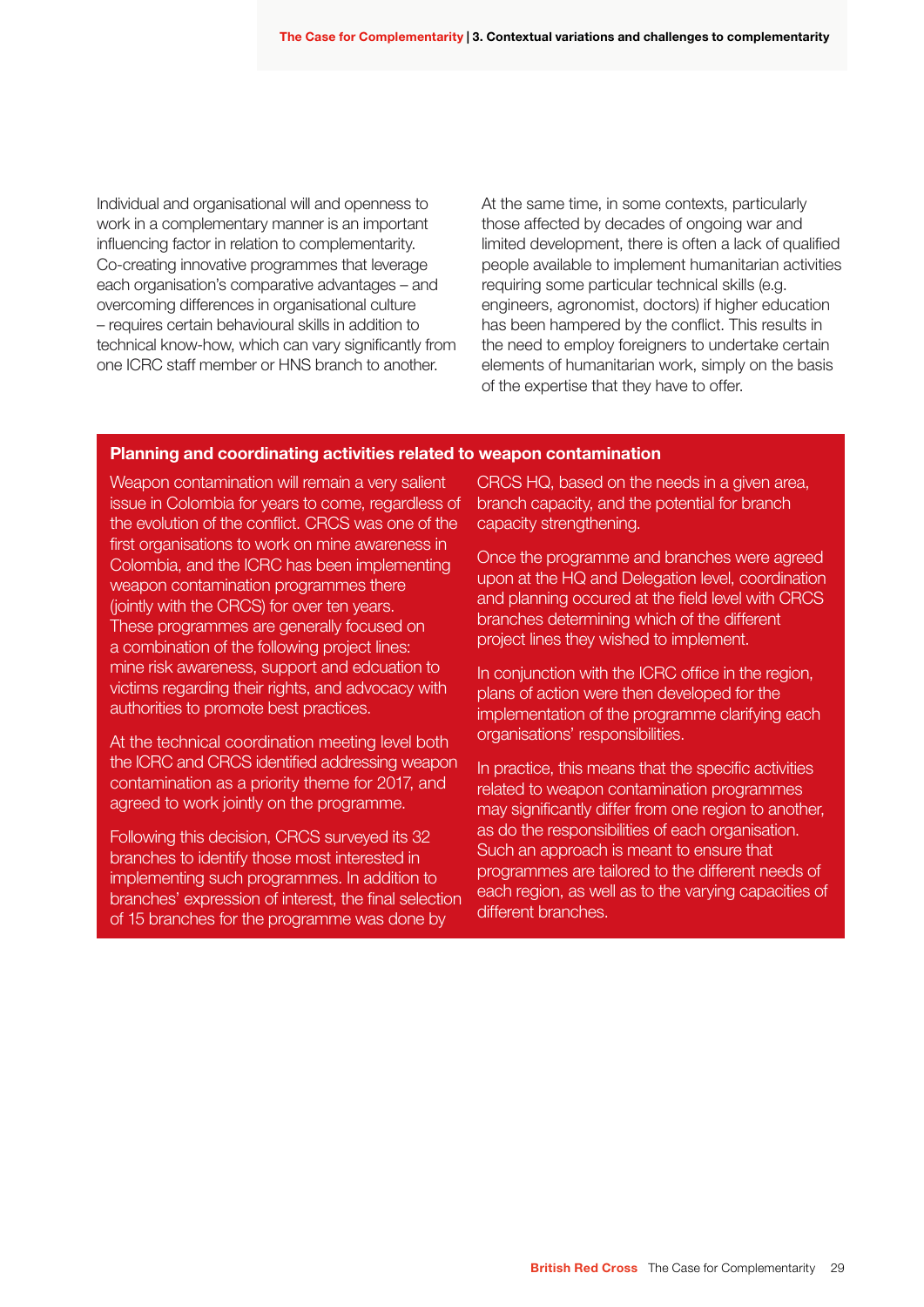Individual and organisational will and openness to work in a complementary manner is an important influencing factor in relation to complementarity. Co-creating innovative programmes that leverage each organisation's comparative advantages – and overcoming differences in organisational culture – requires certain behavioural skills in addition to technical know-how, which can vary significantly from one ICRC staff member or HNS branch to another.

At the same time, in some contexts, particularly those affected by decades of ongoing war and limited development, there is often a lack of qualified people available to implement humanitarian activities requiring some particular technical skills (e.g. engineers, agronomist, doctors) if higher education has been hampered by the conflict. This results in the need to employ foreigners to undertake certain elements of humanitarian work, simply on the basis of the expertise that they have to offer.

### Planning and coordinating activities related to weapon contamination

Weapon contamination will remain a very salient issue in Colombia for years to come, regardless of the evolution of the conflict. CRCS was one of the first organisations to work on mine awareness in Colombia, and the ICRC has been implementing weapon contamination programmes there (jointly with the CRCS) for over ten years. These programmes are generally focused on a combination of the following project lines: mine risk awareness, support and edcuation to victims regarding their rights, and advocacy with authorities to promote best practices.

At the technical coordination meeting level both the ICRC and CRCS identified addressing weapon contamination as a priority theme for 2017, and agreed to work jointly on the programme.

Following this decision, CRCS surveyed its 32 branches to identify those most interested in implementing such programmes. In addition to branches' expression of interest, the final selection of 15 branches for the programme was done by CRCS HQ, based on the needs in a given area, branch capacity, and the potential for branch capacity strengthening.

Once the programme and branches were agreed upon at the HQ and Delegation level, coordination and planning occured at the field level with CRCS branches determining which of the different project lines they wished to implement.

In conjunction with the ICRC office in the region, plans of action were then developed for the implementation of the programme clarifying each organisations' responsibilities.

In practice, this means that the specific activities related to weapon contamination programmes may significantly differ from one region to another, as do the responsibilities of each organisation. Such an approach is meant to ensure that programmes are tailored to the different needs of each region, as well as to the varying capacities of different branches.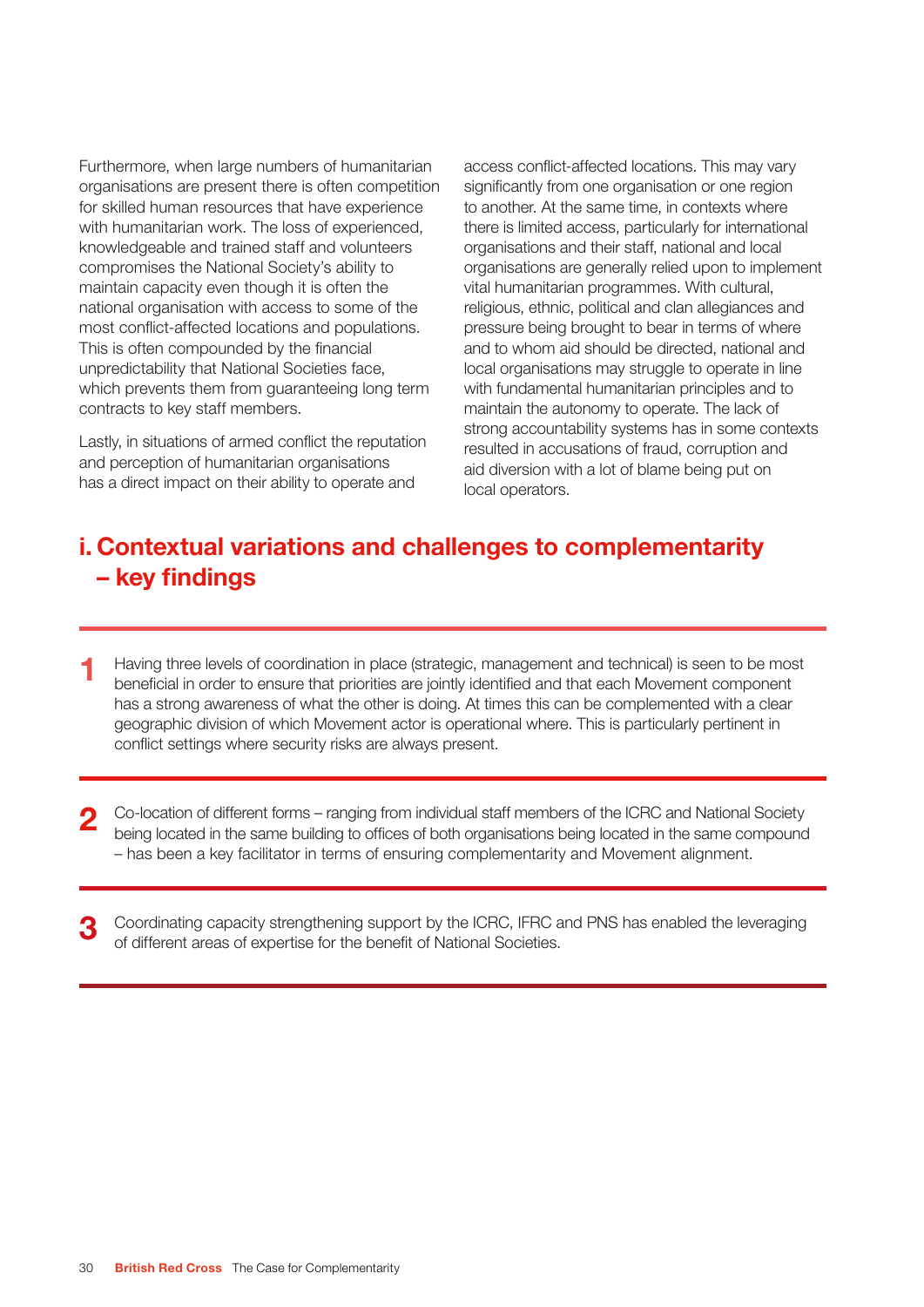Furthermore, when large numbers of humanitarian organisations are present there is often competition for skilled human resources that have experience with humanitarian work. The loss of experienced, knowledgeable and trained staff and volunteers compromises the National Society's ability to maintain capacity even though it is often the national organisation with access to some of the most conflict-affected locations and populations. This is often compounded by the financial unpredictability that National Societies face, which prevents them from guaranteeing long term contracts to key staff members.

Lastly, in situations of armed conflict the reputation and perception of humanitarian organisations has a direct impact on their ability to operate and access conflict-affected locations. This may vary significantly from one organisation or one region to another. At the same time, in contexts where there is limited access, particularly for international organisations and their staff, national and local organisations are generally relied upon to implement vital humanitarian programmes. With cultural, religious, ethnic, political and clan allegiances and pressure being brought to bear in terms of where and to whom aid should be directed, national and local organisations may struggle to operate in line with fundamental humanitarian principles and to maintain the autonomy to operate. The lack of strong accountability systems has in some contexts resulted in accusations of fraud, corruption and aid diversion with a lot of blame being put on local operators.

## i. Contextual variations and challenges to complementarity – key findings

**1** Having three levels of coordination in place (strategic, management and technical) is seen to be most beneficial in order to ensure that priorities are jointly identified and that each Movement component has a strong awareness of what the other is doing. At times this can be complemented with a clear geographic division of which Movement actor is operational where. This is particularly pertinent in conflict settings where security risks are always present.

**2** Co-location of different forms – ranging from individual staff members of the ICRC and National Society being located in the same building to offices of both organisations being located in the same compound – has been a key facilitator in terms of ensuring complementarity and Movement alignment.

**3** Coordinating capacity strengthening support by the ICRC, IFRC and PNS has enabled the leveraging of different areas of expertise for the benefit of National Societies.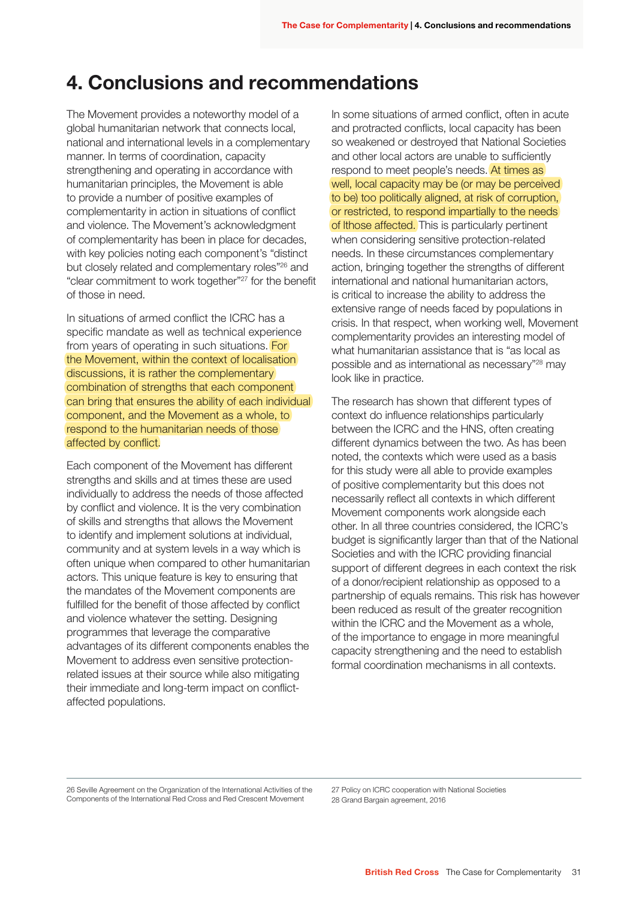# 4. Conclusions and recommendations

The Movement provides a noteworthy model of a global humanitarian network that connects local, national and international levels in a complementary manner. In terms of coordination, capacity strengthening and operating in accordance with humanitarian principles, the Movement is able to provide a number of positive examples of complementarity in action in situations of conflict and violence. The Movement's acknowledgment of complementarity has been in place for decades, with key policies noting each component's "distinct but closely related and complementary roles"[26] and "clear commitment to work together"[27] for the benefit of those in need.

In situations of armed conflict the ICRC has a specific mandate as well as technical experience from years of operating in such situations. For the Movement, within the context of localisation discussions, it is rather the complementary combination of strengths that each component can bring that ensures the ability of each individual component, and the Movement as a whole, to respond to the humanitarian needs of those affected by conflict.

Each component of the Movement has different strengths and skills and at times these are used individually to address the needs of those affected by conflict and violence. It is the very combination of skills and strengths that allows the Movement to identify and implement solutions at individual, community and at system levels in a way which is often unique when compared to other humanitarian actors. This unique feature is key to ensuring that the mandates of the Movement components are fulfilled for the benefit of those affected by conflict and violence whatever the setting. Designing programmes that leverage the comparative advantages of its different components enables the Movement to address even sensitive protection-related issues at their source while also mitigating their immediate and long-term impact on conflict-affected populations.

In some situations of armed conflict, often in acute and protracted conflicts, local capacity has been so weakened or destroyed that National Societies and other local actors are unable to sufficiently respond to meet people's needs. At times as well, local capacity may be (or may be perceived to be) too politically aligned, at risk of corruption, or restricted, to respond impartially to the needs of lthose affected. This is particularly pertinent when considering sensitive protection-related needs. In these circumstances complementary action, bringing together the strengths of different international and national humanitarian actors, is critical to increase the ability to address the extensive range of needs faced by populations in crisis. In that respect, when working well, Movement complementarity provides an interesting model of what humanitarian assistance that is "as local as possible and as international as necessary"[28] may look like in practice.

The research has shown that different types of context do influence relationships particularly between the ICRC and the HNS, often creating different dynamics between the two. As has been noted, the contexts which were used as a basis for this study were all able to provide examples of positive complementarity but this does not necessarily reflect all contexts in which different Movement components work alongside each other. In all three countries considered, the ICRC's budget is significantly larger than that of the National Societies and with the ICRC providing financial support of different degrees in each context the risk of a donor/recipient relationship as opposed to a partnership of equals remains. This risk has however been reduced as result of the greater recognition within the ICRC and the Movement as a whole, of the importance to engage in more meaningful capacity strengthening and the need to establish formal coordination mechanisms in all contexts.

---

26 Seville Agreement on the Organization of the International Activities of the Components of the International Red Cross and Red Crescent Movement

27 Policy on ICRC cooperation with National Societies

28 Grand Bargain agreement, 2016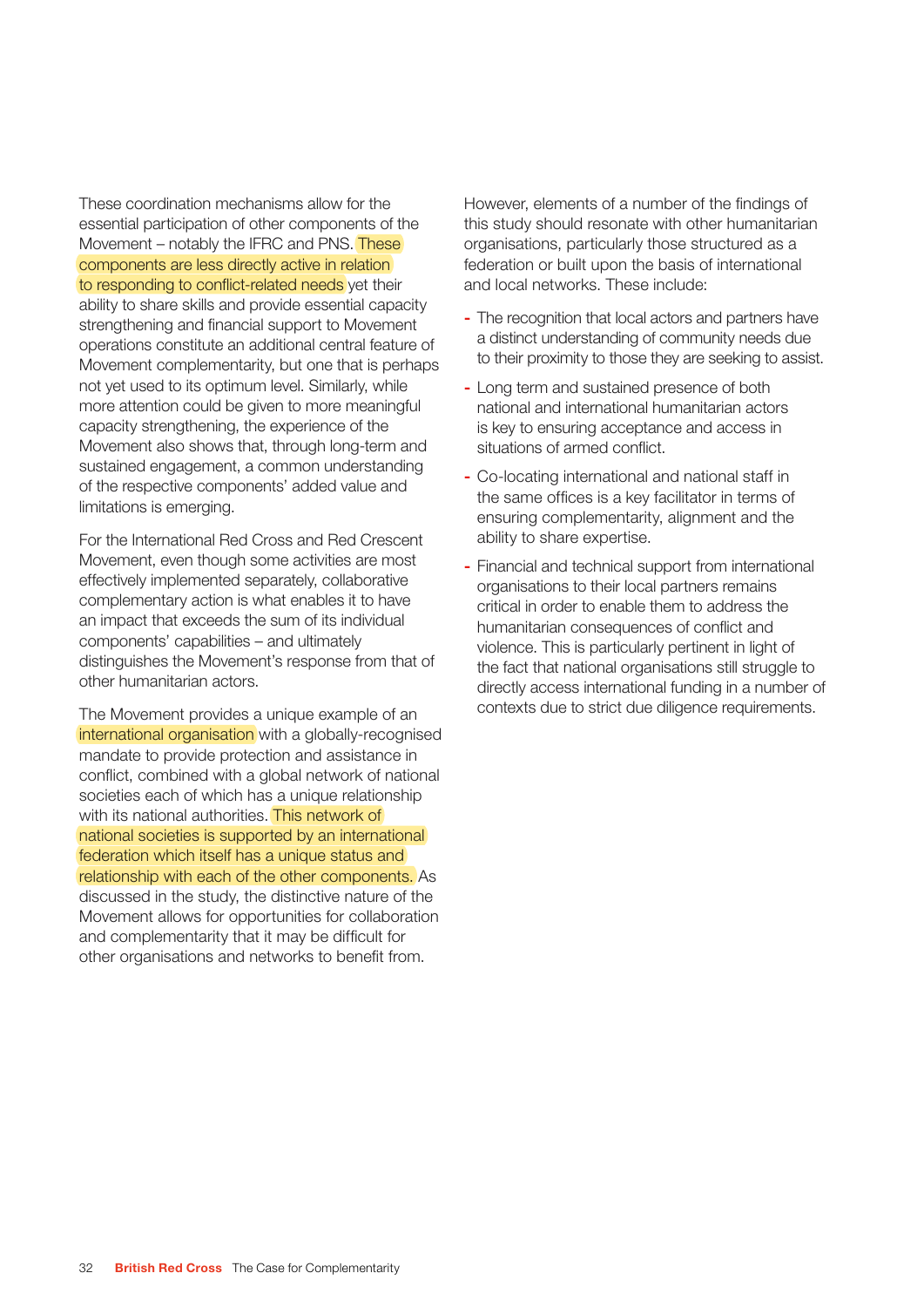These coordination mechanisms allow for the essential participation of other components of the Movement – notably the IFRC and PNS. These components are less directly active in relation to responding to conflict-related needs yet their ability to share skills and provide essential capacity strengthening and financial support to Movement operations constitute an additional central feature of Movement complementarity, but one that is perhaps not yet used to its optimum level. Similarly, while more attention could be given to more meaningful capacity strengthening, the experience of the Movement also shows that, through long-term and sustained engagement, a common understanding of the respective components' added value and limitations is emerging.

For the International Red Cross and Red Crescent Movement, even though some activities are most effectively implemented separately, collaborative complementary action is what enables it to have an impact that exceeds the sum of its individual components' capabilities – and ultimately distinguishes the Movement's response from that of other humanitarian actors.

The Movement provides a unique example of an international organisation with a globally-recognised mandate to provide protection and assistance in conflict, combined with a global network of national societies each of which has a unique relationship with its national authorities. This network of national societies is supported by an international federation which itself has a unique status and relationship with each of the other components. As discussed in the study, the distinctive nature of the Movement allows for opportunities for collaboration and complementarity that it may be difficult for other organisations and networks to benefit from.

However, elements of a number of the findings of this study should resonate with other humanitarian organisations, particularly those structured as a federation or built upon the basis of international and local networks. These include:

- The recognition that local actors and partners have a distinct understanding of community needs due to their proximity to those they are seeking to assist.
- Long term and sustained presence of both national and international humanitarian actors is key to ensuring acceptance and access in situations of armed conflict.
- Co-locating international and national staff in the same offices is a key facilitator in terms of ensuring complementarity, alignment and the ability to share expertise.
- Financial and technical support from international organisations to their local partners remains critical in order to enable them to address the humanitarian consequences of conflict and violence. This is particularly pertinent in light of the fact that national organisations still struggle to directly access international funding in a number of contexts due to strict due diligence requirements.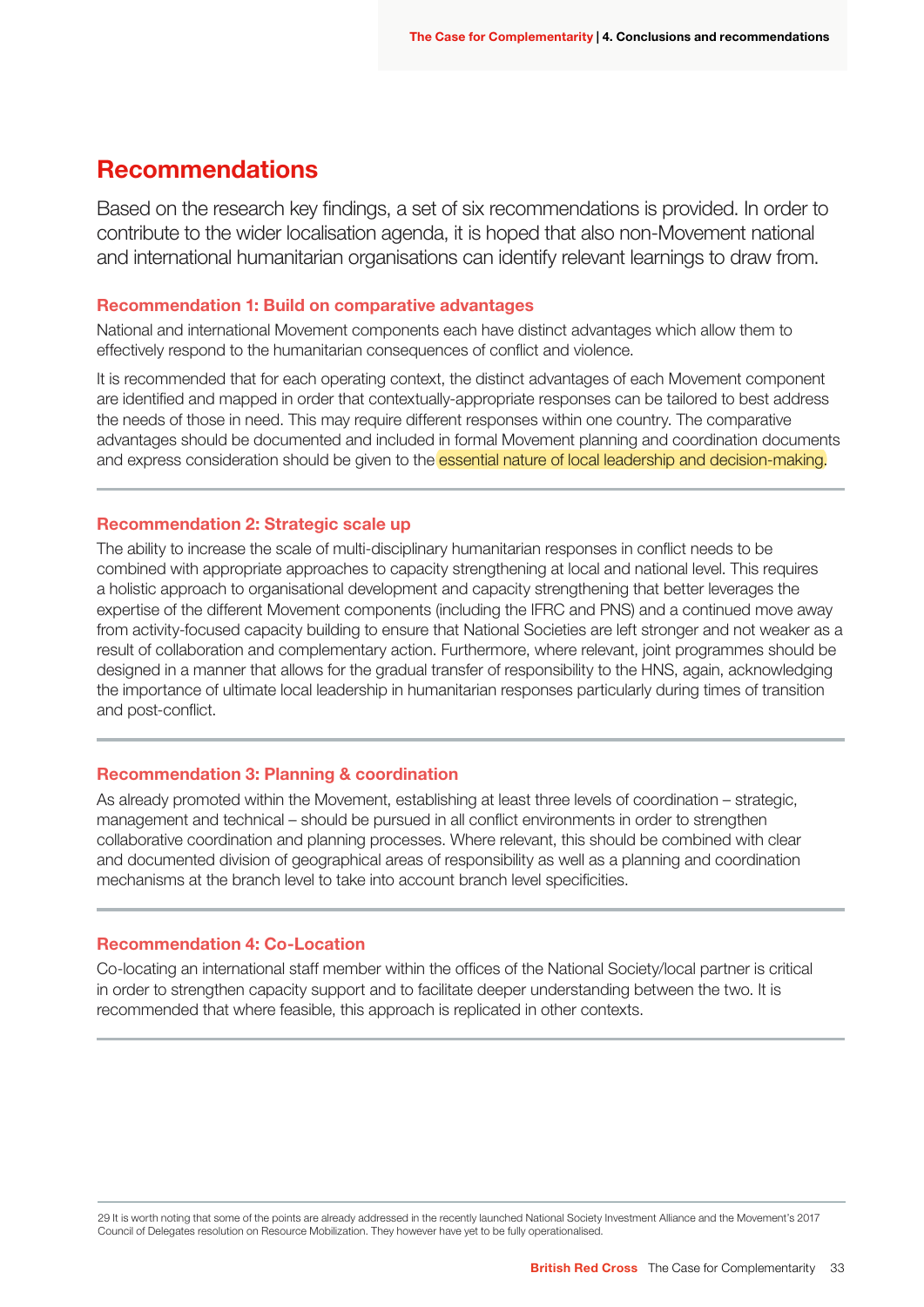## Recommendations

Based on the research key findings, a set of six recommendations is provided. In order to contribute to the wider localisation agenda, it is hoped that also non-Movement national and international humanitarian organisations can identify relevant learnings to draw from.

### Recommendation 1: Build on comparative advantages

National and international Movement components each have distinct advantages which allow them to effectively respond to the humanitarian consequences of conflict and violence.

It is recommended that for each operating context, the distinct advantages of each Movement component are identified and mapped in order that contextually-appropriate responses can be tailored to best address the needs of those in need. This may require different responses within one country. The comparative advantages should be documented and included in formal Movement planning and coordination documents and express consideration should be given to the essential nature of local leadership and decision-making.

### Recommendation 2: Strategic scale up

The ability to increase the scale of multi-disciplinary humanitarian responses in conflict needs to be combined with appropriate approaches to capacity strengthening at local and national level. This requires a holistic approach to organisational development and capacity strengthening that better leverages the expertise of the different Movement components (including the IFRC and PNS) and a continued move away from activity-focused capacity building to ensure that National Societies are left stronger and not weaker as a result of collaboration and complementary action. Furthermore, where relevant, joint programmes should be designed in a manner that allows for the gradual transfer of responsibility to the HNS, again, acknowledging the importance of ultimate local leadership in humanitarian responses particularly during times of transition and post-conflict.

### Recommendation 3: Planning & coordination

As already promoted within the Movement, establishing at least three levels of coordination – strategic, management and technical – should be pursued in all conflict environments in order to strengthen collaborative coordination and planning processes. Where relevant, this should be combined with clear and documented division of geographical areas of responsibility as well as a planning and coordination mechanisms at the branch level to take into account branch level specificities.

### Recommendation 4: Co-Location

Co-locating an international staff member within the offices of the National Society/local partner is critical in order to strengthen capacity support and to facilitate deeper understanding between the two. It is recommended that where feasible, this approach is replicated in other contexts.

---

29 It is worth noting that some of the points are already addressed in the recently launched National Society Investment Alliance and the Movement's 2017 Council of Delegates resolution on Resource Mobilization. They however have yet to be fully operationalised.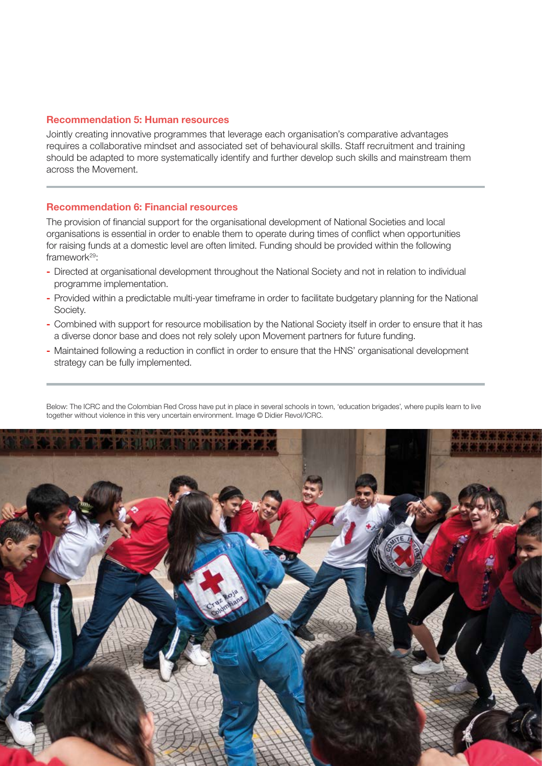### Recommendation 5: Human resources

Jointly creating innovative programmes that leverage each organisation's comparative advantages requires a collaborative mindset and associated set of behavioural skills. Staff recruitment and training should be adapted to more systematically identify and further develop such skills and mainstream them across the Movement.

### Recommendation 6: Financial resources

The provision of financial support for the organisational development of National Societies and local organisations is essential in order to enable them to operate during times of conflict when opportunities for raising funds at a domestic level are often limited. Funding should be provided within the following framework[29]:

- Directed at organisational development throughout the National Society and not in relation to individual programme implementation.
- Provided within a predictable multi-year timeframe in order to facilitate budgetary planning for the National Society.
- Combined with support for resource mobilisation by the National Society itself in order to ensure that it has a diverse donor base and does not rely solely upon Movement partners for future funding.
- Maintained following a reduction in conflict in order to ensure that the HNS' organisational development strategy can be fully implemented.

Below: The ICRC and the Colombian Red Cross have put in place in several schools in town, 'education brigades', where pupils learn to live together without violence in this very uncertain environment. Image © Didier Revol/ICRC.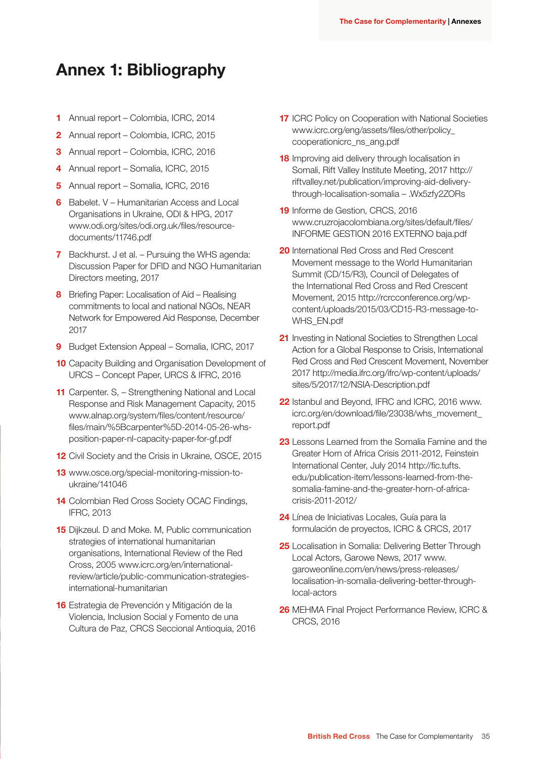# Annex 1: Bibliography

1. Annual report – Colombia, ICRC, 2014
2. Annual report – Colombia, ICRC, 2015
3. Annual report – Colombia, ICRC, 2016
4. Annual report – Somalia, ICRC, 2015
5. Annual report – Somalia, ICRC, 2016
6. Babelet. V – Humanitarian Access and Local Organisations in Ukraine, ODI & HPG, 2017 www.odi.org/sites/odi.org.uk/files/resource-documents/11746.pdf
7. Backhurst. J et al. – Pursuing the WHS agenda: Discussion Paper for DFID and NGO Humanitarian Directors meeting, 2017
8. Briefing Paper: Localisation of Aid – Realising commitments to local and national NGOs, NEAR Network for Empowered Aid Response, December 2017
9. Budget Extension Appeal – Somalia, ICRC, 2017
10. Capacity Building and Organisation Development of URCS – Concept Paper, URCS & IFRC, 2016
11. Carpenter. S, – Strengthening National and Local Response and Risk Management Capacity, 2015 www.alnap.org/system/files/content/resource/files/main/%5Bcarpenter%5D-2014-05-26-whs-position-paper-nl-capacity-paper-for-gf.pdf
12. Civil Society and the Crisis in Ukraine, OSCE, 2015
13. www.osce.org/special-monitoring-mission-to-ukraine/141046
14. Colombian Red Cross Society OCAC Findings, IFRC, 2013
15. Dijkzeul. D and Moke. M, Public communication strategies of international humanitarian organisations, International Review of the Red Cross, 2005 www.icrc.org/en/international-review/article/public-communication-strategies-international-humanitarian
16. Estrategia de Prevención y Mitigación de la Violencia, Inclusion Social y Fomento de una Cultura de Paz, CRCS Seccional Antioquia, 2016
17. ICRC Policy on Cooperation with National Societies www.icrc.org/eng/assets/files/other/policy_cooperationicrc_ns_ang.pdf
18. Improving aid delivery through localisation in Somali, Rift Valley Institute Meeting, 2017 http://riftvalley.net/publication/improving-aid-delivery-through-localisation-somalia – .Wx5zfy2ZORs
19. Informe de Gestion, CRCS, 2016 www.cruzrojacolombiana.org/sites/default/files/INFORME GESTION 2016 EXTERNO baja.pdf
20. International Red Cross and Red Crescent Movement message to the World Humanitarian Summit (CD/15/R3), Council of Delegates of the International Red Cross and Red Crescent Movement, 2015 http://rcrcconference.org/wp-content/uploads/2015/03/CD15-R3-message-to-WHS_EN.pdf
21. Investing in National Societies to Strengthen Local Action for a Global Response to Crisis, International Red Cross and Red Crescent Movement, November 2017 http://media.ifrc.org/ifrc/wp-content/uploads/sites/5/2017/12/NSIA-Description.pdf
22. Istanbul and Beyond, IFRC and ICRC, 2016 www.icrc.org/en/download/file/23038/whs_movement_report.pdf
23. Lessons Learned from the Somalia Famine and the Greater Horn of Africa Crisis 2011-2012, Feinstein International Center, July 2014 http://fic.tufts.edu/publication-item/lessons-learned-from-the-somalia-famine-and-the-greater-horn-of-africa-crisis-2011-2012/
24. Línea de Iniciativas Locales, Guía para la formulación de proyectos, ICRC & CRCS, 2017
25. Localisation in Somalia: Delivering Better Through Local Actors, Garowe News, 2017 www.garoweonline.com/en/news/press-releases/localisation-in-somalia-delivering-better-through-local-actors
26. MEHMA Final Project Performance Review, ICRC & CRCS, 2016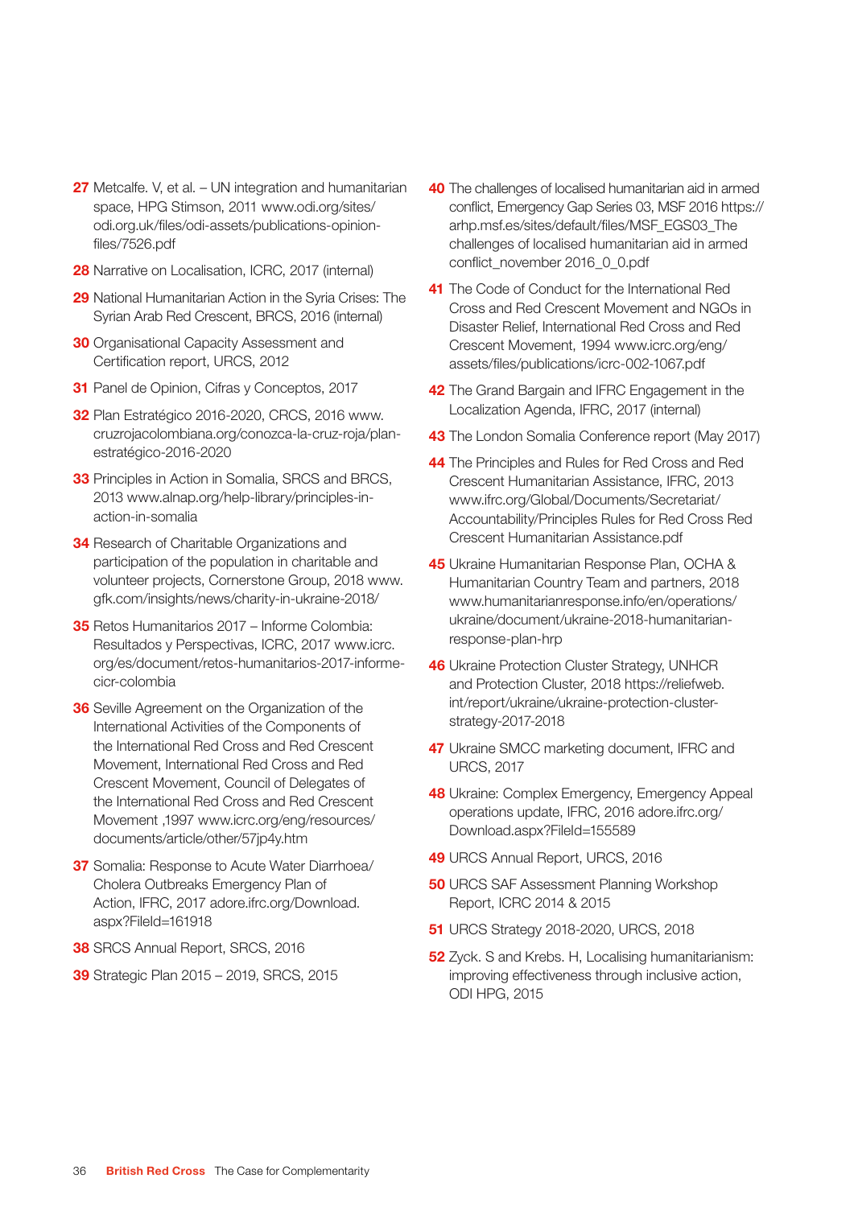**27** Metcalfe. V, et al. – UN integration and humanitarian space, HPG Stimson, 2011 www.odi.org/sites/odi.org.uk/files/odi-assets/publications-opinion-files/7526.pdf

**28** Narrative on Localisation, ICRC, 2017 (internal)

**29** National Humanitarian Action in the Syria Crises: The Syrian Arab Red Crescent, BRCS, 2016 (internal)

**30** Organisational Capacity Assessment and Certification report, URCS, 2012

**31** Panel de Opinion, Cifras y Conceptos, 2017

**32** Plan Estratégico 2016-2020, CRCS, 2016 www.cruzrojacolombiana.org/conozca-la-cruz-roja/plan-estratégico-2016-2020

**33** Principles in Action in Somalia, SRCS and BRCS, 2013 www.alnap.org/help-library/principles-in-action-in-somalia

**34** Research of Charitable Organizations and participation of the population in charitable and volunteer projects, Cornerstone Group, 2018 www.gfk.com/insights/news/charity-in-ukraine-2018/

**35** Retos Humanitarios 2017 – Informe Colombia: Resultados y Perspectivas, ICRC, 2017 www.icrc.org/es/document/retos-humanitarios-2017-informe-cicr-colombia

**36** Seville Agreement on the Organization of the International Activities of the Components of the International Red Cross and Red Crescent Movement, International Red Cross and Red Crescent Movement, Council of Delegates of the International Red Cross and Red Crescent Movement ,1997 www.icrc.org/eng/resources/documents/article/other/57jp4y.htm

**37** Somalia: Response to Acute Water Diarrhoea/Cholera Outbreaks Emergency Plan of Action, IFRC, 2017 adore.ifrc.org/Download.aspx?FileId=161918

**38** SRCS Annual Report, SRCS, 2016

**39** Strategic Plan 2015 – 2019, SRCS, 2015

**40** The challenges of localised humanitarian aid in armed conflict, Emergency Gap Series 03, MSF 2016 https://arhp.msf.es/sites/default/files/MSF_EGS03_The challenges of localised humanitarian aid in armed conflict_november 2016_0_0.pdf

**41** The Code of Conduct for the International Red Cross and Red Crescent Movement and NGOs in Disaster Relief, International Red Cross and Red Crescent Movement, 1994 www.icrc.org/eng/assets/files/publications/icrc-002-1067.pdf

**42** The Grand Bargain and IFRC Engagement in the Localization Agenda, IFRC, 2017 (internal)

**43** The London Somalia Conference report (May 2017)

**44** The Principles and Rules for Red Cross and Red Crescent Humanitarian Assistance, IFRC, 2013 www.ifrc.org/Global/Documents/Secretariat/Accountability/Principles Rules for Red Cross Red Crescent Humanitarian Assistance.pdf

**45** Ukraine Humanitarian Response Plan, OCHA & Humanitarian Country Team and partners, 2018 www.humanitarianresponse.info/en/operations/ukraine/document/ukraine-2018-humanitarian-response-plan-hrp

**46** Ukraine Protection Cluster Strategy, UNHCR and Protection Cluster, 2018 https://reliefweb.int/report/ukraine/ukraine-protection-cluster-strategy-2017-2018

**47** Ukraine SMCC marketing document, IFRC and URCS, 2017

**48** Ukraine: Complex Emergency, Emergency Appeal operations update, IFRC, 2016 adore.ifrc.org/Download.aspx?FileId=155589

**49** URCS Annual Report, URCS, 2016

**50** URCS SAF Assessment Planning Workshop Report, ICRC 2014 & 2015

**51** URCS Strategy 2018-2020, URCS, 2018

**52** Zyck. S and Krebs. H, Localising humanitarianism: improving effectiveness through inclusive action, ODI HPG, 2015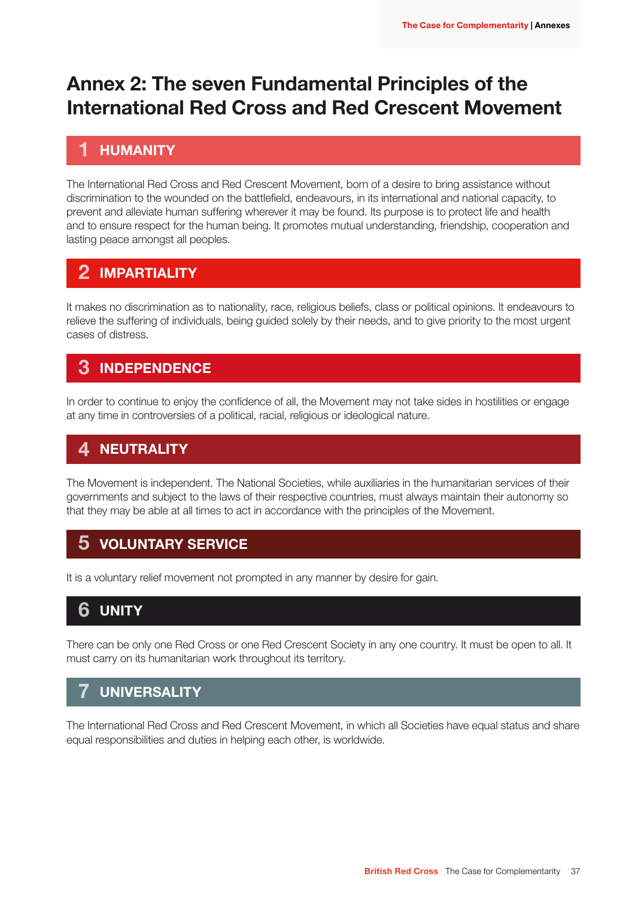# Annex 2: The seven Fundamental Principles of the International Red Cross and Red Crescent Movement

## 1 HUMANITY

The International Red Cross and Red Crescent Movement, born of a desire to bring assistance without discrimination to the wounded on the battlefield, endeavours, in its international and national capacity, to prevent and alleviate human suffering wherever it may be found. Its purpose is to protect life and health and to ensure respect for the human being. It promotes mutual understanding, friendship, cooperation and lasting peace amongst all peoples.

## 2 IMPARTIALITY

It makes no discrimination as to nationality, race, religious beliefs, class or political opinions. It endeavours to relieve the suffering of individuals, being guided solely by their needs, and to give priority to the most urgent cases of distress.

## 3 INDEPENDENCE

In order to continue to enjoy the confidence of all, the Movement may not take sides in hostilities or engage at any time in controversies of a political, racial, religious or ideological nature.

## 4 NEUTRALITY

The Movement is independent. The National Societies, while auxiliaries in the humanitarian services of their governments and subject to the laws of their respective countries, must always maintain their autonomy so that they may be able at all times to act in accordance with the principles of the Movement.

## 5 VOLUNTARY SERVICE

It is a voluntary relief movement not prompted in any manner by desire for gain.

## 6 UNITY

There can be only one Red Cross or one Red Crescent Society in any one country. It must be open to all. It must carry on its humanitarian work throughout its territory.

## 7 UNIVERSALITY

The International Red Cross and Red Crescent Movement, in which all Societies have equal status and share equal responsibilities and duties in helping each other, is worldwide.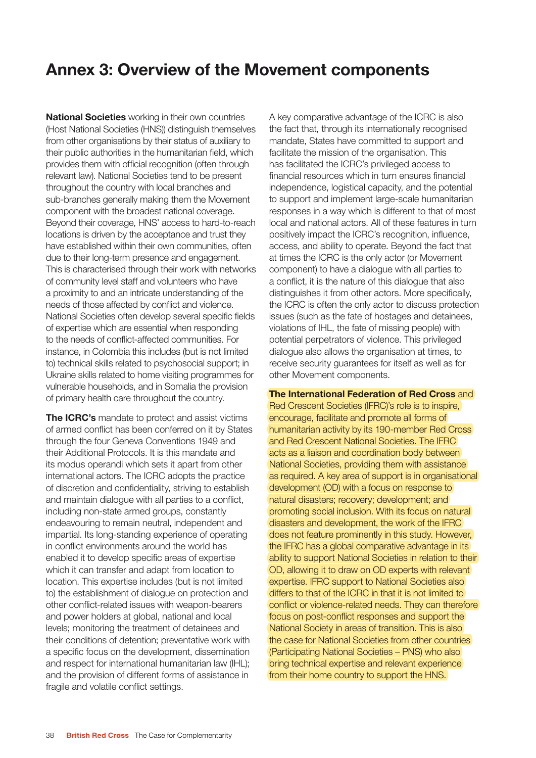# Annex 3: Overview of the Movement components

**National Societies** working in their own countries (Host National Societies (HNS)) distinguish themselves from other organisations by their status of auxiliary to their public authorities in the humanitarian field, which provides them with official recognition (often through relevant law). National Societies tend to be present throughout the country with local branches and sub-branches generally making them the Movement component with the broadest national coverage. Beyond their coverage, HNS' access to hard-to-reach locations is driven by the acceptance and trust they have established within their own communities, often due to their long-term presence and engagement. This is characterised through their work with networks of community level staff and volunteers who have a proximity to and an intricate understanding of the needs of those affected by conflict and violence. National Societies often develop several specific fields of expertise which are essential when responding to the needs of conflict-affected communities. For instance, in Colombia this includes (but is not limited to) technical skills related to psychosocial support; in Ukraine skills related to home visiting programmes for vulnerable households, and in Somalia the provision of primary health care throughout the country.

**The ICRC's** mandate to protect and assist victims of armed conflict has been conferred on it by States through the four Geneva Conventions 1949 and their Additional Protocols. It is this mandate and its modus operandi which sets it apart from other international actors. The ICRC adopts the practice of discretion and confidentiality, striving to establish and maintain dialogue with all parties to a conflict, including non-state armed groups, constantly endeavouring to remain neutral, independent and impartial. Its long-standing experience of operating in conflict environments around the world has enabled it to develop specific areas of expertise which it can transfer and adapt from location to location. This expertise includes (but is not limited to) the establishment of dialogue on protection and other conflict-related issues with weapon-bearers and power holders at global, national and local levels; monitoring the treatment of detainees and their conditions of detention; preventative work with a specific focus on the development, dissemination and respect for international humanitarian law (IHL); and the provision of different forms of assistance in fragile and volatile conflict settings.

A key comparative advantage of the ICRC is also the fact that, through its internationally recognised mandate, States have committed to support and facilitate the mission of the organisation. This has facilitated the ICRC's privileged access to financial resources which in turn ensures financial independence, logistical capacity, and the potential to support and implement large-scale humanitarian responses in a way which is different to that of most local and national actors. All of these features in turn positively impact the ICRC's recognition, influence, access, and ability to operate. Beyond the fact that at times the ICRC is the only actor (or Movement component) to have a dialogue with all parties to a conflict, it is the nature of this dialogue that also distinguishes it from other actors. More specifically, the ICRC is often the only actor to discuss protection issues (such as the fate of hostages and detainees, violations of IHL, the fate of missing people) with potential perpetrators of violence. This privileged dialogue also allows the organisation at times, to receive security guarantees for itself as well as for other Movement components.

**The International Federation of Red Cross** and Red Crescent Societies (IFRC)'s role is to inspire, encourage, facilitate and promote all forms of humanitarian activity by its 190-member Red Cross and Red Crescent National Societies. The IFRC acts as a liaison and coordination body between National Societies, providing them with assistance as required. A key area of support is in organisational development (OD) with a focus on response to natural disasters; recovery; development; and promoting social inclusion. With its focus on natural disasters and development, the work of the IFRC does not feature prominently in this study. However, the IFRC has a global comparative advantage in its ability to support National Societies in relation to their OD, allowing it to draw on OD experts with relevant expertise. IFRC support to National Societies also differs to that of the ICRC in that it is not limited to conflict or violence-related needs. They can therefore focus on post-conflict responses and support the National Society in areas of transition. This is also the case for National Societies from other countries (Participating National Societies – PNS) who also bring technical expertise and relevant experience from their home country to support the HNS.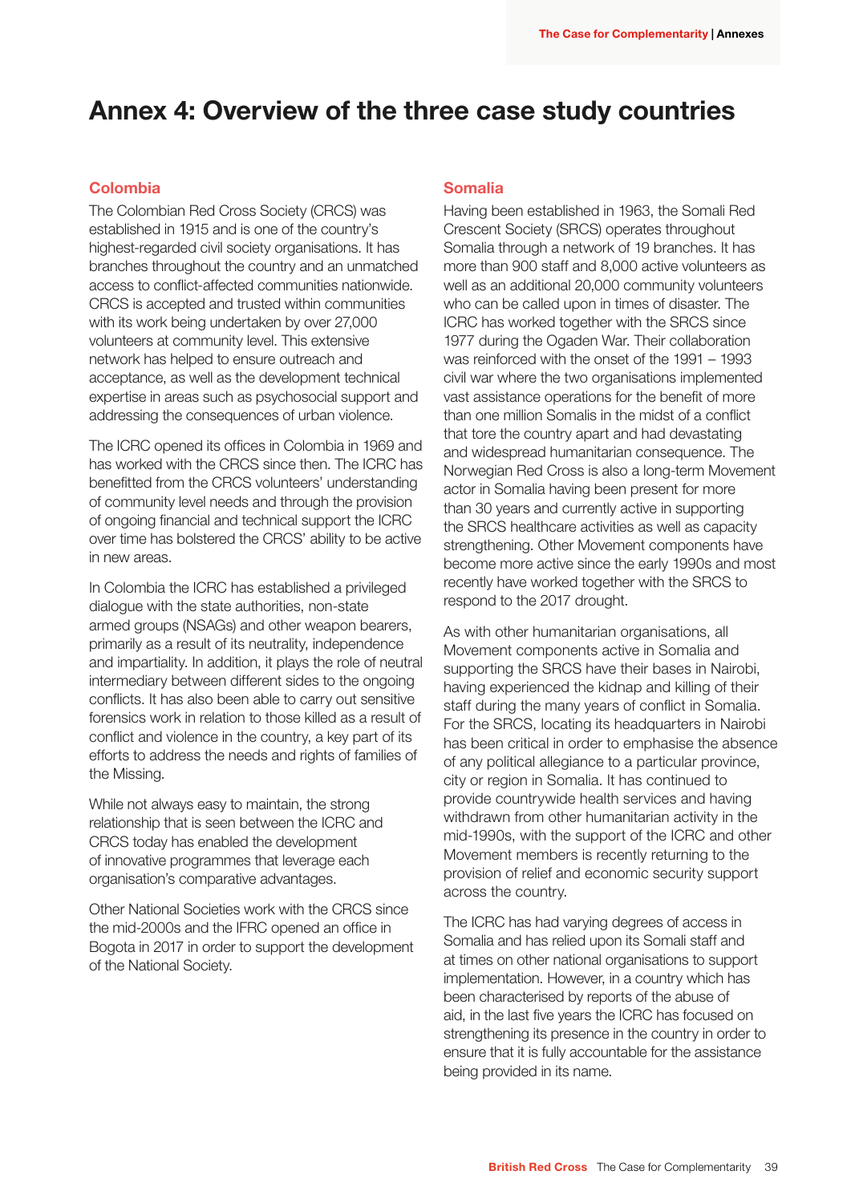# Annex 4: Overview of the three case study countries

## Colombia

The Colombian Red Cross Society (CRCS) was established in 1915 and is one of the country's highest-regarded civil society organisations. It has branches throughout the country and an unmatched access to conflict-affected communities nationwide. CRCS is accepted and trusted within communities with its work being undertaken by over 27,000 volunteers at community level. This extensive network has helped to ensure outreach and acceptance, as well as the development technical expertise in areas such as psychosocial support and addressing the consequences of urban violence.

The ICRC opened its offices in Colombia in 1969 and has worked with the CRCS since then. The ICRC has benefitted from the CRCS volunteers' understanding of community level needs and through the provision of ongoing financial and technical support the ICRC over time has bolstered the CRCS' ability to be active in new areas.

In Colombia the ICRC has established a privileged dialogue with the state authorities, non-state armed groups (NSAGs) and other weapon bearers, primarily as a result of its neutrality, independence and impartiality. In addition, it plays the role of neutral intermediary between different sides to the ongoing conflicts. It has also been able to carry out sensitive forensics work in relation to those killed as a result of conflict and violence in the country, a key part of its efforts to address the needs and rights of families of the Missing.

While not always easy to maintain, the strong relationship that is seen between the ICRC and CRCS today has enabled the development of innovative programmes that leverage each organisation's comparative advantages.

Other National Societies work with the CRCS since the mid-2000s and the IFRC opened an office in Bogota in 2017 in order to support the development of the National Society.

## Somalia

Having been established in 1963, the Somali Red Crescent Society (SRCS) operates throughout Somalia through a network of 19 branches. It has more than 900 staff and 8,000 active volunteers as well as an additional 20,000 community volunteers who can be called upon in times of disaster. The ICRC has worked together with the SRCS since 1977 during the Ogaden War. Their collaboration was reinforced with the onset of the 1991 – 1993 civil war where the two organisations implemented vast assistance operations for the benefit of more than one million Somalis in the midst of a conflict that tore the country apart and had devastating and widespread humanitarian consequence. The Norwegian Red Cross is also a long-term Movement actor in Somalia having been present for more than 30 years and currently active in supporting the SRCS healthcare activities as well as capacity strengthening. Other Movement components have become more active since the early 1990s and most recently have worked together with the SRCS to respond to the 2017 drought.

As with other humanitarian organisations, all Movement components active in Somalia and supporting the SRCS have their bases in Nairobi, having experienced the kidnap and killing of their staff during the many years of conflict in Somalia. For the SRCS, locating its headquarters in Nairobi has been critical in order to emphasise the absence of any political allegiance to a particular province, city or region in Somalia. It has continued to provide countrywide health services and having withdrawn from other humanitarian activity in the mid-1990s, with the support of the ICRC and other Movement members is recently returning to the provision of relief and economic security support across the country.

The ICRC has had varying degrees of access in Somalia and has relied upon its Somali staff and at times on other national organisations to support implementation. However, in a country which has been characterised by reports of the abuse of aid, in the last five years the ICRC has focused on strengthening its presence in the country in order to ensure that it is fully accountable for the assistance being provided in its name.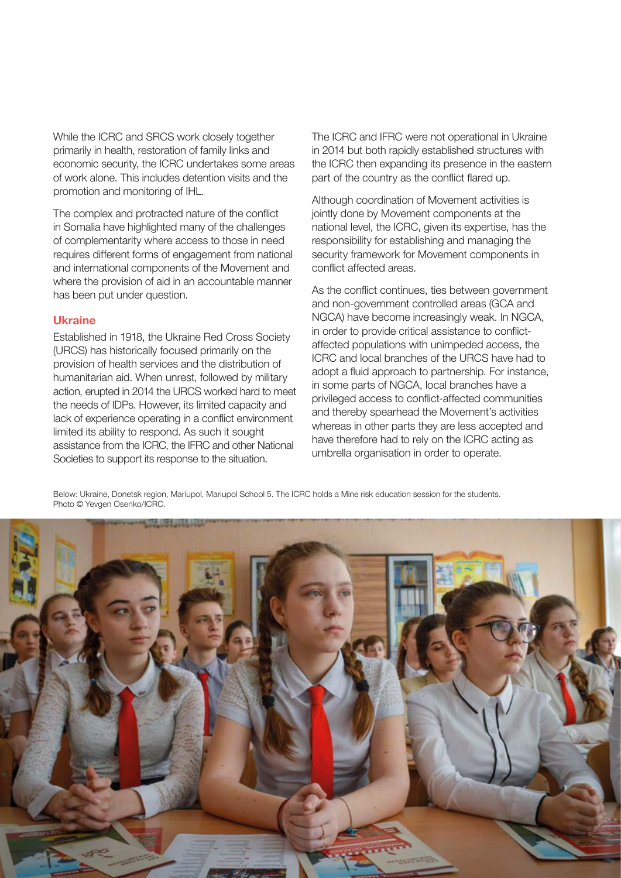While the ICRC and SRCS work closely together primarily in health, restoration of family links and economic security, the ICRC undertakes some areas of work alone. This includes detention visits and the promotion and monitoring of IHL.

The complex and protracted nature of the conflict in Somalia have highlighted many of the challenges of complementarity where access to those in need requires different forms of engagement from national and international components of the Movement and where the provision of aid in an accountable manner has been put under question.

## Ukraine

Established in 1918, the Ukraine Red Cross Society (URCS) has historically focused primarily on the provision of health services and the distribution of humanitarian aid. When unrest, followed by military action, erupted in 2014 the URCS worked hard to meet the needs of IDPs. However, its limited capacity and lack of experience operating in a conflict environment limited its ability to respond. As such it sought assistance from the ICRC, the IFRC and other National Societies to support its response to the situation.

The ICRC and IFRC were not operational in Ukraine in 2014 but both rapidly established structures with the ICRC then expanding its presence in the eastern part of the country as the conflict flared up.

Although coordination of Movement activities is jointly done by Movement components at the national level, the ICRC, given its expertise, has the responsibility for establishing and managing the security framework for Movement components in conflict affected areas.

As the conflict continues, ties between government and non-government controlled areas (GCA and NGCA) have become increasingly weak. In NGCA, in order to provide critical assistance to conflict-affected populations with unimpeded access, the ICRC and local branches of the URCS have had to adopt a fluid approach to partnership. For instance, in some parts of NGCA, local branches have a privileged access to conflict-affected communities and thereby spearhead the Movement's activities whereas in other parts they are less accepted and have therefore had to rely on the ICRC acting as umbrella organisation in order to operate.

Below: Ukraine, Donetsk region, Mariupol, Mariupol School 5. The ICRC holds a Mine risk education session for the students. Photo © Yevgen Osenko/ICRC.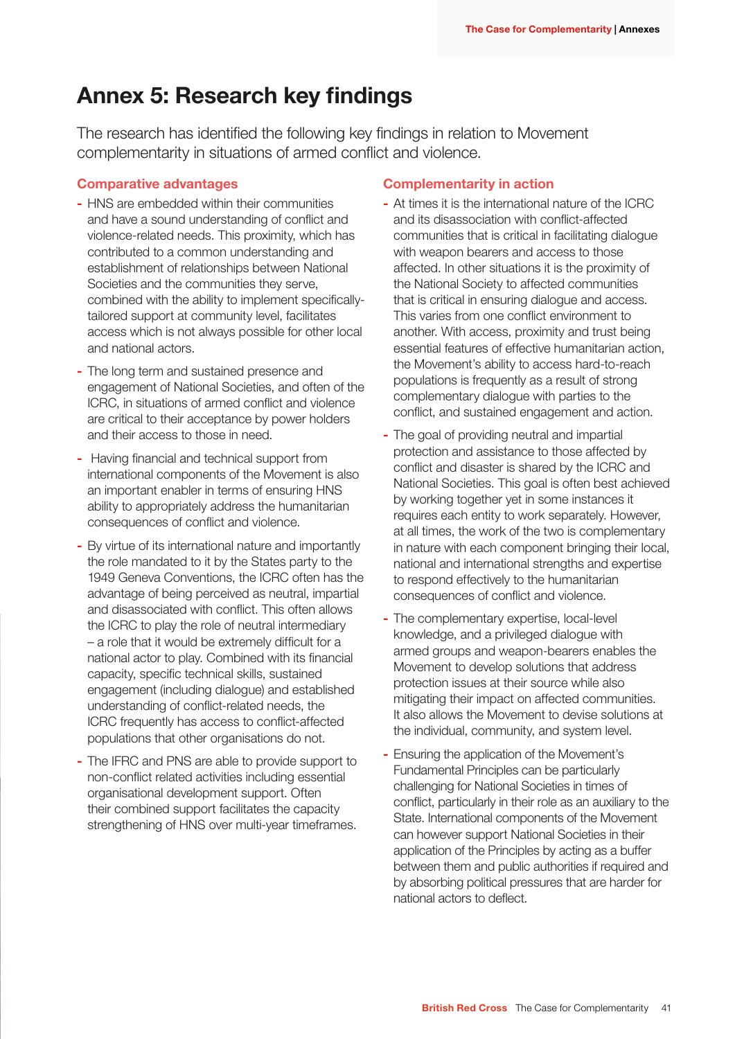# Annex 5: Research key findings

The research has identified the following key findings in relation to Movement complementarity in situations of armed conflict and violence.

## Comparative advantages

- HNS are embedded within their communities and have a sound understanding of conflict and violence-related needs. This proximity, which has contributed to a common understanding and establishment of relationships between National Societies and the communities they serve, combined with the ability to implement specifically-tailored support at community level, facilitates access which is not always possible for other local and national actors.
- The long term and sustained presence and engagement of National Societies, and often of the ICRC, in situations of armed conflict and violence are critical to their acceptance by power holders and their access to those in need.
- Having financial and technical support from international components of the Movement is also an important enabler in terms of ensuring HNS ability to appropriately address the humanitarian consequences of conflict and violence.
- By virtue of its international nature and importantly the role mandated to it by the States party to the 1949 Geneva Conventions, the ICRC often has the advantage of being perceived as neutral, impartial and disassociated with conflict. This often allows the ICRC to play the role of neutral intermediary – a role that it would be extremely difficult for a national actor to play. Combined with its financial capacity, specific technical skills, sustained engagement (including dialogue) and established understanding of conflict-related needs, the ICRC frequently has access to conflict-affected populations that other organisations do not.
- The IFRC and PNS are able to provide support to non-conflict related activities including essential organisational development support. Often their combined support facilitates the capacity strengthening of HNS over multi-year timeframes.

## Complementarity in action

- At times it is the international nature of the ICRC and its disassociation with conflict-affected communities that is critical in facilitating dialogue with weapon bearers and access to those affected. In other situations it is the proximity of the National Society to affected communities that is critical in ensuring dialogue and access. This varies from one conflict environment to another. With access, proximity and trust being essential features of effective humanitarian action, the Movement's ability to access hard-to-reach populations is frequently as a result of strong complementary dialogue with parties to the conflict, and sustained engagement and action.
- The goal of providing neutral and impartial protection and assistance to those affected by conflict and disaster is shared by the ICRC and National Societies. This goal is often best achieved by working together yet in some instances it requires each entity to work separately. However, at all times, the work of the two is complementary in nature with each component bringing their local, national and international strengths and expertise to respond effectively to the humanitarian consequences of conflict and violence.
- The complementary expertise, local-level knowledge, and a privileged dialogue with armed groups and weapon-bearers enables the Movement to develop solutions that address protection issues at their source while also mitigating their impact on affected communities. It also allows the Movement to devise solutions at the individual, community, and system level.
- Ensuring the application of the Movement's Fundamental Principles can be particularly challenging for National Societies in times of conflict, particularly in their role as an auxiliary to the State. International components of the Movement can however support National Societies in their application of the Principles by acting as a buffer between them and public authorities if required and by absorbing political pressures that are harder for national actors to deflect.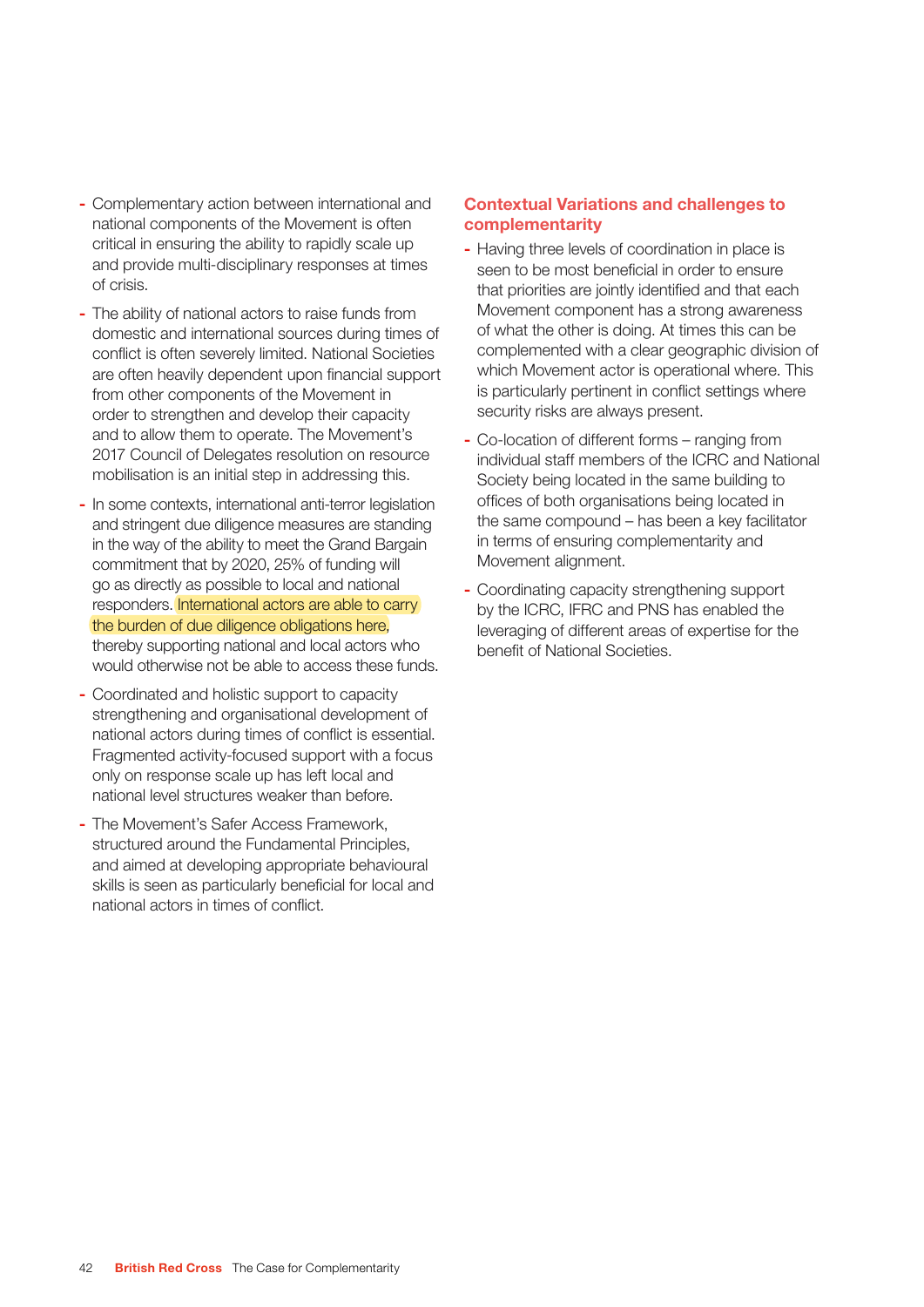- Complementary action between international and national components of the Movement is often critical in ensuring the ability to rapidly scale up and provide multi-disciplinary responses at times of crisis.
- The ability of national actors to raise funds from domestic and international sources during times of conflict is often severely limited. National Societies are often heavily dependent upon financial support from other components of the Movement in order to strengthen and develop their capacity and to allow them to operate. The Movement's 2017 Council of Delegates resolution on resource mobilisation is an initial step in addressing this.
- In some contexts, international anti-terror legislation and stringent due diligence measures are standing in the way of the ability to meet the Grand Bargain commitment that by 2020, 25% of funding will go as directly as possible to local and national responders. International actors are able to carry the burden of due diligence obligations here, thereby supporting national and local actors who would otherwise not be able to access these funds.
- Coordinated and holistic support to capacity strengthening and organisational development of national actors during times of conflict is essential. Fragmented activity-focused support with a focus only on response scale up has left local and national level structures weaker than before.
- The Movement's Safer Access Framework, structured around the Fundamental Principles, and aimed at developing appropriate behavioural skills is seen as particularly beneficial for local and national actors in times of conflict.

## Contextual Variations and challenges to complementarity

- Having three levels of coordination in place is seen to be most beneficial in order to ensure that priorities are jointly identified and that each Movement component has a strong awareness of what the other is doing. At times this can be complemented with a clear geographic division of which Movement actor is operational where. This is particularly pertinent in conflict settings where security risks are always present.
- Co-location of different forms – ranging from individual staff members of the ICRC and National Society being located in the same building to offices of both organisations being located in the same compound – has been a key facilitator in terms of ensuring complementarity and Movement alignment.
- Coordinating capacity strengthening support by the ICRC, IFRC and PNS has enabled the leveraging of different areas of expertise for the benefit of National Societies.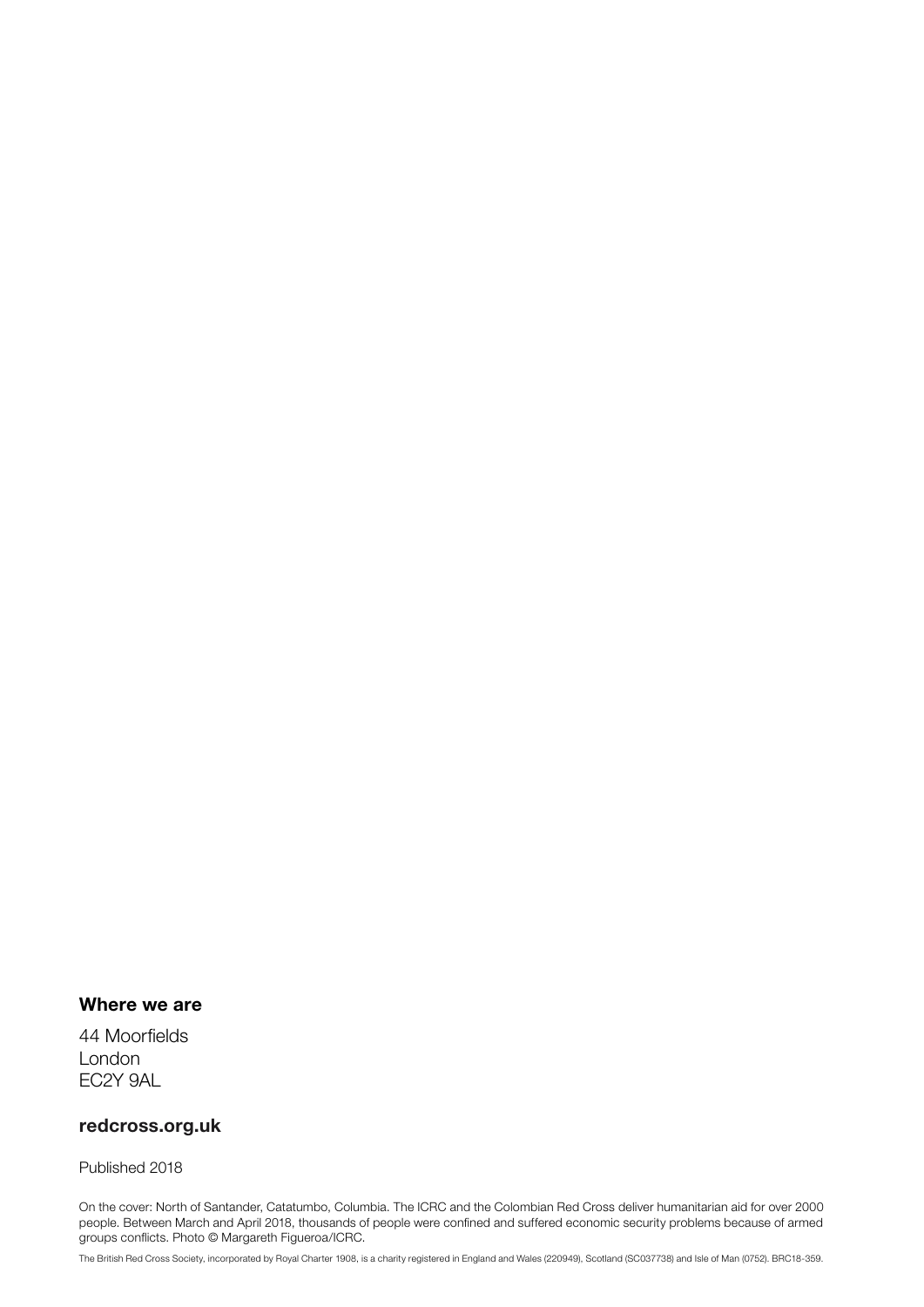**Where we are**

44 Moorfields
London
EC2Y 9AL

**redcross.org.uk**

Published 2018

On the cover: North of Santander, Catatumbo, Columbia. The ICRC and the Colombian Red Cross deliver humanitarian aid for over 2000 people. Between March and April 2018, thousands of people were confined and suffered economic security problems because of armed groups conflicts. Photo © Margareth Figueroa/ICRC.

The British Red Cross Society, incorporated by Royal Charter 1908, is a charity registered in England and Wales (220949), Scotland (SC037738) and Isle of Man (0752). BRC18-359.